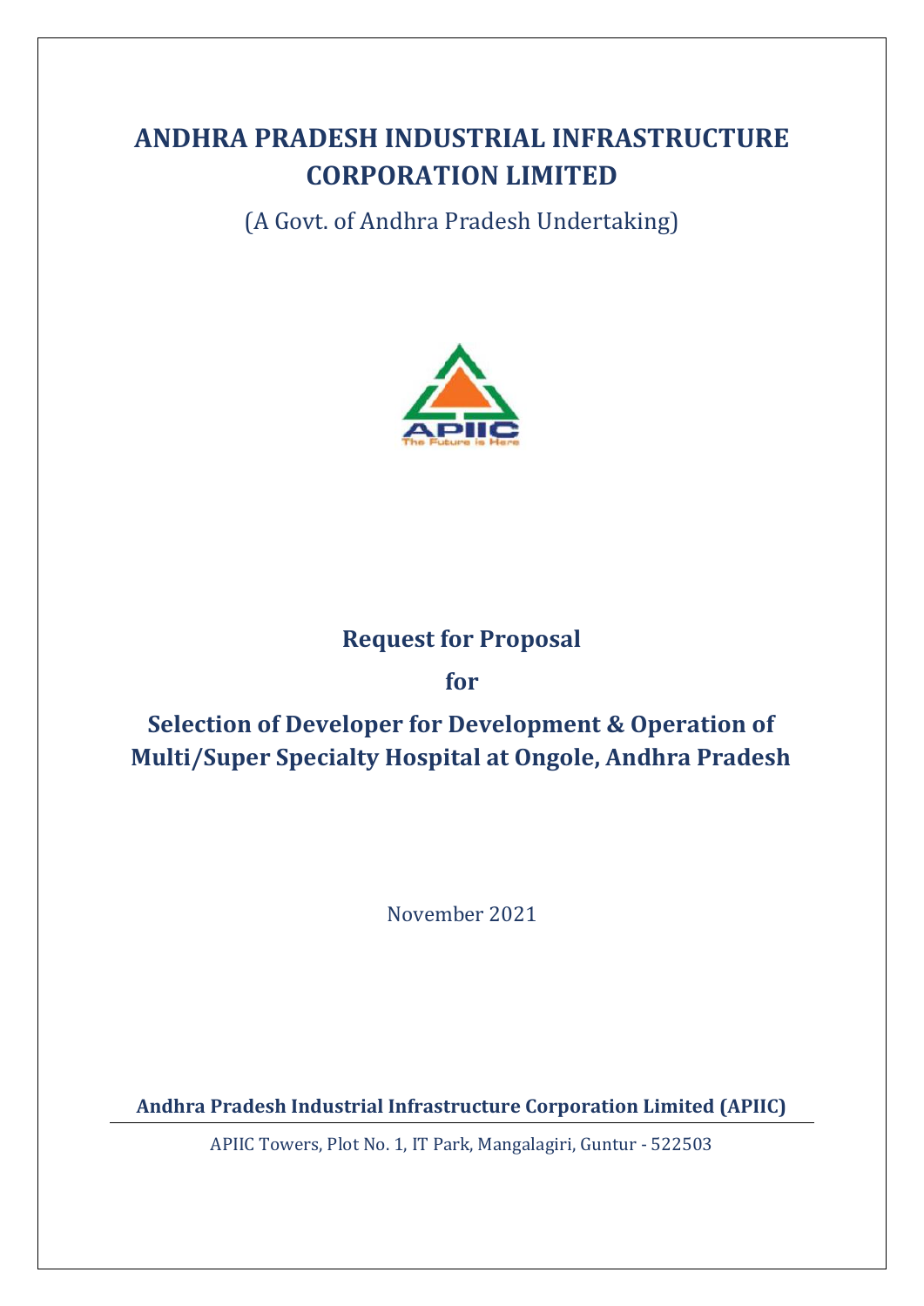# ANDHRA PRADESH INDUSTRIAL INFRASTRUCTURE CORPORATION LIMITED

(A Govt. of Andhra Pradesh Undertaking)

APIIC
The Future is Here

## Request for Proposal

## for

## Selection of Developer for Development & Operation of Multi/Super Specialty Hospital at Ongole, Andhra Pradesh

November 2021

**Andhra Pradesh Industrial Infrastructure Corporation Limited (APIIC)**

APIIC Towers, Plot No. 1, IT Park, Mangalagiri, Guntur - 522503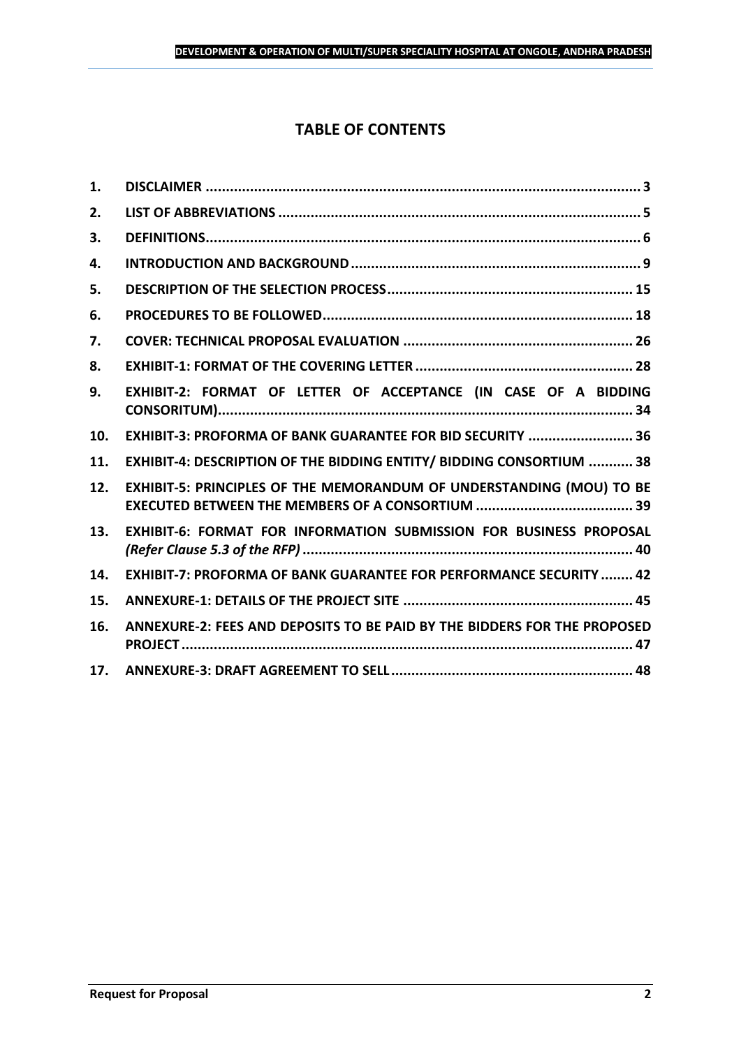## TABLE OF CONTENTS

| | | |
|---|---|---|
| 1. | DISCLAIMER | 3 |
| 2. | LIST OF ABBREVIATIONS | 5 |
| 3. | DEFINITIONS | 6 |
| 4. | INTRODUCTION AND BACKGROUND | 9 |
| 5. | DESCRIPTION OF THE SELECTION PROCESS | 15 |
| 6. | PROCEDURES TO BE FOLLOWED | 18 |
| 7. | COVER: TECHNICAL PROPOSAL EVALUATION | 26 |
| 8. | EXHIBIT-1: FORMAT OF THE COVERING LETTER | 28 |
| 9. | EXHIBIT-2: FORMAT OF LETTER OF ACCEPTANCE (IN CASE OF A BIDDING CONSORITUM) | 34 |
| 10. | EXHIBIT-3: PROFORMA OF BANK GUARANTEE FOR BID SECURITY | 36 |
| 11. | EXHIBIT-4: DESCRIPTION OF THE BIDDING ENTITY/ BIDDING CONSORTIUM | 38 |
| 12. | EXHIBIT-5: PRINCIPLES OF THE MEMORANDUM OF UNDERSTANDING (MOU) TO BE EXECUTED BETWEEN THE MEMBERS OF A CONSORTIUM | 39 |
| 13. | EXHIBIT-6: FORMAT FOR INFORMATION SUBMISSION FOR BUSINESS PROPOSAL *(Refer Clause 5.3 of the RFP)* | 40 |
| 14. | EXHIBIT-7: PROFORMA OF BANK GUARANTEE FOR PERFORMANCE SECURITY | 42 |
| 15. | ANNEXURE-1: DETAILS OF THE PROJECT SITE | 45 |
| 16. | ANNEXURE-2: FEES AND DEPOSITS TO BE PAID BY THE BIDDERS FOR THE PROPOSED PROJECT | 47 |
| 17. | ANNEXURE-3: DRAFT AGREEMENT TO SELL | 48 |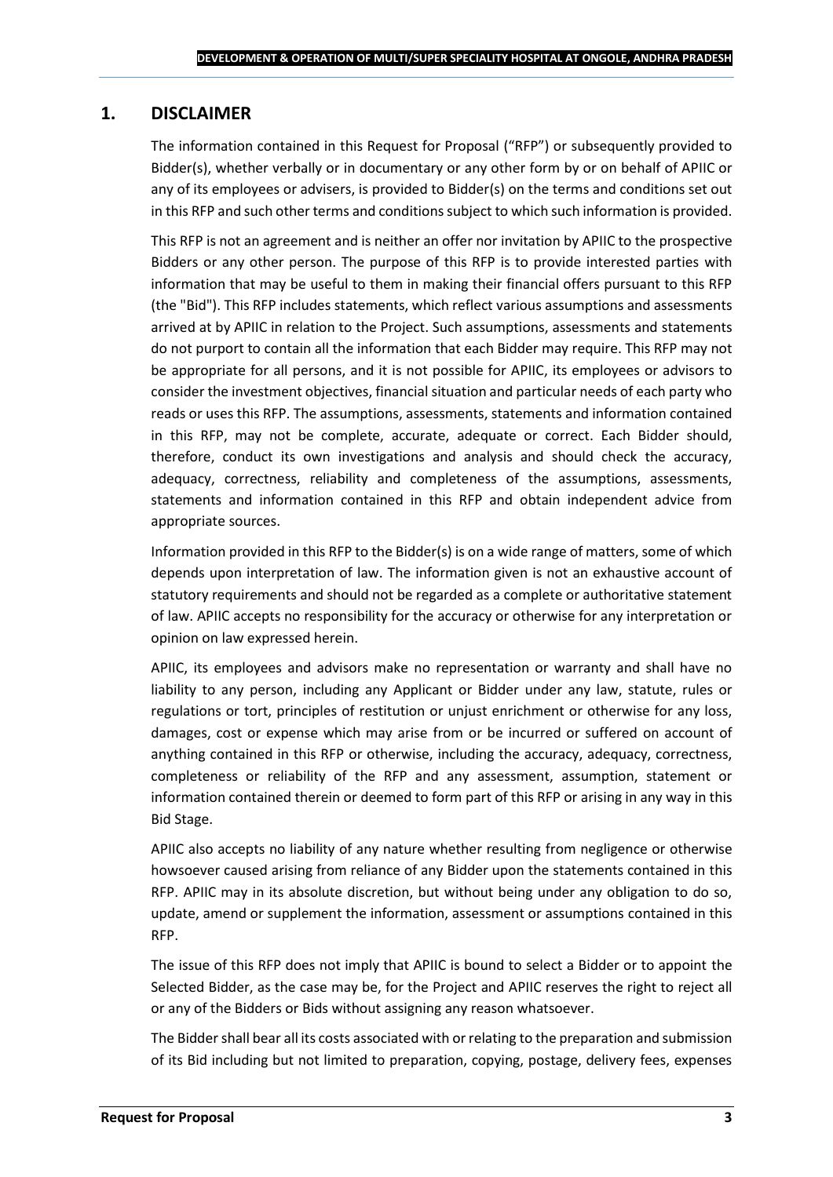## 1. DISCLAIMER

The information contained in this Request for Proposal ("RFP") or subsequently provided to Bidder(s), whether verbally or in documentary or any other form by or on behalf of APIIC or any of its employees or advisers, is provided to Bidder(s) on the terms and conditions set out in this RFP and such other terms and conditions subject to which such information is provided.

This RFP is not an agreement and is neither an offer nor invitation by APIIC to the prospective Bidders or any other person. The purpose of this RFP is to provide interested parties with information that may be useful to them in making their financial offers pursuant to this RFP (the "Bid"). This RFP includes statements, which reflect various assumptions and assessments arrived at by APIIC in relation to the Project. Such assumptions, assessments and statements do not purport to contain all the information that each Bidder may require. This RFP may not be appropriate for all persons, and it is not possible for APIIC, its employees or advisors to consider the investment objectives, financial situation and particular needs of each party who reads or uses this RFP. The assumptions, assessments, statements and information contained in this RFP, may not be complete, accurate, adequate or correct. Each Bidder should, therefore, conduct its own investigations and analysis and should check the accuracy, adequacy, correctness, reliability and completeness of the assumptions, assessments, statements and information contained in this RFP and obtain independent advice from appropriate sources.

Information provided in this RFP to the Bidder(s) is on a wide range of matters, some of which depends upon interpretation of law. The information given is not an exhaustive account of statutory requirements and should not be regarded as a complete or authoritative statement of law. APIIC accepts no responsibility for the accuracy or otherwise for any interpretation or opinion on law expressed herein.

APIIC, its employees and advisors make no representation or warranty and shall have no liability to any person, including any Applicant or Bidder under any law, statute, rules or regulations or tort, principles of restitution or unjust enrichment or otherwise for any loss, damages, cost or expense which may arise from or be incurred or suffered on account of anything contained in this RFP or otherwise, including the accuracy, adequacy, correctness, completeness or reliability of the RFP and any assessment, assumption, statement or information contained therein or deemed to form part of this RFP or arising in any way in this Bid Stage.

APIIC also accepts no liability of any nature whether resulting from negligence or otherwise howsoever caused arising from reliance of any Bidder upon the statements contained in this RFP. APIIC may in its absolute discretion, but without being under any obligation to do so, update, amend or supplement the information, assessment or assumptions contained in this RFP.

The issue of this RFP does not imply that APIIC is bound to select a Bidder or to appoint the Selected Bidder, as the case may be, for the Project and APIIC reserves the right to reject all or any of the Bidders or Bids without assigning any reason whatsoever.

The Bidder shall bear all its costs associated with or relating to the preparation and submission of its Bid including but not limited to preparation, copying, postage, delivery fees, expenses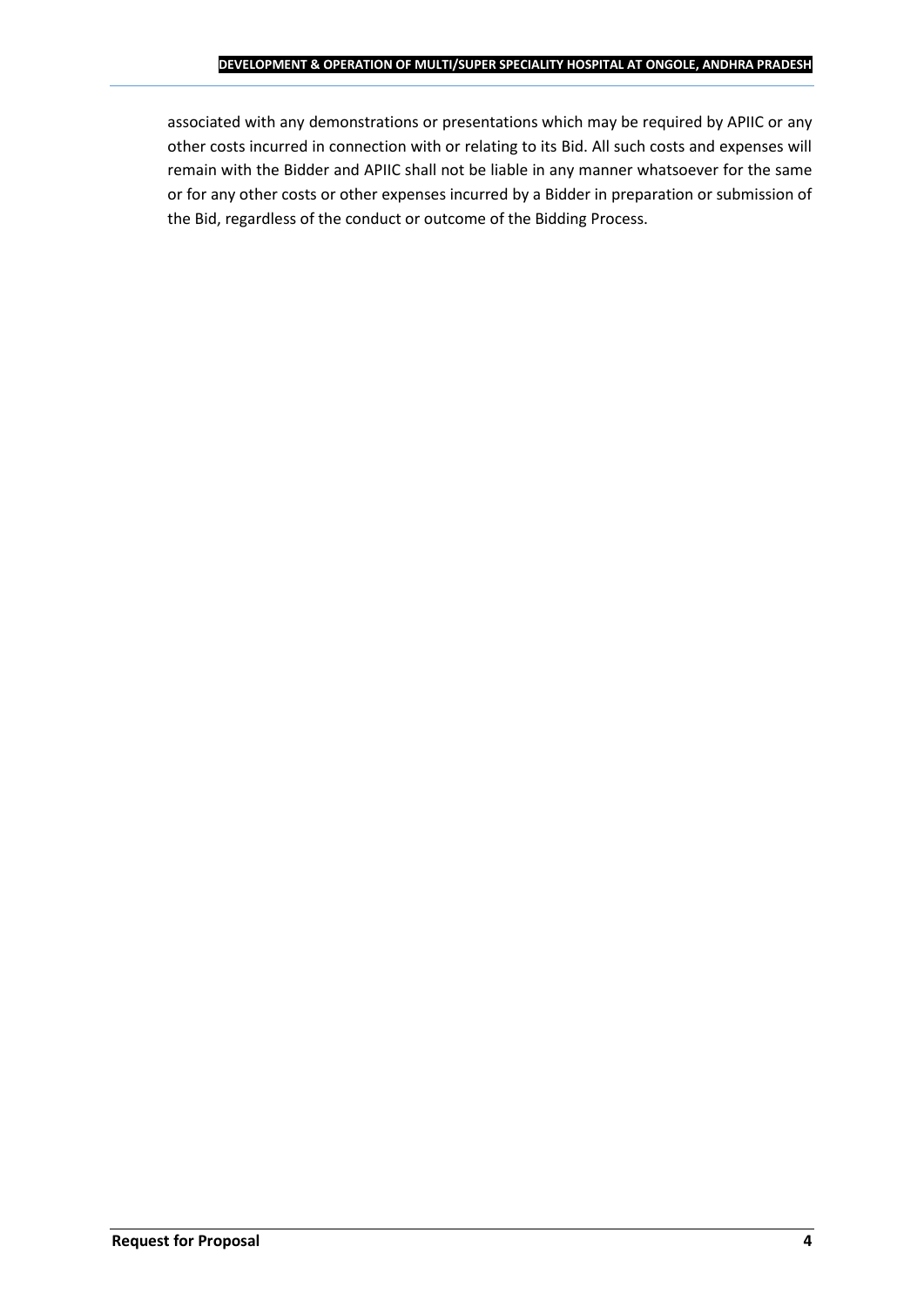associated with any demonstrations or presentations which may be required by APIIC or any other costs incurred in connection with or relating to its Bid. All such costs and expenses will remain with the Bidder and APIIC shall not be liable in any manner whatsoever for the same or for any other costs or other expenses incurred by a Bidder in preparation or submission of the Bid, regardless of the conduct or outcome of the Bidding Process.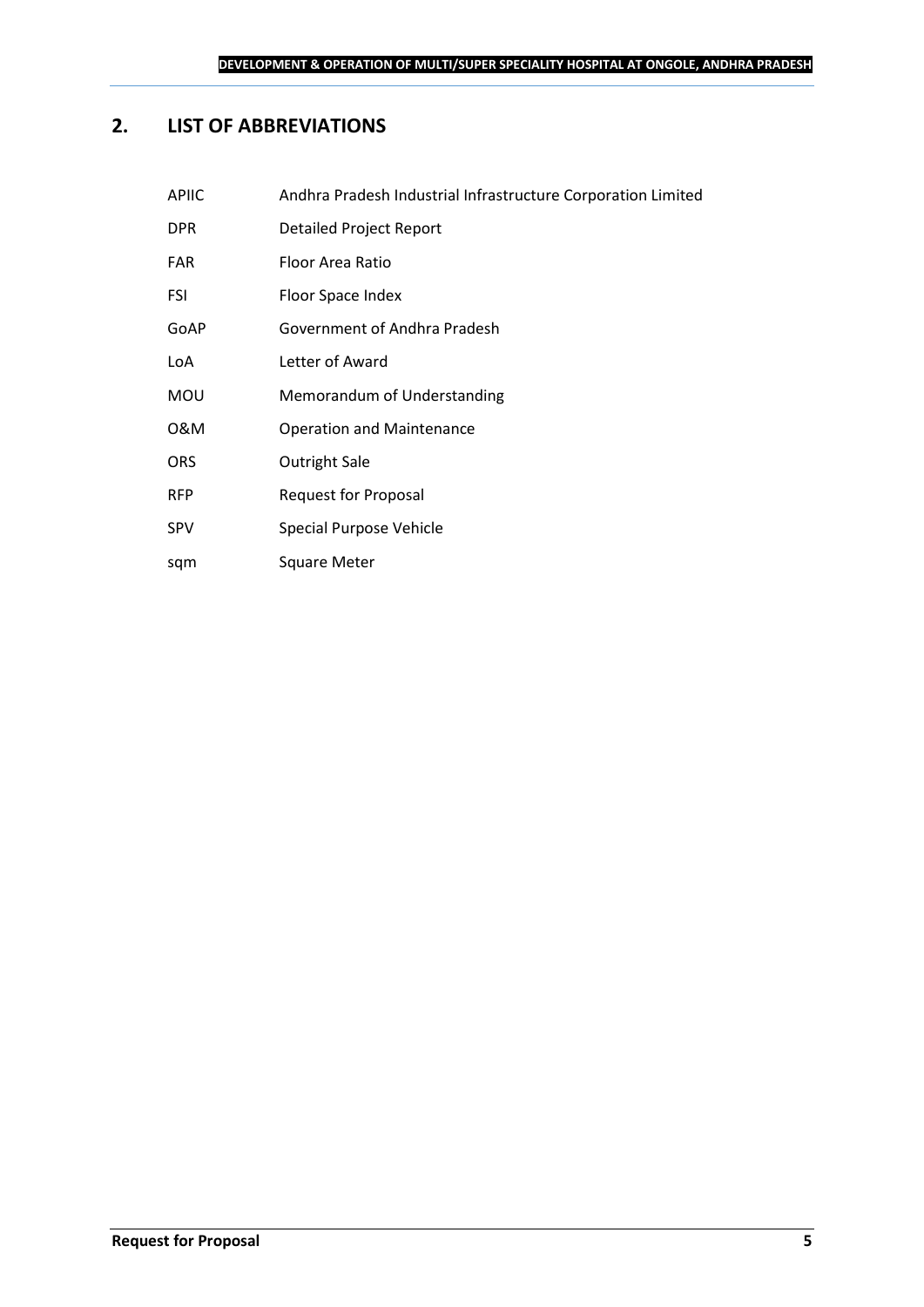## 2. LIST OF ABBREVIATIONS

| | |
|---|---|
| APIIC | Andhra Pradesh Industrial Infrastructure Corporation Limited |
| DPR | Detailed Project Report |
| FAR | Floor Area Ratio |
| FSI | Floor Space Index |
| GoAP | Government of Andhra Pradesh |
| LoA | Letter of Award |
| MOU | Memorandum of Understanding |
| O&M | Operation and Maintenance |
| ORS | Outright Sale |
| RFP | Request for Proposal |
| SPV | Special Purpose Vehicle |
| sqm | Square Meter |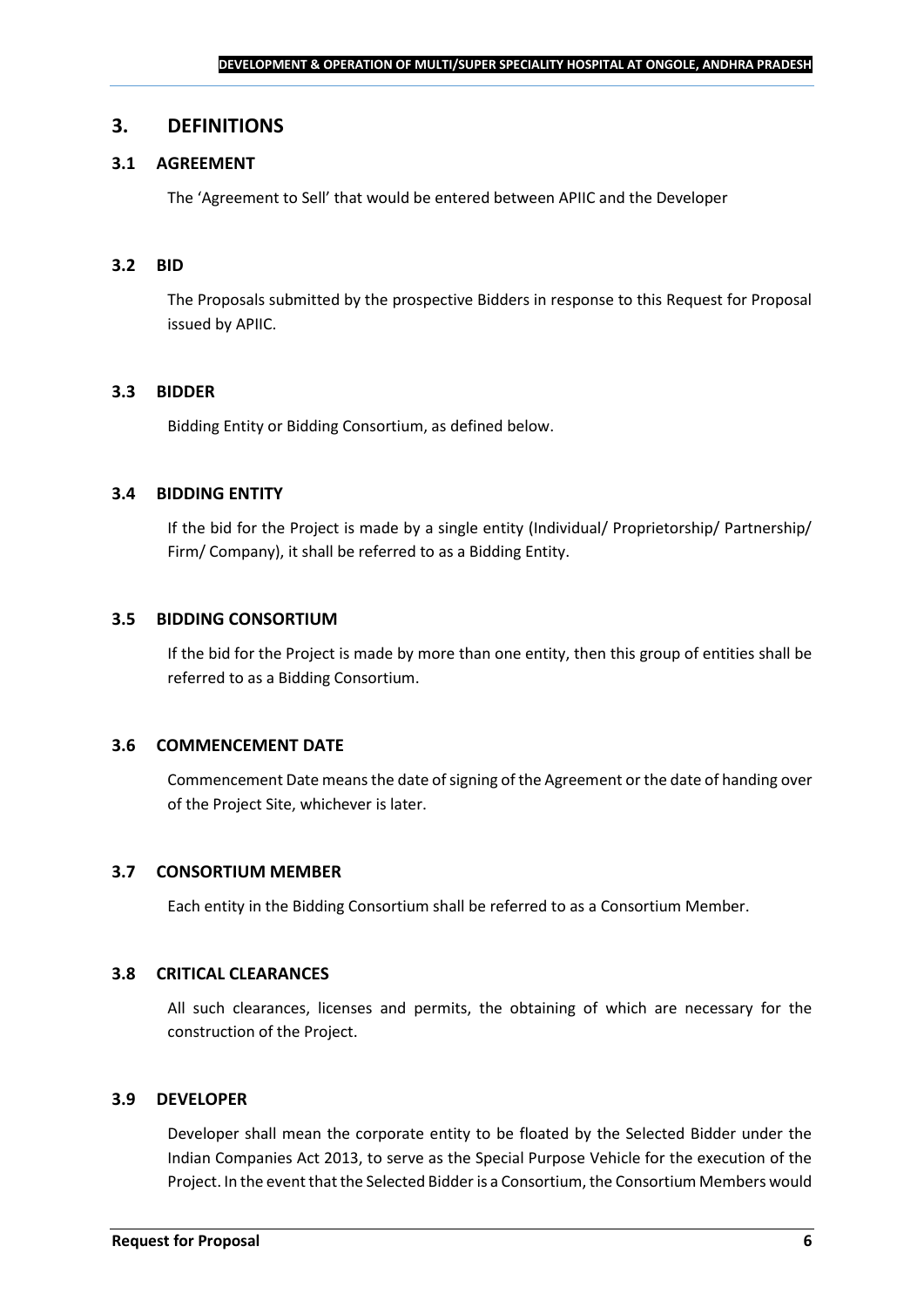## 3. DEFINITIONS

### 3.1 AGREEMENT

The 'Agreement to Sell' that would be entered between APIIC and the Developer

### 3.2 BID

The Proposals submitted by the prospective Bidders in response to this Request for Proposal issued by APIIC.

### 3.3 BIDDER

Bidding Entity or Bidding Consortium, as defined below.

### 3.4 BIDDING ENTITY

If the bid for the Project is made by a single entity (Individual/ Proprietorship/ Partnership/ Firm/ Company), it shall be referred to as a Bidding Entity.

### 3.5 BIDDING CONSORTIUM

If the bid for the Project is made by more than one entity, then this group of entities shall be referred to as a Bidding Consortium.

### 3.6 COMMENCEMENT DATE

Commencement Date means the date of signing of the Agreement or the date of handing over of the Project Site, whichever is later.

### 3.7 CONSORTIUM MEMBER

Each entity in the Bidding Consortium shall be referred to as a Consortium Member.

### 3.8 CRITICAL CLEARANCES

All such clearances, licenses and permits, the obtaining of which are necessary for the construction of the Project.

### 3.9 DEVELOPER

Developer shall mean the corporate entity to be floated by the Selected Bidder under the Indian Companies Act 2013, to serve as the Special Purpose Vehicle for the execution of the Project. In the event that the Selected Bidder is a Consortium, the Consortium Members would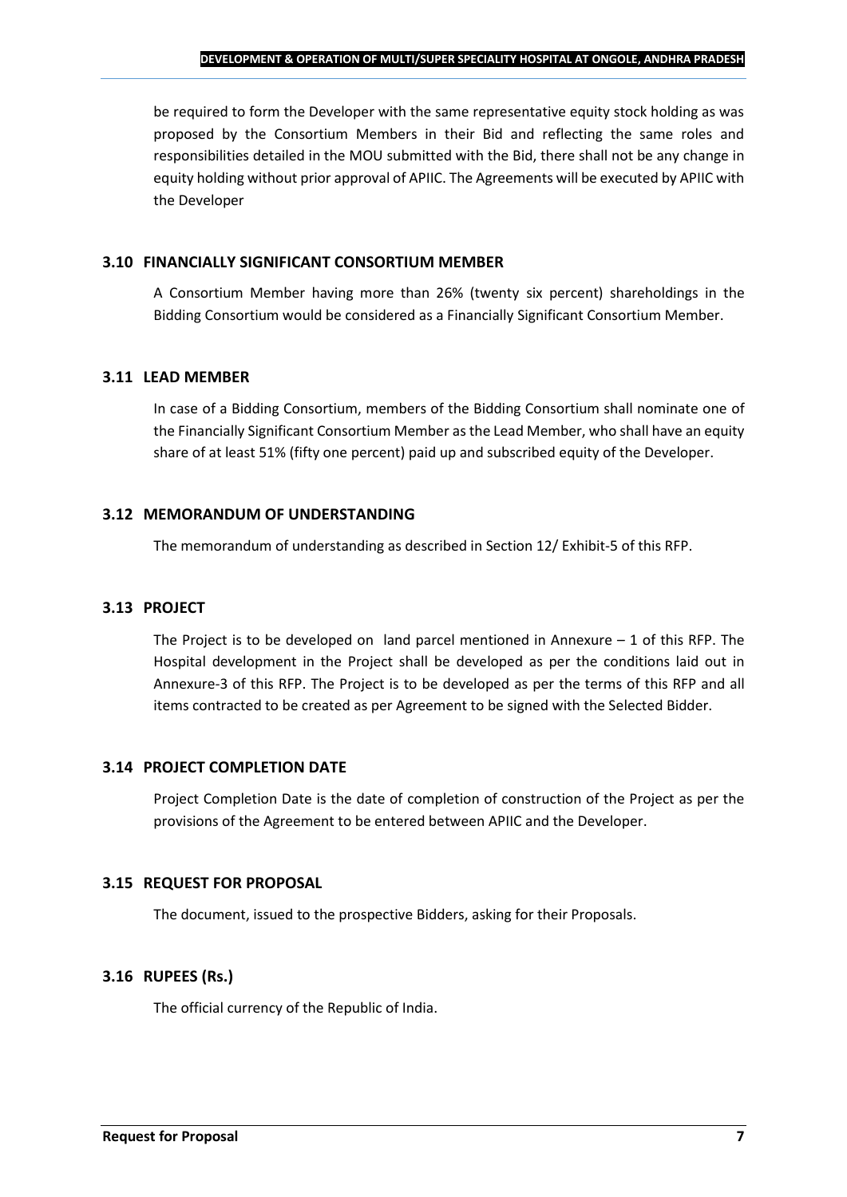be required to form the Developer with the same representative equity stock holding as was proposed by the Consortium Members in their Bid and reflecting the same roles and responsibilities detailed in the MOU submitted with the Bid, there shall not be any change in equity holding without prior approval of APIIC. The Agreements will be executed by APIIC with the Developer

### 3.10 FINANCIALLY SIGNIFICANT CONSORTIUM MEMBER

A Consortium Member having more than 26% (twenty six percent) shareholdings in the Bidding Consortium would be considered as a Financially Significant Consortium Member.

### 3.11 LEAD MEMBER

In case of a Bidding Consortium, members of the Bidding Consortium shall nominate one of the Financially Significant Consortium Member as the Lead Member, who shall have an equity share of at least 51% (fifty one percent) paid up and subscribed equity of the Developer.

### 3.12 MEMORANDUM OF UNDERSTANDING

The memorandum of understanding as described in Section 12/ Exhibit-5 of this RFP.

### 3.13 PROJECT

The Project is to be developed on land parcel mentioned in Annexure – 1 of this RFP. The Hospital development in the Project shall be developed as per the conditions laid out in Annexure-3 of this RFP. The Project is to be developed as per the terms of this RFP and all items contracted to be created as per Agreement to be signed with the Selected Bidder.

### 3.14 PROJECT COMPLETION DATE

Project Completion Date is the date of completion of construction of the Project as per the provisions of the Agreement to be entered between APIIC and the Developer.

### 3.15 REQUEST FOR PROPOSAL

The document, issued to the prospective Bidders, asking for their Proposals.

### 3.16 RUPEES (Rs.)

The official currency of the Republic of India.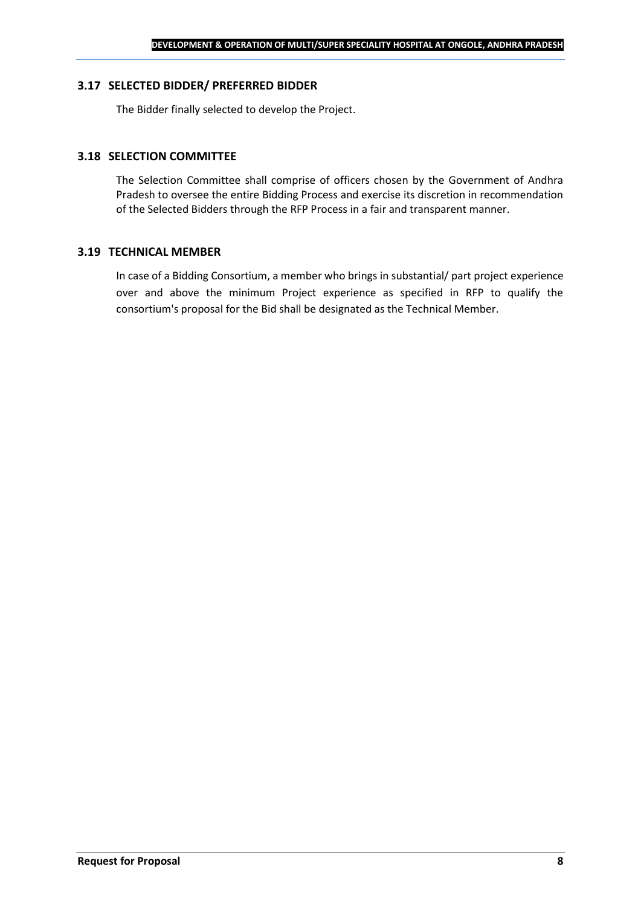### 3.17 SELECTED BIDDER/ PREFERRED BIDDER

The Bidder finally selected to develop the Project.

### 3.18 SELECTION COMMITTEE

The Selection Committee shall comprise of officers chosen by the Government of Andhra Pradesh to oversee the entire Bidding Process and exercise its discretion in recommendation of the Selected Bidders through the RFP Process in a fair and transparent manner.

### 3.19 TECHNICAL MEMBER

In case of a Bidding Consortium, a member who brings in substantial/ part project experience over and above the minimum Project experience as specified in RFP to qualify the consortium's proposal for the Bid shall be designated as the Technical Member.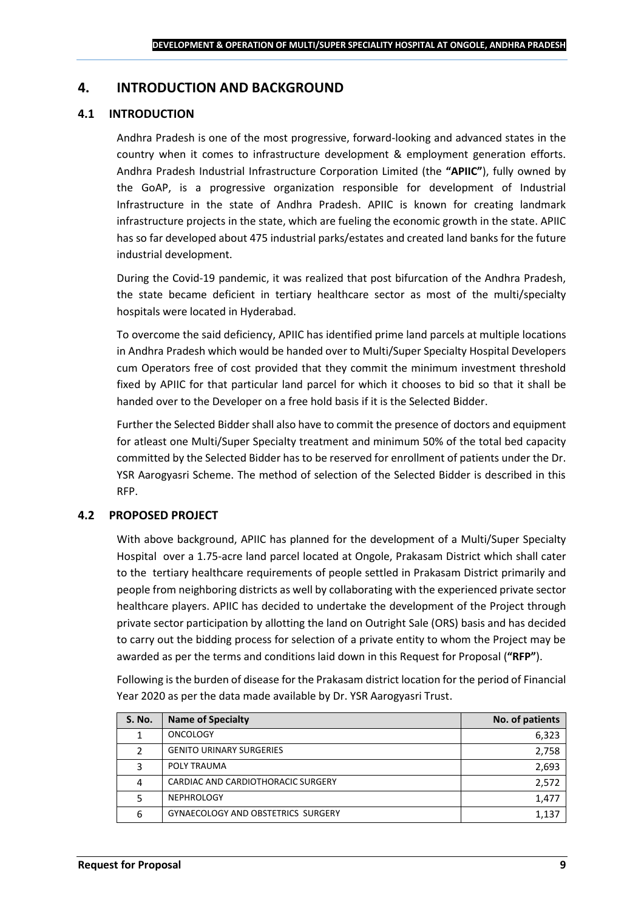# 4. INTRODUCTION AND BACKGROUND

## 4.1 INTRODUCTION

Andhra Pradesh is one of the most progressive, forward-looking and advanced states in the country when it comes to infrastructure development & employment generation efforts. Andhra Pradesh Industrial Infrastructure Corporation Limited (the **"APIIC"**), fully owned by the GoAP, is a progressive organization responsible for development of Industrial Infrastructure in the state of Andhra Pradesh. APIIC is known for creating landmark infrastructure projects in the state, which are fueling the economic growth in the state. APIIC has so far developed about 475 industrial parks/estates and created land banks for the future industrial development.

During the Covid-19 pandemic, it was realized that post bifurcation of the Andhra Pradesh, the state became deficient in tertiary healthcare sector as most of the multi/specialty hospitals were located in Hyderabad.

To overcome the said deficiency, APIIC has identified prime land parcels at multiple locations in Andhra Pradesh which would be handed over to Multi/Super Specialty Hospital Developers cum Operators free of cost provided that they commit the minimum investment threshold fixed by APIIC for that particular land parcel for which it chooses to bid so that it shall be handed over to the Developer on a free hold basis if it is the Selected Bidder.

Further the Selected Bidder shall also have to commit the presence of doctors and equipment for atleast one Multi/Super Specialty treatment and minimum 50% of the total bed capacity committed by the Selected Bidder has to be reserved for enrollment of patients under the Dr. YSR Aarogyasri Scheme. The method of selection of the Selected Bidder is described in this RFP.

## 4.2 PROPOSED PROJECT

With above background, APIIC has planned for the development of a Multi/Super Specialty Hospital over a 1.75-acre land parcel located at Ongole, Prakasam District which shall cater to the tertiary healthcare requirements of people settled in Prakasam District primarily and people from neighboring districts as well by collaborating with the experienced private sector healthcare players. APIIC has decided to undertake the development of the Project through private sector participation by allotting the land on Outright Sale (ORS) basis and has decided to carry out the bidding process for selection of a private entity to whom the Project may be awarded as per the terms and conditions laid down in this Request for Proposal (**"RFP"**).

Following is the burden of disease for the Prakasam district location for the period of Financial Year 2020 as per the data made available by Dr. YSR Aarogyasri Trust.

| S. No. | Name of Specialty | No. of patients |
|---|---|---|
| 1 | ONCOLOGY | 6,323 |
| 2 | GENITO URINARY SURGERIES | 2,758 |
| 3 | POLY TRAUMA | 2,693 |
| 4 | CARDIAC AND CARDIOTHORACIC SURGERY | 2,572 |
| 5 | NEPHROLOGY | 1,477 |
| 6 | GYNAECOLOGY AND OBSTETRICS SURGERY | 1,137 |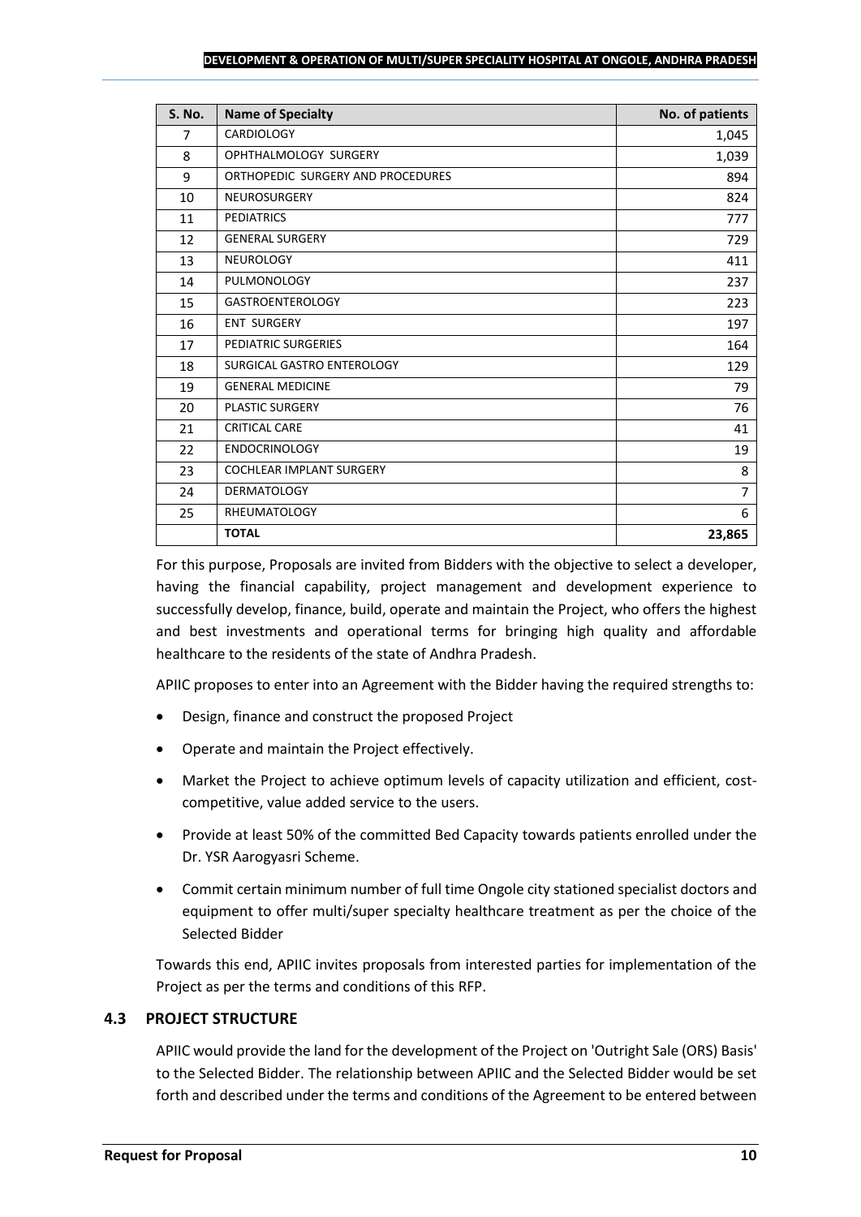| S. No. | Name of Specialty | No. of patients |
|---|---|---|
| 7 | CARDIOLOGY | 1,045 |
| 8 | OPHTHALMOLOGY SURGERY | 1,039 |
| 9 | ORTHOPEDIC SURGERY AND PROCEDURES | 894 |
| 10 | NEUROSURGERY | 824 |
| 11 | PEDIATRICS | 777 |
| 12 | GENERAL SURGERY | 729 |
| 13 | NEUROLOGY | 411 |
| 14 | PULMONOLOGY | 237 |
| 15 | GASTROENTEROLOGY | 223 |
| 16 | ENT SURGERY | 197 |
| 17 | PEDIATRIC SURGERIES | 164 |
| 18 | SURGICAL GASTRO ENTEROLOGY | 129 |
| 19 | GENERAL MEDICINE | 79 |
| 20 | PLASTIC SURGERY | 76 |
| 21 | CRITICAL CARE | 41 |
| 22 | ENDOCRINOLOGY | 19 |
| 23 | COCHLEAR IMPLANT SURGERY | 8 |
| 24 | DERMATOLOGY | 7 |
| 25 | RHEUMATOLOGY | 6 |
| | **TOTAL** | **23,865** |

For this purpose, Proposals are invited from Bidders with the objective to select a developer, having the financial capability, project management and development experience to successfully develop, finance, build, operate and maintain the Project, who offers the highest and best investments and operational terms for bringing high quality and affordable healthcare to the residents of the state of Andhra Pradesh.

APIIC proposes to enter into an Agreement with the Bidder having the required strengths to:

- Design, finance and construct the proposed Project
- Operate and maintain the Project effectively.
- Market the Project to achieve optimum levels of capacity utilization and efficient, cost-competitive, value added service to the users.
- Provide at least 50% of the committed Bed Capacity towards patients enrolled under the Dr. YSR Aarogyasri Scheme.
- Commit certain minimum number of full time Ongole city stationed specialist doctors and equipment to offer multi/super specialty healthcare treatment as per the choice of the Selected Bidder

Towards this end, APIIC invites proposals from interested parties for implementation of the Project as per the terms and conditions of this RFP.

## 4.3 PROJECT STRUCTURE

APIIC would provide the land for the development of the Project on 'Outright Sale (ORS) Basis' to the Selected Bidder. The relationship between APIIC and the Selected Bidder would be set forth and described under the terms and conditions of the Agreement to be entered between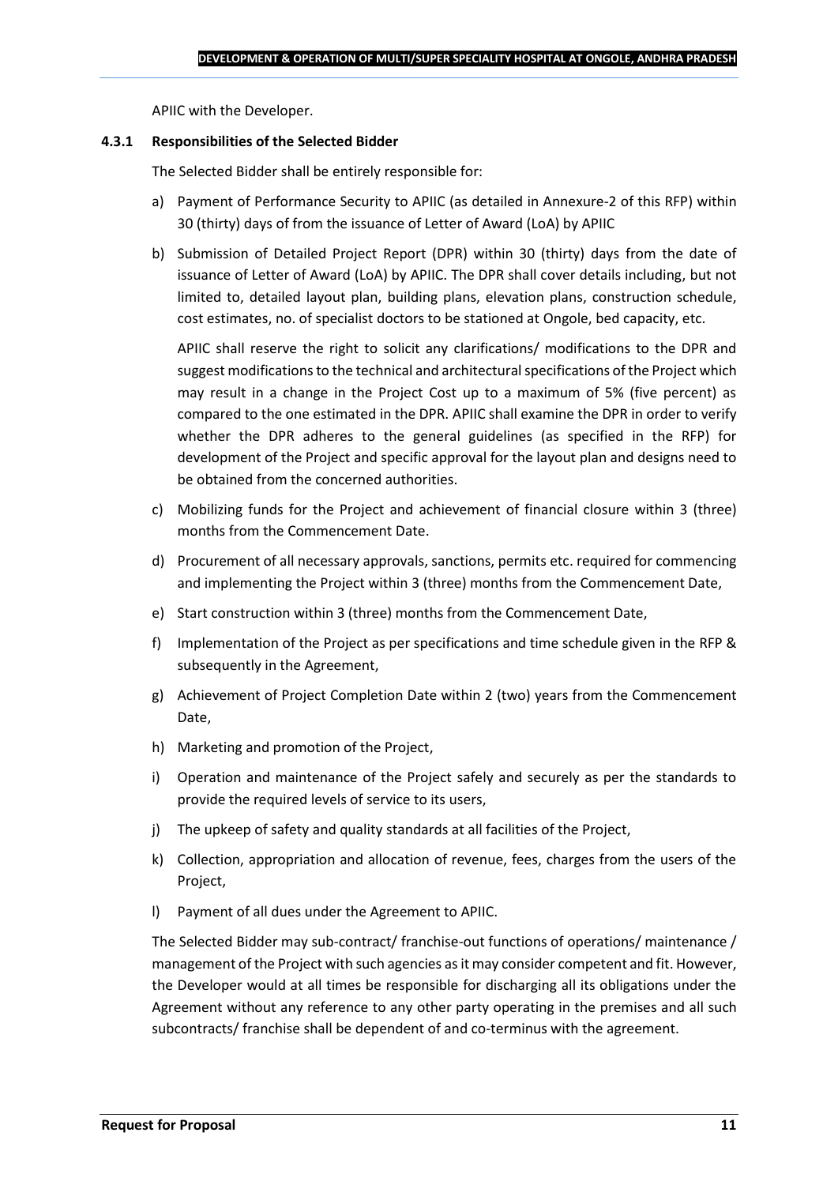APIIC with the Developer.

#### 4.3.1 Responsibilities of the Selected Bidder

The Selected Bidder shall be entirely responsible for:

a) Payment of Performance Security to APIIC (as detailed in Annexure-2 of this RFP) within 30 (thirty) days of from the issuance of Letter of Award (LoA) by APIIC

b) Submission of Detailed Project Report (DPR) within 30 (thirty) days from the date of issuance of Letter of Award (LoA) by APIIC. The DPR shall cover details including, but not limited to, detailed layout plan, building plans, elevation plans, construction schedule, cost estimates, no. of specialist doctors to be stationed at Ongole, bed capacity, etc.

   APIIC shall reserve the right to solicit any clarifications/ modifications to the DPR and suggest modifications to the technical and architectural specifications of the Project which may result in a change in the Project Cost up to a maximum of 5% (five percent) as compared to the one estimated in the DPR. APIIC shall examine the DPR in order to verify whether the DPR adheres to the general guidelines (as specified in the RFP) for development of the Project and specific approval for the layout plan and designs need to be obtained from the concerned authorities.

c) Mobilizing funds for the Project and achievement of financial closure within 3 (three) months from the Commencement Date.

d) Procurement of all necessary approvals, sanctions, permits etc. required for commencing and implementing the Project within 3 (three) months from the Commencement Date,

e) Start construction within 3 (three) months from the Commencement Date,

f) Implementation of the Project as per specifications and time schedule given in the RFP & subsequently in the Agreement,

g) Achievement of Project Completion Date within 2 (two) years from the Commencement Date,

h) Marketing and promotion of the Project,

i) Operation and maintenance of the Project safely and securely as per the standards to provide the required levels of service to its users,

j) The upkeep of safety and quality standards at all facilities of the Project,

k) Collection, appropriation and allocation of revenue, fees, charges from the users of the Project,

l) Payment of all dues under the Agreement to APIIC.

The Selected Bidder may sub-contract/ franchise-out functions of operations/ maintenance / management of the Project with such agencies as it may consider competent and fit. However, the Developer would at all times be responsible for discharging all its obligations under the Agreement without any reference to any other party operating in the premises and all such subcontracts/ franchise shall be dependent of and co-terminus with the agreement.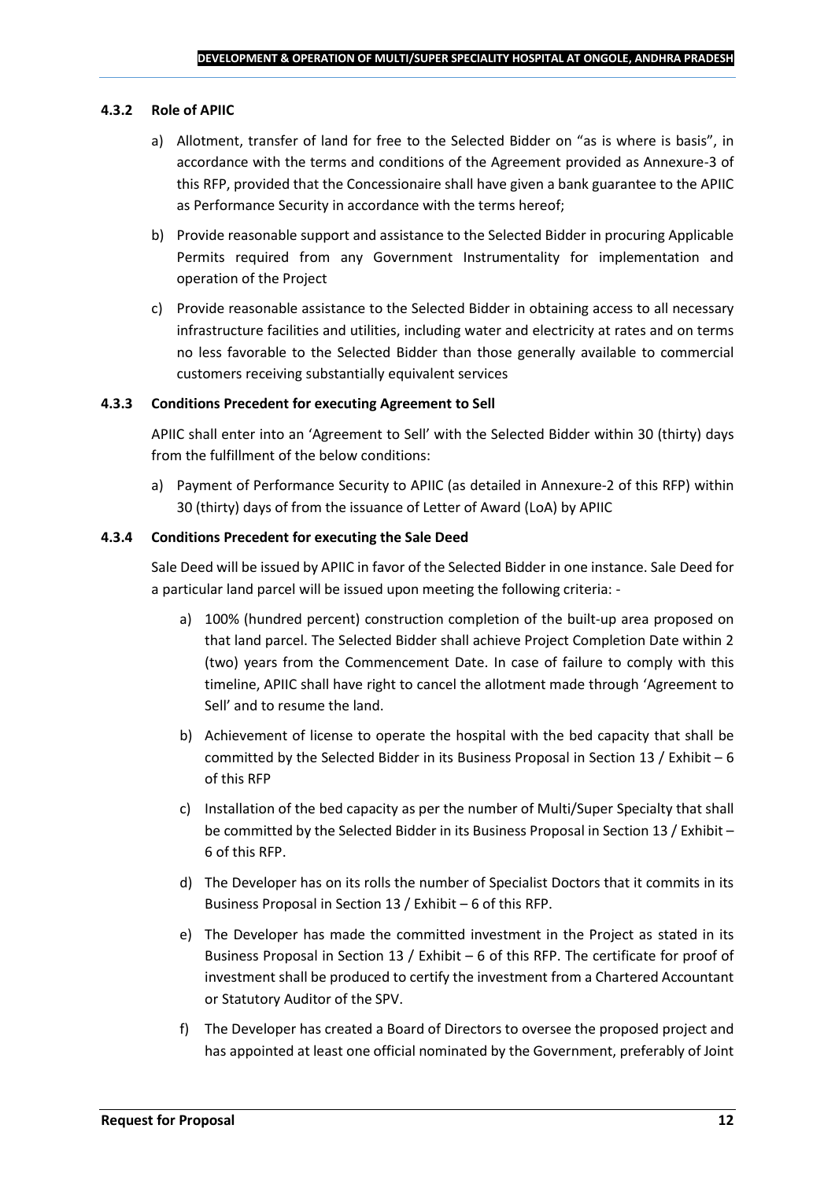#### 4.3.2 Role of APIIC

a) Allotment, transfer of land for free to the Selected Bidder on "as is where is basis", in accordance with the terms and conditions of the Agreement provided as Annexure-3 of this RFP, provided that the Concessionaire shall have given a bank guarantee to the APIIC as Performance Security in accordance with the terms hereof;

b) Provide reasonable support and assistance to the Selected Bidder in procuring Applicable Permits required from any Government Instrumentality for implementation and operation of the Project

c) Provide reasonable assistance to the Selected Bidder in obtaining access to all necessary infrastructure facilities and utilities, including water and electricity at rates and on terms no less favorable to the Selected Bidder than those generally available to commercial customers receiving substantially equivalent services

#### 4.3.3 Conditions Precedent for executing Agreement to Sell

APIIC shall enter into an 'Agreement to Sell' with the Selected Bidder within 30 (thirty) days from the fulfillment of the below conditions:

a) Payment of Performance Security to APIIC (as detailed in Annexure-2 of this RFP) within 30 (thirty) days of from the issuance of Letter of Award (LoA) by APIIC

#### 4.3.4 Conditions Precedent for executing the Sale Deed

Sale Deed will be issued by APIIC in favor of the Selected Bidder in one instance. Sale Deed for a particular land parcel will be issued upon meeting the following criteria: -

a) 100% (hundred percent) construction completion of the built-up area proposed on that land parcel. The Selected Bidder shall achieve Project Completion Date within 2 (two) years from the Commencement Date. In case of failure to comply with this timeline, APIIC shall have right to cancel the allotment made through 'Agreement to Sell' and to resume the land.

b) Achievement of license to operate the hospital with the bed capacity that shall be committed by the Selected Bidder in its Business Proposal in Section 13 / Exhibit – 6 of this RFP

c) Installation of the bed capacity as per the number of Multi/Super Specialty that shall be committed by the Selected Bidder in its Business Proposal in Section 13 / Exhibit – 6 of this RFP.

d) The Developer has on its rolls the number of Specialist Doctors that it commits in its Business Proposal in Section 13 / Exhibit – 6 of this RFP.

e) The Developer has made the committed investment in the Project as stated in its Business Proposal in Section 13 / Exhibit – 6 of this RFP. The certificate for proof of investment shall be produced to certify the investment from a Chartered Accountant or Statutory Auditor of the SPV.

f) The Developer has created a Board of Directors to oversee the proposed project and has appointed at least one official nominated by the Government, preferably of Joint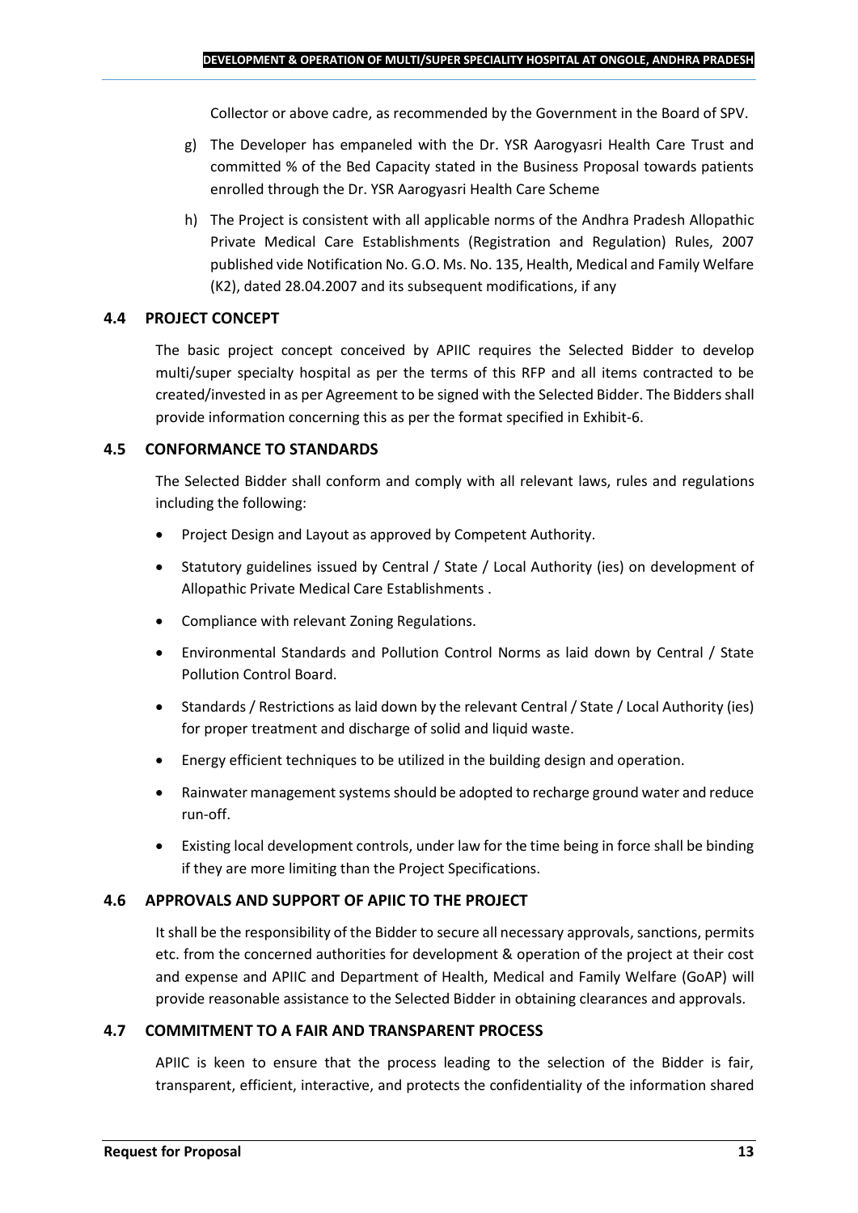Collector or above cadre, as recommended by the Government in the Board of SPV.

g) The Developer has empaneled with the Dr. YSR Aarogyasri Health Care Trust and committed % of the Bed Capacity stated in the Business Proposal towards patients enrolled through the Dr. YSR Aarogyasri Health Care Scheme

h) The Project is consistent with all applicable norms of the Andhra Pradesh Allopathic Private Medical Care Establishments (Registration and Regulation) Rules, 2007 published vide Notification No. G.O. Ms. No. 135, Health, Medical and Family Welfare (K2), dated 28.04.2007 and its subsequent modifications, if any

### 4.4 PROJECT CONCEPT

The basic project concept conceived by APIIC requires the Selected Bidder to develop multi/super specialty hospital as per the terms of this RFP and all items contracted to be created/invested in as per Agreement to be signed with the Selected Bidder. The Bidders shall provide information concerning this as per the format specified in Exhibit-6.

### 4.5 CONFORMANCE TO STANDARDS

The Selected Bidder shall conform and comply with all relevant laws, rules and regulations including the following:

- Project Design and Layout as approved by Competent Authority.
- Statutory guidelines issued by Central / State / Local Authority (ies) on development of Allopathic Private Medical Care Establishments .
- Compliance with relevant Zoning Regulations.
- Environmental Standards and Pollution Control Norms as laid down by Central / State Pollution Control Board.
- Standards / Restrictions as laid down by the relevant Central / State / Local Authority (ies) for proper treatment and discharge of solid and liquid waste.
- Energy efficient techniques to be utilized in the building design and operation.
- Rainwater management systems should be adopted to recharge ground water and reduce run-off.
- Existing local development controls, under law for the time being in force shall be binding if they are more limiting than the Project Specifications.

### 4.6 APPROVALS AND SUPPORT OF APIIC TO THE PROJECT

It shall be the responsibility of the Bidder to secure all necessary approvals, sanctions, permits etc. from the concerned authorities for development & operation of the project at their cost and expense and APIIC and Department of Health, Medical and Family Welfare (GoAP) will provide reasonable assistance to the Selected Bidder in obtaining clearances and approvals.

### 4.7 COMMITMENT TO A FAIR AND TRANSPARENT PROCESS

APIIC is keen to ensure that the process leading to the selection of the Bidder is fair, transparent, efficient, interactive, and protects the confidentiality of the information shared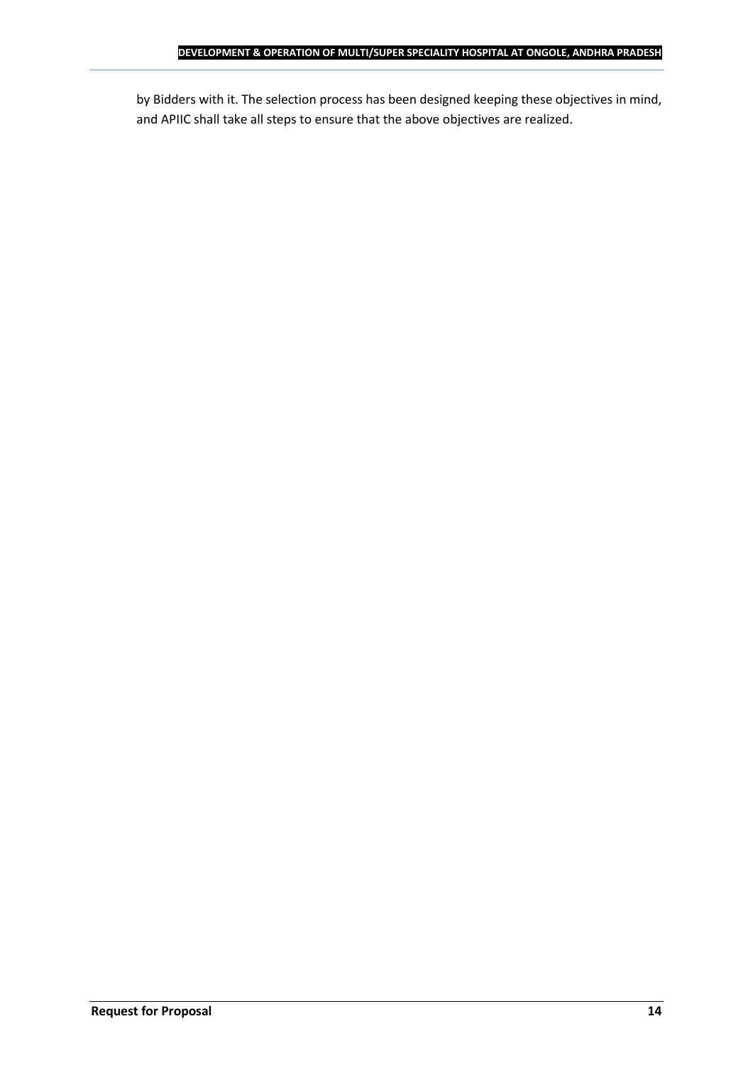by Bidders with it. The selection process has been designed keeping these objectives in mind, and APIIC shall take all steps to ensure that the above objectives are realized.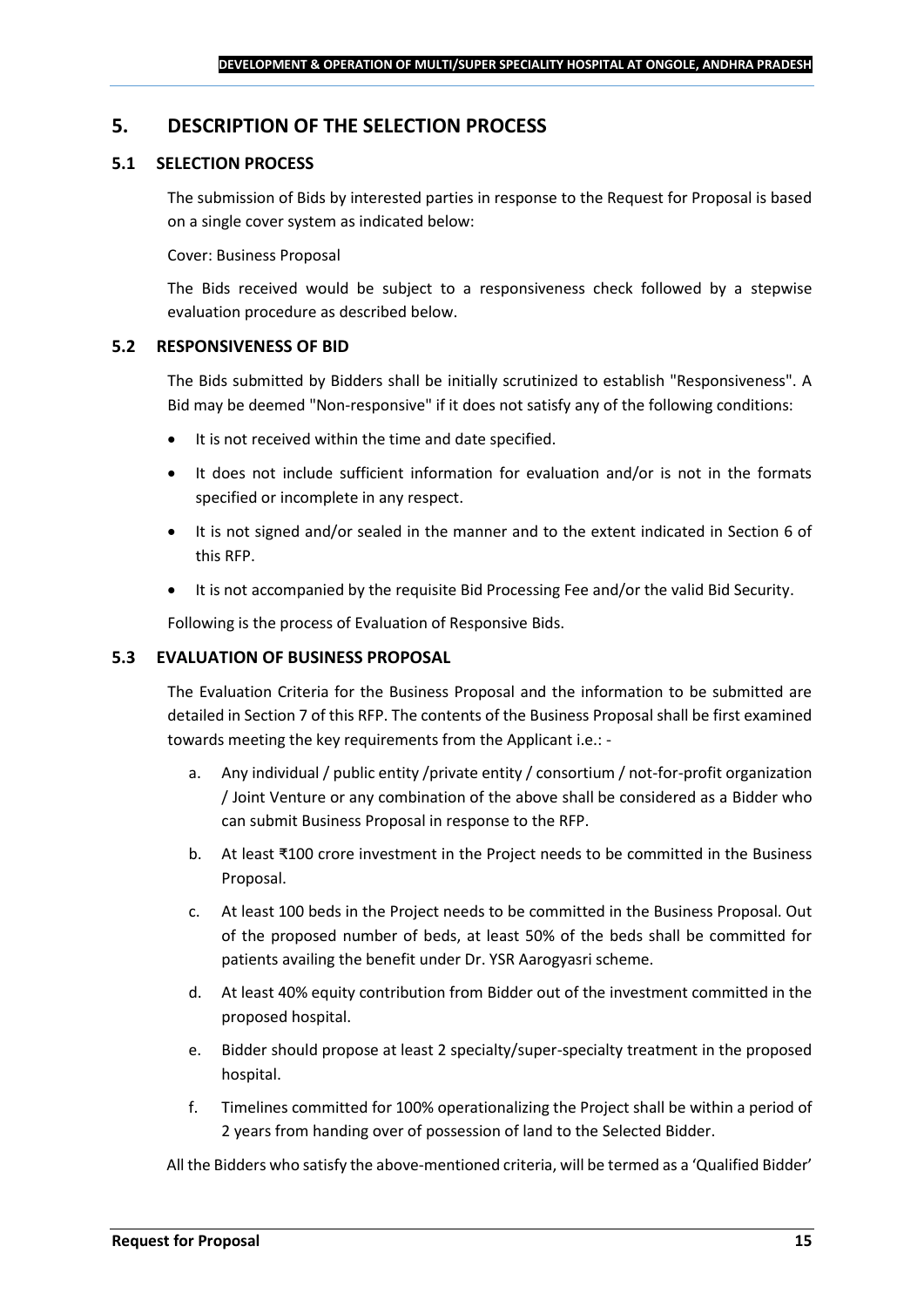# 5. DESCRIPTION OF THE SELECTION PROCESS

## 5.1 SELECTION PROCESS

The submission of Bids by interested parties in response to the Request for Proposal is based on a single cover system as indicated below:

Cover: Business Proposal

The Bids received would be subject to a responsiveness check followed by a stepwise evaluation procedure as described below.

## 5.2 RESPONSIVENESS OF BID

The Bids submitted by Bidders shall be initially scrutinized to establish "Responsiveness". A Bid may be deemed "Non-responsive" if it does not satisfy any of the following conditions:

- It is not received within the time and date specified.
- It does not include sufficient information for evaluation and/or is not in the formats specified or incomplete in any respect.
- It is not signed and/or sealed in the manner and to the extent indicated in Section 6 of this RFP.
- It is not accompanied by the requisite Bid Processing Fee and/or the valid Bid Security.

Following is the process of Evaluation of Responsive Bids.

## 5.3 EVALUATION OF BUSINESS PROPOSAL

The Evaluation Criteria for the Business Proposal and the information to be submitted are detailed in Section 7 of this RFP. The contents of the Business Proposal shall be first examined towards meeting the key requirements from the Applicant i.e.: -

a. Any individual / public entity /private entity / consortium / not-for-profit organization / Joint Venture or any combination of the above shall be considered as a Bidder who can submit Business Proposal in response to the RFP.
b. At least ₹100 crore investment in the Project needs to be committed in the Business Proposal.
c. At least 100 beds in the Project needs to be committed in the Business Proposal. Out of the proposed number of beds, at least 50% of the beds shall be committed for patients availing the benefit under Dr. YSR Aarogyasri scheme.
d. At least 40% equity contribution from Bidder out of the investment committed in the proposed hospital.
e. Bidder should propose at least 2 specialty/super-specialty treatment in the proposed hospital.
f. Timelines committed for 100% operationalizing the Project shall be within a period of 2 years from handing over of possession of land to the Selected Bidder.

All the Bidders who satisfy the above-mentioned criteria, will be termed as a 'Qualified Bidder'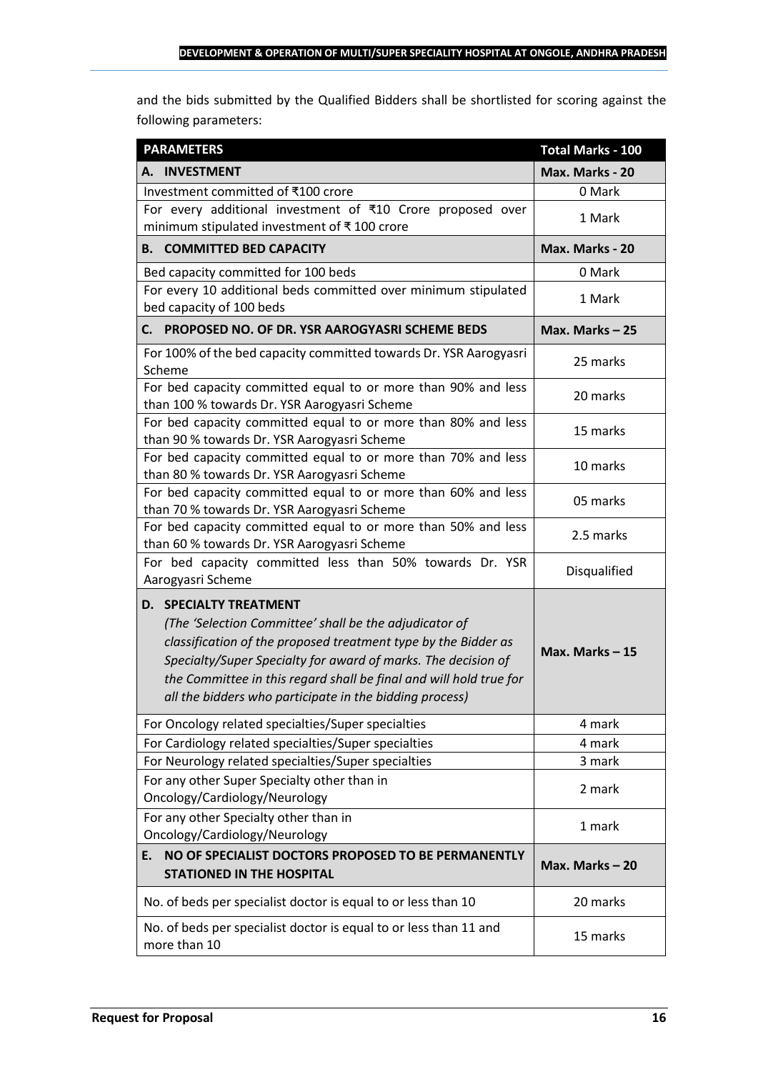and the bids submitted by the Qualified Bidders shall be shortlisted for scoring against the following parameters:

| PARAMETERS | Total Marks - 100 |
|---|---|
| **A. INVESTMENT** | **Max. Marks - 20** |
| Investment committed of ₹100 crore | 0 Mark |
| For every additional investment of ₹10 Crore proposed over minimum stipulated investment of ₹ 100 crore | 1 Mark |
| **B. COMMITTED BED CAPACITY** | **Max. Marks - 20** |
| Bed capacity committed for 100 beds | 0 Mark |
| For every 10 additional beds committed over minimum stipulated bed capacity of 100 beds | 1 Mark |
| **C. PROPOSED NO. OF DR. YSR AAROGYASRI SCHEME BEDS** | **Max. Marks – 25** |
| For 100% of the bed capacity committed towards Dr. YSR Aarogyasri Scheme | 25 marks |
| For bed capacity committed equal to or more than 90% and less than 100 % towards Dr. YSR Aarogyasri Scheme | 20 marks |
| For bed capacity committed equal to or more than 80% and less than 90 % towards Dr. YSR Aarogyasri Scheme | 15 marks |
| For bed capacity committed equal to or more than 70% and less than 80 % towards Dr. YSR Aarogyasri Scheme | 10 marks |
| For bed capacity committed equal to or more than 60% and less than 70 % towards Dr. YSR Aarogyasri Scheme | 05 marks |
| For bed capacity committed equal to or more than 50% and less than 60 % towards Dr. YSR Aarogyasri Scheme | 2.5 marks |
| For bed capacity committed less than 50% towards Dr. YSR Aarogyasri Scheme | Disqualified |
| **D. SPECIALTY TREATMENT** *(The 'Selection Committee' shall be the adjudicator of classification of the proposed treatment type by the Bidder as Specialty/Super Specialty for award of marks. The decision of the Committee in this regard shall be final and will hold true for all the bidders who participate in the bidding process)* | **Max. Marks – 15** |
| For Oncology related specialties/Super specialties | 4 mark |
| For Cardiology related specialties/Super specialties | 4 mark |
| For Neurology related specialties/Super specialties | 3 mark |
| For any other Super Specialty other than in Oncology/Cardiology/Neurology | 2 mark |
| For any other Specialty other than in Oncology/Cardiology/Neurology | 1 mark |
| **E. NO OF SPECIALIST DOCTORS PROPOSED TO BE PERMANENTLY STATIONED IN THE HOSPITAL** | **Max. Marks – 20** |
| No. of beds per specialist doctor is equal to or less than 10 | 20 marks |
| No. of beds per specialist doctor is equal to or less than 11 and more than 10 | 15 marks |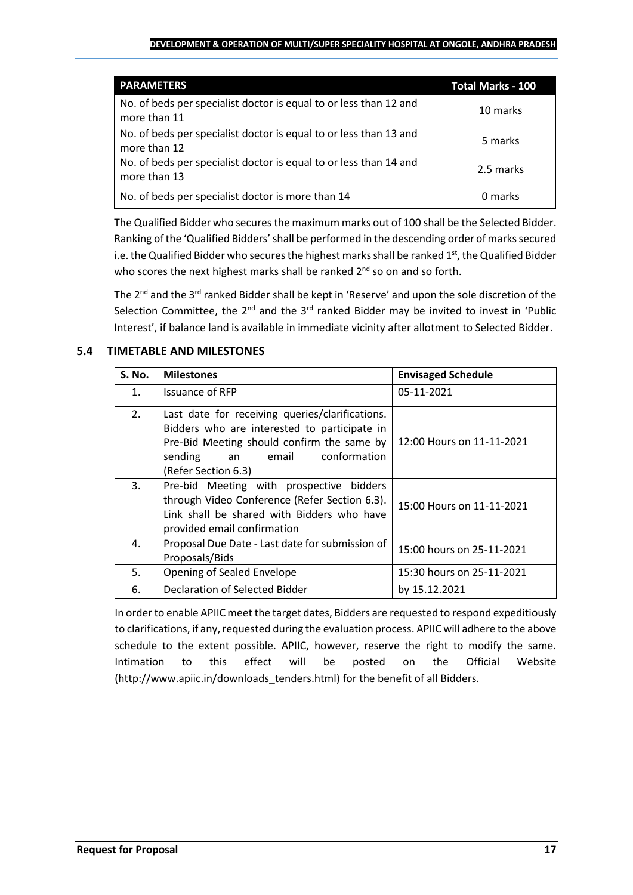| PARAMETERS | Total Marks - 100 |
|---|---|
| No. of beds per specialist doctor is equal to or less than 12 and more than 11 | 10 marks |
| No. of beds per specialist doctor is equal to or less than 13 and more than 12 | 5 marks |
| No. of beds per specialist doctor is equal to or less than 14 and more than 13 | 2.5 marks |
| No. of beds per specialist doctor is more than 14 | 0 marks |

The Qualified Bidder who secures the maximum marks out of 100 shall be the Selected Bidder. Ranking of the 'Qualified Bidders' shall be performed in the descending order of marks secured i.e. the Qualified Bidder who secures the highest marks shall be ranked 1st, the Qualified Bidder who scores the next highest marks shall be ranked 2nd so on and so forth.

The 2nd and the 3rd ranked Bidder shall be kept in 'Reserve' and upon the sole discretion of the Selection Committee, the 2nd and the 3rd ranked Bidder may be invited to invest in 'Public Interest', if balance land is available in immediate vicinity after allotment to Selected Bidder.

### 5.4 TIMETABLE AND MILESTONES

| S. No. | Milestones | Envisaged Schedule |
|---|---|---|
| 1. | Issuance of RFP | 05-11-2021 |
| 2. | Last date for receiving queries/clarifications. Bidders who are interested to participate in Pre-Bid Meeting should confirm the same by sending an email conformation (Refer Section 6.3) | 12:00 Hours on 11-11-2021 |
| 3. | Pre-bid Meeting with prospective bidders through Video Conference (Refer Section 6.3). Link shall be shared with Bidders who have provided email confirmation | 15:00 Hours on 11-11-2021 |
| 4. | Proposal Due Date - Last date for submission of Proposals/Bids | 15:00 hours on 25-11-2021 |
| 5. | Opening of Sealed Envelope | 15:30 hours on 25-11-2021 |
| 6. | Declaration of Selected Bidder | by 15.12.2021 |

In order to enable APIIC meet the target dates, Bidders are requested to respond expeditiously to clarifications, if any, requested during the evaluation process. APIIC will adhere to the above schedule to the extent possible. APIIC, however, reserve the right to modify the same. Intimation to this effect will be posted on the Official Website (http://www.apiic.in/downloads_tenders.html) for the benefit of all Bidders.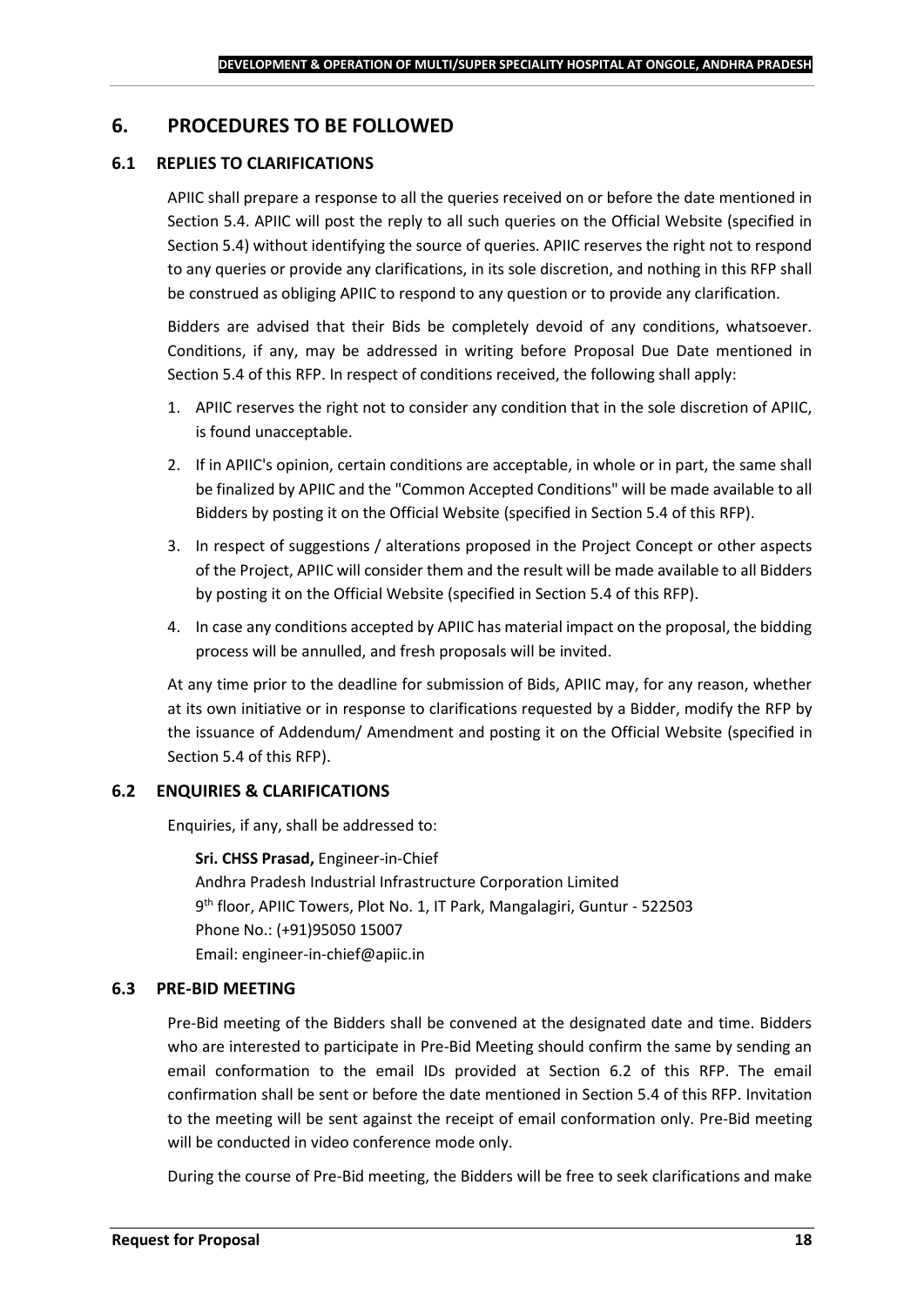## 6. PROCEDURES TO BE FOLLOWED

### 6.1 REPLIES TO CLARIFICATIONS

APIIC shall prepare a response to all the queries received on or before the date mentioned in Section 5.4. APIIC will post the reply to all such queries on the Official Website (specified in Section 5.4) without identifying the source of queries. APIIC reserves the right not to respond to any queries or provide any clarifications, in its sole discretion, and nothing in this RFP shall be construed as obliging APIIC to respond to any question or to provide any clarification.

Bidders are advised that their Bids be completely devoid of any conditions, whatsoever. Conditions, if any, may be addressed in writing before Proposal Due Date mentioned in Section 5.4 of this RFP. In respect of conditions received, the following shall apply:

1. APIIC reserves the right not to consider any condition that in the sole discretion of APIIC, is found unacceptable.
2. If in APIIC's opinion, certain conditions are acceptable, in whole or in part, the same shall be finalized by APIIC and the "Common Accepted Conditions" will be made available to all Bidders by posting it on the Official Website (specified in Section 5.4 of this RFP).
3. In respect of suggestions / alterations proposed in the Project Concept or other aspects of the Project, APIIC will consider them and the result will be made available to all Bidders by posting it on the Official Website (specified in Section 5.4 of this RFP).
4. In case any conditions accepted by APIIC has material impact on the proposal, the bidding process will be annulled, and fresh proposals will be invited.

At any time prior to the deadline for submission of Bids, APIIC may, for any reason, whether at its own initiative or in response to clarifications requested by a Bidder, modify the RFP by the issuance of Addendum/ Amendment and posting it on the Official Website (specified in Section 5.4 of this RFP).

### 6.2 ENQUIRIES & CLARIFICATIONS

Enquiries, if any, shall be addressed to:

**Sri. CHSS Prasad,** Engineer-in-Chief
Andhra Pradesh Industrial Infrastructure Corporation Limited
9th floor, APIIC Towers, Plot No. 1, IT Park, Mangalagiri, Guntur - 522503
Phone No.: (+91)95050 15007
Email: engineer-in-chief@apiic.in

### 6.3 PRE-BID MEETING

Pre-Bid meeting of the Bidders shall be convened at the designated date and time. Bidders who are interested to participate in Pre-Bid Meeting should confirm the same by sending an email conformation to the email IDs provided at Section 6.2 of this RFP. The email confirmation shall be sent or before the date mentioned in Section 5.4 of this RFP. Invitation to the meeting will be sent against the receipt of email conformation only. Pre-Bid meeting will be conducted in video conference mode only.

During the course of Pre-Bid meeting, the Bidders will be free to seek clarifications and make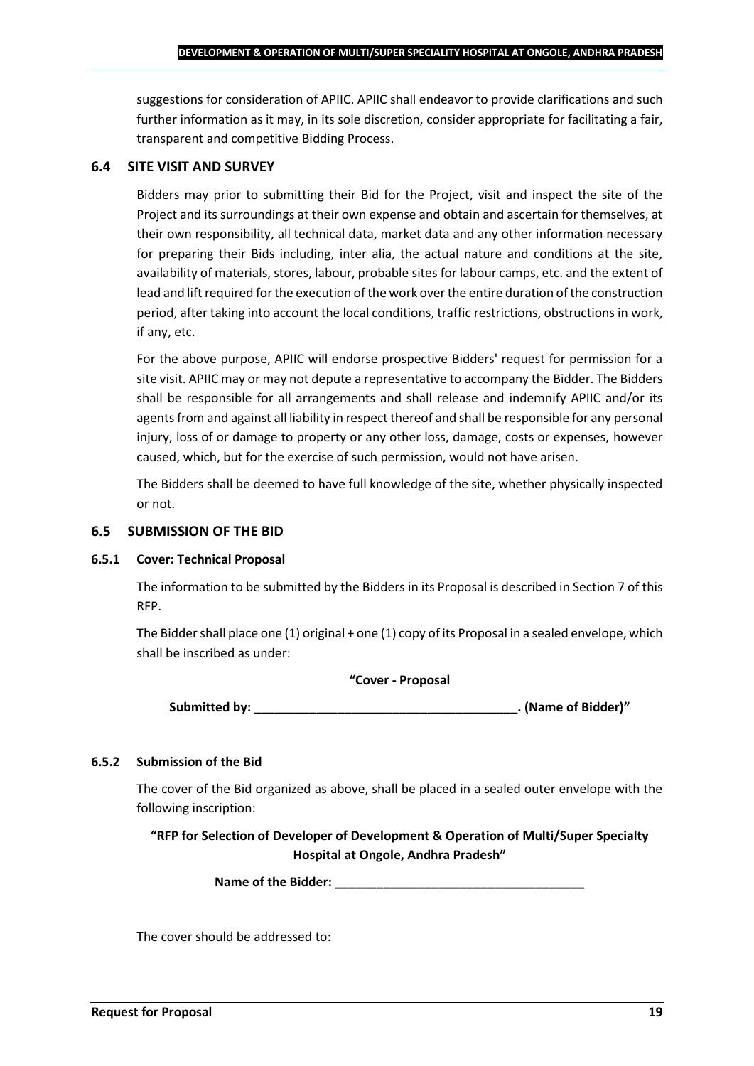suggestions for consideration of APIIC. APIIC shall endeavor to provide clarifications and such further information as it may, in its sole discretion, consider appropriate for facilitating a fair, transparent and competitive Bidding Process.

## 6.4 SITE VISIT AND SURVEY

Bidders may prior to submitting their Bid for the Project, visit and inspect the site of the Project and its surroundings at their own expense and obtain and ascertain for themselves, at their own responsibility, all technical data, market data and any other information necessary for preparing their Bids including, inter alia, the actual nature and conditions at the site, availability of materials, stores, labour, probable sites for labour camps, etc. and the extent of lead and lift required for the execution of the work over the entire duration of the construction period, after taking into account the local conditions, traffic restrictions, obstructions in work, if any, etc.

For the above purpose, APIIC will endorse prospective Bidders' request for permission for a site visit. APIIC may or may not depute a representative to accompany the Bidder. The Bidders shall be responsible for all arrangements and shall release and indemnify APIIC and/or its agents from and against all liability in respect thereof and shall be responsible for any personal injury, loss of or damage to property or any other loss, damage, costs or expenses, however caused, which, but for the exercise of such permission, would not have arisen.

The Bidders shall be deemed to have full knowledge of the site, whether physically inspected or not.

## 6.5 SUBMISSION OF THE BID

### 6.5.1 Cover: Technical Proposal

The information to be submitted by the Bidders in its Proposal is described in Section 7 of this RFP.

The Bidder shall place one (1) original + one (1) copy of its Proposal in a sealed envelope, which shall be inscribed as under:

**"Cover - Proposal**

**Submitted by: ______________________________________. (Name of Bidder)"**

### 6.5.2 Submission of the Bid

The cover of the Bid organized as above, shall be placed in a sealed outer envelope with the following inscription:

**"RFP for Selection of Developer of Development & Operation of Multi/Super Specialty Hospital at Ongole, Andhra Pradesh"**

**Name of the Bidder: ____________________________________**

The cover should be addressed to: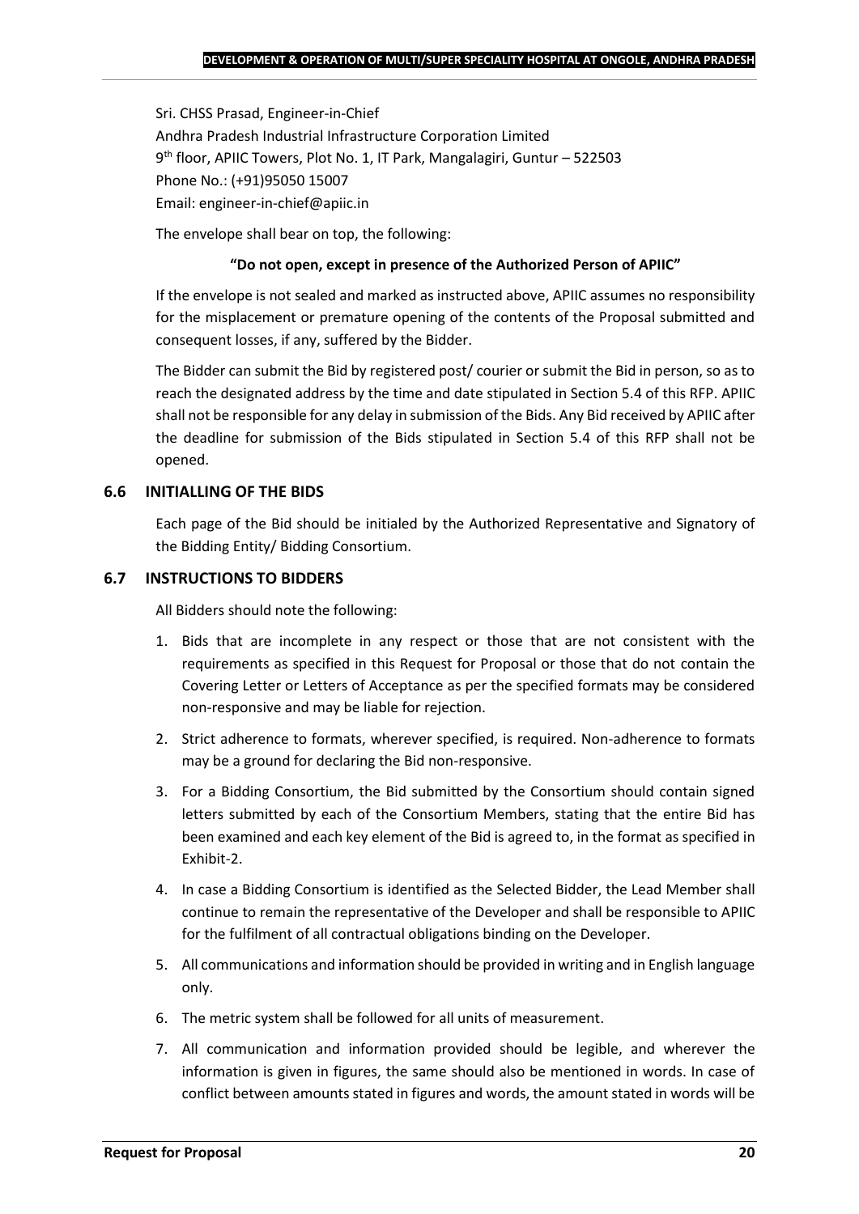Sri. CHSS Prasad, Engineer-in-Chief
Andhra Pradesh Industrial Infrastructure Corporation Limited
9th floor, APIIC Towers, Plot No. 1, IT Park, Mangalagiri, Guntur – 522503
Phone No.: (+91)95050 15007
Email: engineer-in-chief@apiic.in

The envelope shall bear on top, the following:

**"Do not open, except in presence of the Authorized Person of APIIC"**

If the envelope is not sealed and marked as instructed above, APIIC assumes no responsibility for the misplacement or premature opening of the contents of the Proposal submitted and consequent losses, if any, suffered by the Bidder.

The Bidder can submit the Bid by registered post/ courier or submit the Bid in person, so as to reach the designated address by the time and date stipulated in Section 5.4 of this RFP. APIIC shall not be responsible for any delay in submission of the Bids. Any Bid received by APIIC after the deadline for submission of the Bids stipulated in Section 5.4 of this RFP shall not be opened.

### 6.6 INITIALLING OF THE BIDS

Each page of the Bid should be initialed by the Authorized Representative and Signatory of the Bidding Entity/ Bidding Consortium.

### 6.7 INSTRUCTIONS TO BIDDERS

All Bidders should note the following:

1. Bids that are incomplete in any respect or those that are not consistent with the requirements as specified in this Request for Proposal or those that do not contain the Covering Letter or Letters of Acceptance as per the specified formats may be considered non-responsive and may be liable for rejection.
2. Strict adherence to formats, wherever specified, is required. Non-adherence to formats may be a ground for declaring the Bid non-responsive.
3. For a Bidding Consortium, the Bid submitted by the Consortium should contain signed letters submitted by each of the Consortium Members, stating that the entire Bid has been examined and each key element of the Bid is agreed to, in the format as specified in Exhibit-2.
4. In case a Bidding Consortium is identified as the Selected Bidder, the Lead Member shall continue to remain the representative of the Developer and shall be responsible to APIIC for the fulfilment of all contractual obligations binding on the Developer.
5. All communications and information should be provided in writing and in English language only.
6. The metric system shall be followed for all units of measurement.
7. All communication and information provided should be legible, and wherever the information is given in figures, the same should also be mentioned in words. In case of conflict between amounts stated in figures and words, the amount stated in words will be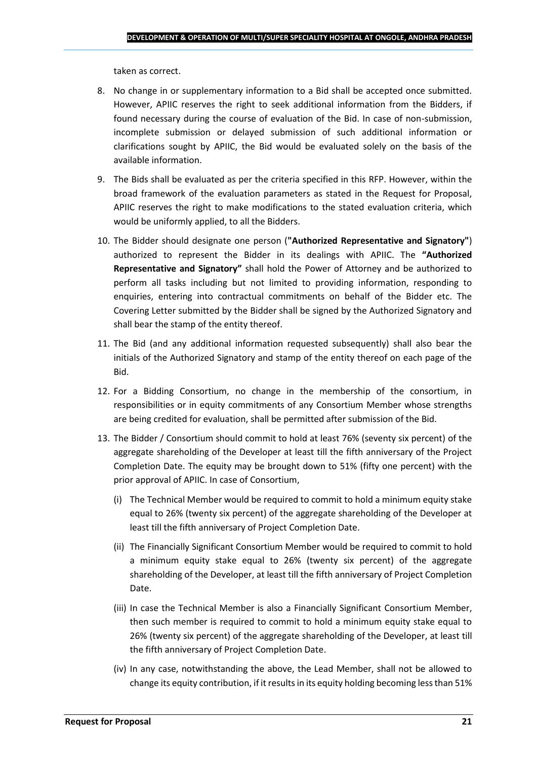taken as correct.

8. No change in or supplementary information to a Bid shall be accepted once submitted. However, APIIC reserves the right to seek additional information from the Bidders, if found necessary during the course of evaluation of the Bid. In case of non-submission, incomplete submission or delayed submission of such additional information or clarifications sought by APIIC, the Bid would be evaluated solely on the basis of the available information.
9. The Bids shall be evaluated as per the criteria specified in this RFP. However, within the broad framework of the evaluation parameters as stated in the Request for Proposal, APIIC reserves the right to make modifications to the stated evaluation criteria, which would be uniformly applied, to all the Bidders.
10. The Bidder should designate one person (**"Authorized Representative and Signatory"**) authorized to represent the Bidder in its dealings with APIIC. The **"Authorized Representative and Signatory"** shall hold the Power of Attorney and be authorized to perform all tasks including but not limited to providing information, responding to enquiries, entering into contractual commitments on behalf of the Bidder etc. The Covering Letter submitted by the Bidder shall be signed by the Authorized Signatory and shall bear the stamp of the entity thereof.
11. The Bid (and any additional information requested subsequently) shall also bear the initials of the Authorized Signatory and stamp of the entity thereof on each page of the Bid.
12. For a Bidding Consortium, no change in the membership of the consortium, in responsibilities or in equity commitments of any Consortium Member whose strengths are being credited for evaluation, shall be permitted after submission of the Bid.
13. The Bidder / Consortium should commit to hold at least 76% (seventy six percent) of the aggregate shareholding of the Developer at least till the fifth anniversary of the Project Completion Date. The equity may be brought down to 51% (fifty one percent) with the prior approval of APIIC. In case of Consortium,
    (i) The Technical Member would be required to commit to hold a minimum equity stake equal to 26% (twenty six percent) of the aggregate shareholding of the Developer at least till the fifth anniversary of Project Completion Date.
    (ii) The Financially Significant Consortium Member would be required to commit to hold a minimum equity stake equal to 26% (twenty six percent) of the aggregate shareholding of the Developer, at least till the fifth anniversary of Project Completion Date.
    (iii) In case the Technical Member is also a Financially Significant Consortium Member, then such member is required to commit to hold a minimum equity stake equal to 26% (twenty six percent) of the aggregate shareholding of the Developer, at least till the fifth anniversary of Project Completion Date.
    (iv) In any case, notwithstanding the above, the Lead Member, shall not be allowed to change its equity contribution, if it results in its equity holding becoming less than 51%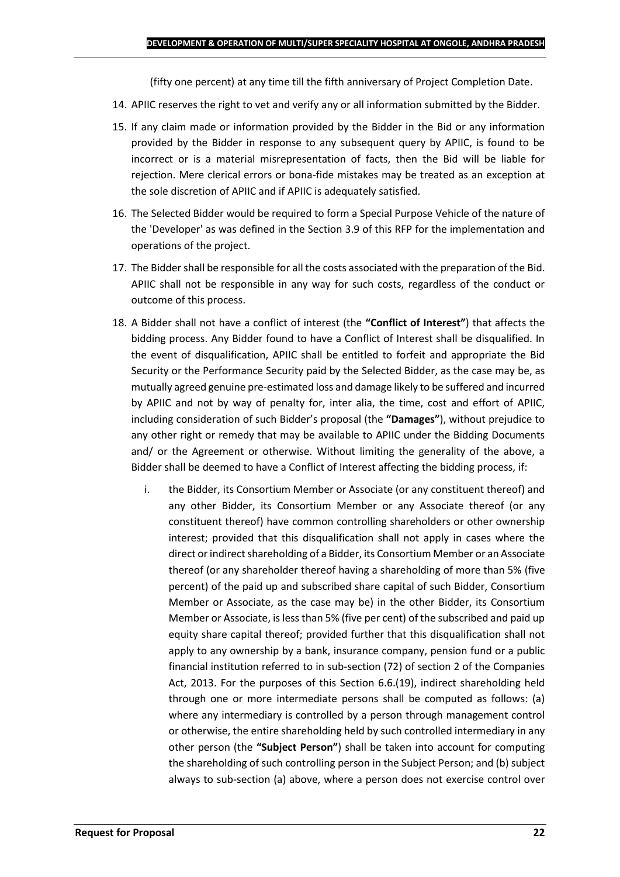(fifty one percent) at any time till the fifth anniversary of Project Completion Date.

14. APIIC reserves the right to vet and verify any or all information submitted by the Bidder.
15. If any claim made or information provided by the Bidder in the Bid or any information provided by the Bidder in response to any subsequent query by APIIC, is found to be incorrect or is a material misrepresentation of facts, then the Bid will be liable for rejection. Mere clerical errors or bona-fide mistakes may be treated as an exception at the sole discretion of APIIC and if APIIC is adequately satisfied.
16. The Selected Bidder would be required to form a Special Purpose Vehicle of the nature of the 'Developer' as was defined in the Section 3.9 of this RFP for the implementation and operations of the project.
17. The Bidder shall be responsible for all the costs associated with the preparation of the Bid. APIIC shall not be responsible in any way for such costs, regardless of the conduct or outcome of this process.
18. A Bidder shall not have a conflict of interest (the **"Conflict of Interest"**) that affects the bidding process. Any Bidder found to have a Conflict of Interest shall be disqualified. In the event of disqualification, APIIC shall be entitled to forfeit and appropriate the Bid Security or the Performance Security paid by the Selected Bidder, as the case may be, as mutually agreed genuine pre-estimated loss and damage likely to be suffered and incurred by APIIC and not by way of penalty for, inter alia, the time, cost and effort of APIIC, including consideration of such Bidder's proposal (the **"Damages"**), without prejudice to any other right or remedy that may be available to APIIC under the Bidding Documents and/ or the Agreement or otherwise. Without limiting the generality of the above, a Bidder shall be deemed to have a Conflict of Interest affecting the bidding process, if:
    i. the Bidder, its Consortium Member or Associate (or any constituent thereof) and any other Bidder, its Consortium Member or any Associate thereof (or any constituent thereof) have common controlling shareholders or other ownership interest; provided that this disqualification shall not apply in cases where the direct or indirect shareholding of a Bidder, its Consortium Member or an Associate thereof (or any shareholder thereof having a shareholding of more than 5% (five percent) of the paid up and subscribed share capital of such Bidder, Consortium Member or Associate, as the case may be) in the other Bidder, its Consortium Member or Associate, is less than 5% (five per cent) of the subscribed and paid up equity share capital thereof; provided further that this disqualification shall not apply to any ownership by a bank, insurance company, pension fund or a public financial institution referred to in sub-section (72) of section 2 of the Companies Act, 2013. For the purposes of this Section 6.6.(19), indirect shareholding held through one or more intermediate persons shall be computed as follows: (a) where any intermediary is controlled by a person through management control or otherwise, the entire shareholding held by such controlled intermediary in any other person (the **"Subject Person"**) shall be taken into account for computing the shareholding of such controlling person in the Subject Person; and (b) subject always to sub-section (a) above, where a person does not exercise control over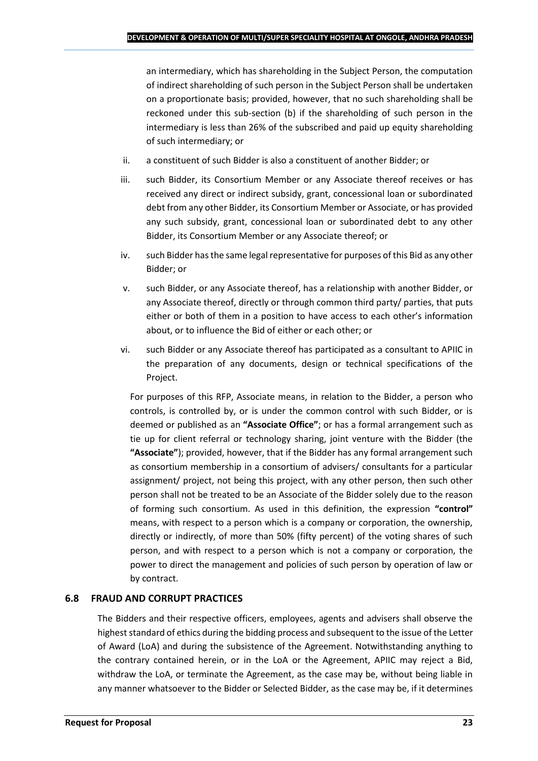an intermediary, which has shareholding in the Subject Person, the computation of indirect shareholding of such person in the Subject Person shall be undertaken on a proportionate basis; provided, however, that no such shareholding shall be reckoned under this sub-section (b) if the shareholding of such person in the intermediary is less than 26% of the subscribed and paid up equity shareholding of such intermediary; or

ii. a constituent of such Bidder is also a constituent of another Bidder; or

iii. such Bidder, its Consortium Member or any Associate thereof receives or has received any direct or indirect subsidy, grant, concessional loan or subordinated debt from any other Bidder, its Consortium Member or Associate, or has provided any such subsidy, grant, concessional loan or subordinated debt to any other Bidder, its Consortium Member or any Associate thereof; or

iv. such Bidder has the same legal representative for purposes of this Bid as any other Bidder; or

v. such Bidder, or any Associate thereof, has a relationship with another Bidder, or any Associate thereof, directly or through common third party/ parties, that puts either or both of them in a position to have access to each other's information about, or to influence the Bid of either or each other; or

vi. such Bidder or any Associate thereof has participated as a consultant to APIIC in the preparation of any documents, design or technical specifications of the Project.

For purposes of this RFP, Associate means, in relation to the Bidder, a person who controls, is controlled by, or is under the common control with such Bidder, or is deemed or published as an **"Associate Office"**; or has a formal arrangement such as tie up for client referral or technology sharing, joint venture with the Bidder (the **"Associate"**); provided, however, that if the Bidder has any formal arrangement such as consortium membership in a consortium of advisers/ consultants for a particular assignment/ project, not being this project, with any other person, then such other person shall not be treated to be an Associate of the Bidder solely due to the reason of forming such consortium. As used in this definition, the expression **"control"** means, with respect to a person which is a company or corporation, the ownership, directly or indirectly, of more than 50% (fifty percent) of the voting shares of such person, and with respect to a person which is not a company or corporation, the power to direct the management and policies of such person by operation of law or by contract.

### 6.8 FRAUD AND CORRUPT PRACTICES

The Bidders and their respective officers, employees, agents and advisers shall observe the highest standard of ethics during the bidding process and subsequent to the issue of the Letter of Award (LoA) and during the subsistence of the Agreement. Notwithstanding anything to the contrary contained herein, or in the LoA or the Agreement, APIIC may reject a Bid, withdraw the LoA, or terminate the Agreement, as the case may be, without being liable in any manner whatsoever to the Bidder or Selected Bidder, as the case may be, if it determines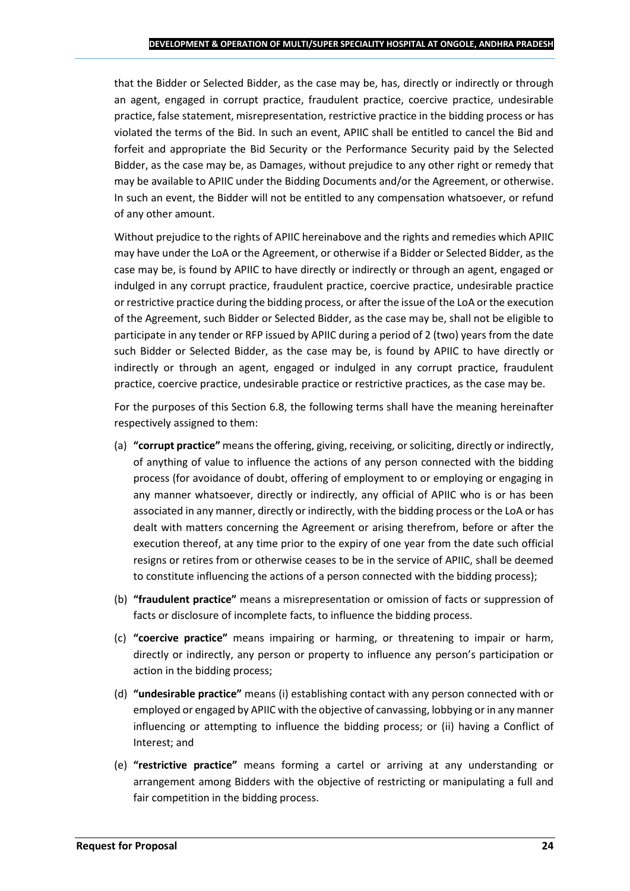that the Bidder or Selected Bidder, as the case may be, has, directly or indirectly or through an agent, engaged in corrupt practice, fraudulent practice, coercive practice, undesirable practice, false statement, misrepresentation, restrictive practice in the bidding process or has violated the terms of the Bid. In such an event, APIIC shall be entitled to cancel the Bid and forfeit and appropriate the Bid Security or the Performance Security paid by the Selected Bidder, as the case may be, as Damages, without prejudice to any other right or remedy that may be available to APIIC under the Bidding Documents and/or the Agreement, or otherwise. In such an event, the Bidder will not be entitled to any compensation whatsoever, or refund of any other amount.

Without prejudice to the rights of APIIC hereinabove and the rights and remedies which APIIC may have under the LoA or the Agreement, or otherwise if a Bidder or Selected Bidder, as the case may be, is found by APIIC to have directly or indirectly or through an agent, engaged or indulged in any corrupt practice, fraudulent practice, coercive practice, undesirable practice or restrictive practice during the bidding process, or after the issue of the LoA or the execution of the Agreement, such Bidder or Selected Bidder, as the case may be, shall not be eligible to participate in any tender or RFP issued by APIIC during a period of 2 (two) years from the date such Bidder or Selected Bidder, as the case may be, is found by APIIC to have directly or indirectly or through an agent, engaged or indulged in any corrupt practice, fraudulent practice, coercive practice, undesirable practice or restrictive practices, as the case may be.

For the purposes of this Section 6.8, the following terms shall have the meaning hereinafter respectively assigned to them:

(a) **"corrupt practice"** means the offering, giving, receiving, or soliciting, directly or indirectly, of anything of value to influence the actions of any person connected with the bidding process (for avoidance of doubt, offering of employment to or employing or engaging in any manner whatsoever, directly or indirectly, any official of APIIC who is or has been associated in any manner, directly or indirectly, with the bidding process or the LoA or has dealt with matters concerning the Agreement or arising therefrom, before or after the execution thereof, at any time prior to the expiry of one year from the date such official resigns or retires from or otherwise ceases to be in the service of APIIC, shall be deemed to constitute influencing the actions of a person connected with the bidding process);

(b) **"fraudulent practice"** means a misrepresentation or omission of facts or suppression of facts or disclosure of incomplete facts, to influence the bidding process.

(c) **"coercive practice"** means impairing or harming, or threatening to impair or harm, directly or indirectly, any person or property to influence any person's participation or action in the bidding process;

(d) **"undesirable practice"** means (i) establishing contact with any person connected with or employed or engaged by APIIC with the objective of canvassing, lobbying or in any manner influencing or attempting to influence the bidding process; or (ii) having a Conflict of Interest; and

(e) **"restrictive practice"** means forming a cartel or arriving at any understanding or arrangement among Bidders with the objective of restricting or manipulating a full and fair competition in the bidding process.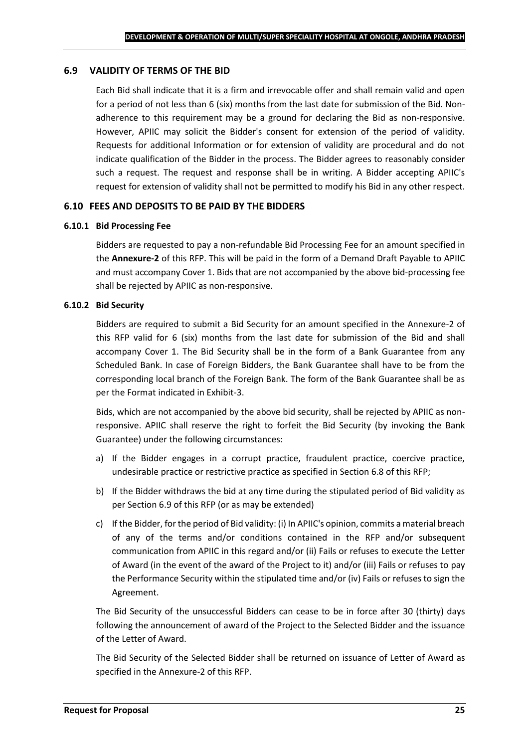## 6.9 VALIDITY OF TERMS OF THE BID

Each Bid shall indicate that it is a firm and irrevocable offer and shall remain valid and open for a period of not less than 6 (six) months from the last date for submission of the Bid. Non-adherence to this requirement may be a ground for declaring the Bid as non-responsive. However, APIIC may solicit the Bidder's consent for extension of the period of validity. Requests for additional Information or for extension of validity are procedural and do not indicate qualification of the Bidder in the process. The Bidder agrees to reasonably consider such a request. The request and response shall be in writing. A Bidder accepting APIIC's request for extension of validity shall not be permitted to modify his Bid in any other respect.

## 6.10 FEES AND DEPOSITS TO BE PAID BY THE BIDDERS

### 6.10.1 Bid Processing Fee

Bidders are requested to pay a non-refundable Bid Processing Fee for an amount specified in the **Annexure-2** of this RFP. This will be paid in the form of a Demand Draft Payable to APIIC and must accompany Cover 1. Bids that are not accompanied by the above bid-processing fee shall be rejected by APIIC as non-responsive.

### 6.10.2 Bid Security

Bidders are required to submit a Bid Security for an amount specified in the Annexure-2 of this RFP valid for 6 (six) months from the last date for submission of the Bid and shall accompany Cover 1. The Bid Security shall be in the form of a Bank Guarantee from any Scheduled Bank. In case of Foreign Bidders, the Bank Guarantee shall have to be from the corresponding local branch of the Foreign Bank. The form of the Bank Guarantee shall be as per the Format indicated in Exhibit-3.

Bids, which are not accompanied by the above bid security, shall be rejected by APIIC as non-responsive. APIIC shall reserve the right to forfeit the Bid Security (by invoking the Bank Guarantee) under the following circumstances:

a) If the Bidder engages in a corrupt practice, fraudulent practice, coercive practice, undesirable practice or restrictive practice as specified in Section 6.8 of this RFP;

b) If the Bidder withdraws the bid at any time during the stipulated period of Bid validity as per Section 6.9 of this RFP (or as may be extended)

c) If the Bidder, for the period of Bid validity: (i) In APIIC's opinion, commits a material breach of any of the terms and/or conditions contained in the RFP and/or subsequent communication from APIIC in this regard and/or (ii) Fails or refuses to execute the Letter of Award (in the event of the award of the Project to it) and/or (iii) Fails or refuses to pay the Performance Security within the stipulated time and/or (iv) Fails or refuses to sign the Agreement.

The Bid Security of the unsuccessful Bidders can cease to be in force after 30 (thirty) days following the announcement of award of the Project to the Selected Bidder and the issuance of the Letter of Award.

The Bid Security of the Selected Bidder shall be returned on issuance of Letter of Award as specified in the Annexure-2 of this RFP.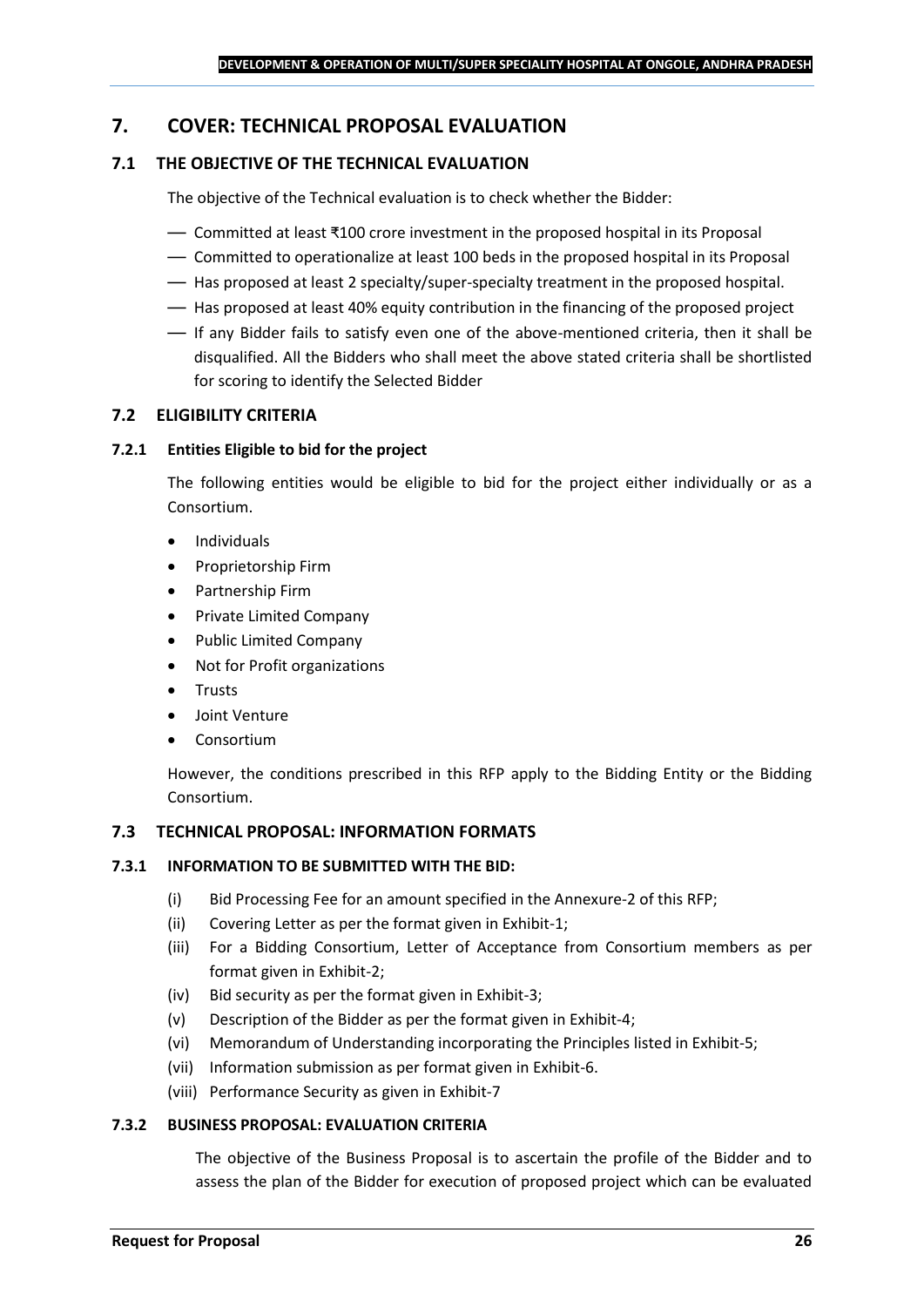# 7. COVER: TECHNICAL PROPOSAL EVALUATION

## 7.1 THE OBJECTIVE OF THE TECHNICAL EVALUATION

The objective of the Technical evaluation is to check whether the Bidder:

- Committed at least ₹100 crore investment in the proposed hospital in its Proposal
- Committed to operationalize at least 100 beds in the proposed hospital in its Proposal
- Has proposed at least 2 specialty/super-specialty treatment in the proposed hospital.
- Has proposed at least 40% equity contribution in the financing of the proposed project
- If any Bidder fails to satisfy even one of the above-mentioned criteria, then it shall be disqualified. All the Bidders who shall meet the above stated criteria shall be shortlisted for scoring to identify the Selected Bidder

## 7.2 ELIGIBILITY CRITERIA

### 7.2.1 Entities Eligible to bid for the project

The following entities would be eligible to bid for the project either individually or as a Consortium.

- Individuals
- Proprietorship Firm
- Partnership Firm
- Private Limited Company
- Public Limited Company
- Not for Profit organizations
- Trusts
- Joint Venture
- Consortium

However, the conditions prescribed in this RFP apply to the Bidding Entity or the Bidding Consortium.

## 7.3 TECHNICAL PROPOSAL: INFORMATION FORMATS

### 7.3.1 INFORMATION TO BE SUBMITTED WITH THE BID:

(i) Bid Processing Fee for an amount specified in the Annexure-2 of this RFP;

(ii) Covering Letter as per the format given in Exhibit-1;

(iii) For a Bidding Consortium, Letter of Acceptance from Consortium members as per format given in Exhibit-2;

(iv) Bid security as per the format given in Exhibit-3;

(v) Description of the Bidder as per the format given in Exhibit-4;

(vi) Memorandum of Understanding incorporating the Principles listed in Exhibit-5;

(vii) Information submission as per format given in Exhibit-6.

(viii) Performance Security as given in Exhibit-7

### 7.3.2 BUSINESS PROPOSAL: EVALUATION CRITERIA

The objective of the Business Proposal is to ascertain the profile of the Bidder and to assess the plan of the Bidder for execution of proposed project which can be evaluated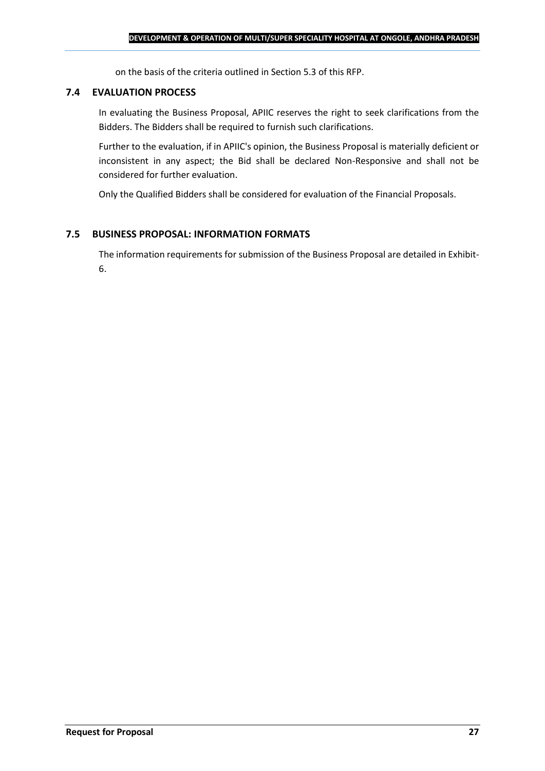on the basis of the criteria outlined in Section 5.3 of this RFP.

### 7.4 EVALUATION PROCESS

In evaluating the Business Proposal, APIIC reserves the right to seek clarifications from the Bidders. The Bidders shall be required to furnish such clarifications.

Further to the evaluation, if in APIIC's opinion, the Business Proposal is materially deficient or inconsistent in any aspect; the Bid shall be declared Non-Responsive and shall not be considered for further evaluation.

Only the Qualified Bidders shall be considered for evaluation of the Financial Proposals.

### 7.5 BUSINESS PROPOSAL: INFORMATION FORMATS

The information requirements for submission of the Business Proposal are detailed in Exhibit-6.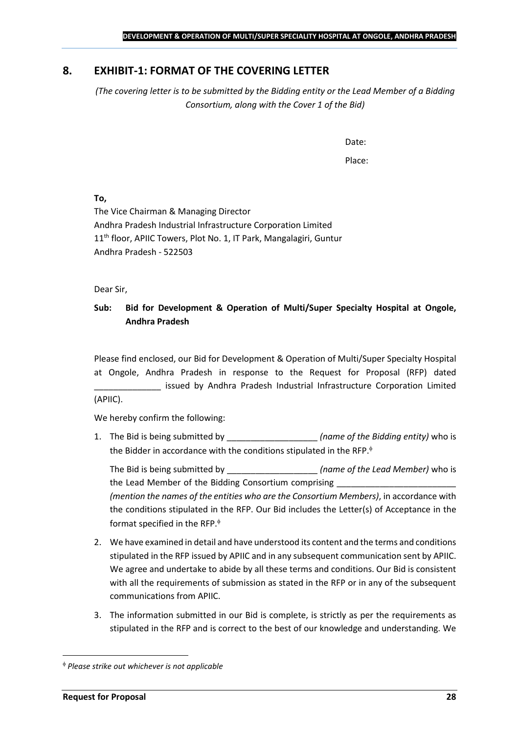## 8. EXHIBIT-1: FORMAT OF THE COVERING LETTER

*(The covering letter is to be submitted by the Bidding entity or the Lead Member of a Bidding Consortium, along with the Cover 1 of the Bid)*

Date:

Place:

**To,**

The Vice Chairman & Managing Director
Andhra Pradesh Industrial Infrastructure Corporation Limited
11th floor, APIIC Towers, Plot No. 1, IT Park, Mangalagiri, Guntur
Andhra Pradesh - 522503

Dear Sir,

**Sub: Bid for Development & Operation of Multi/Super Specialty Hospital at Ongole, Andhra Pradesh**

Please find enclosed, our Bid for Development & Operation of Multi/Super Specialty Hospital at Ongole, Andhra Pradesh in response to the Request for Proposal (RFP) dated ______________ issued by Andhra Pradesh Industrial Infrastructure Corporation Limited (APIIC).

We hereby confirm the following:

1. The Bid is being submitted by ___________________ *(name of the Bidding entity)* who is the Bidder in accordance with the conditions stipulated in the RFP.[ɸ]

   The Bid is being submitted by ___________________ *(name of the Lead Member)* who is the Lead Member of the Bidding Consortium comprising _________________________ *(mention the names of the entities who are the Consortium Members)*, in accordance with the conditions stipulated in the RFP. Our Bid includes the Letter(s) of Acceptance in the format specified in the RFP.[ɸ]

2. We have examined in detail and have understood its content and the terms and conditions stipulated in the RFP issued by APIIC and in any subsequent communication sent by APIIC. We agree and undertake to abide by all these terms and conditions. Our Bid is consistent with all the requirements of submission as stated in the RFP or in any of the subsequent communications from APIIC.

3. The information submitted in our Bid is complete, is strictly as per the requirements as stipulated in the RFP and is correct to the best of our knowledge and understanding. We

---

[ɸ] *Please strike out whichever is not applicable*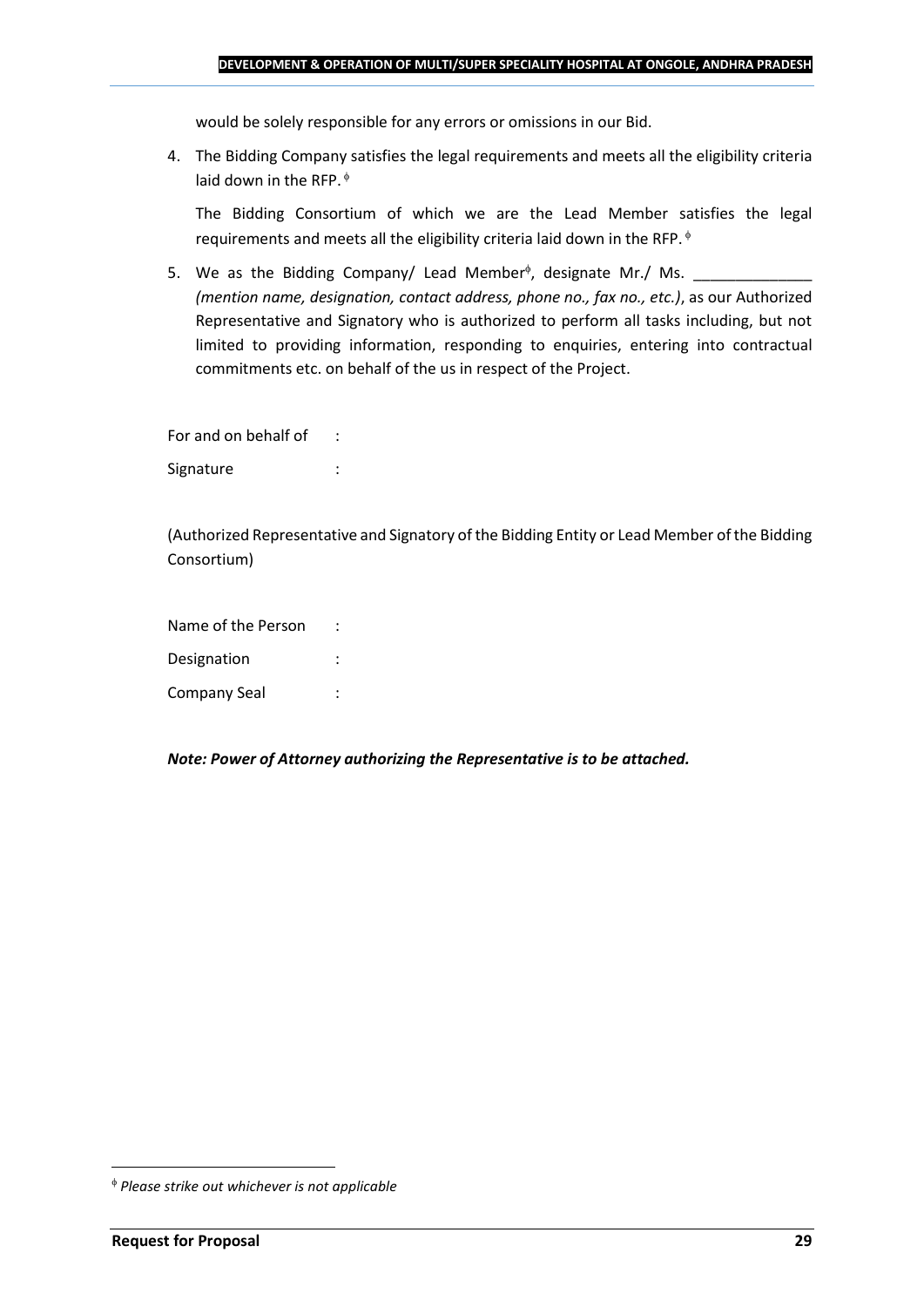would be solely responsible for any errors or omissions in our Bid.

4. The Bidding Company satisfies the legal requirements and meets all the eligibility criteria laid down in the RFP. ϕ

   The Bidding Consortium of which we are the Lead Member satisfies the legal requirements and meets all the eligibility criteria laid down in the RFP. ϕ

5. We as the Bidding Company/ Lead Memberϕ, designate Mr./ Ms. ______________ *(mention name, designation, contact address, phone no., fax no., etc.)*, as our Authorized Representative and Signatory who is authorized to perform all tasks including, but not limited to providing information, responding to enquiries, entering into contractual commitments etc. on behalf of the us in respect of the Project.

For and on behalf of :

Signature :

(Authorized Representative and Signatory of the Bidding Entity or Lead Member of the Bidding Consortium)

Name of the Person :

Designation :

Company Seal :

***Note: Power of Attorney authorizing the Representative is to be attached.***

ϕ *Please strike out whichever is not applicable*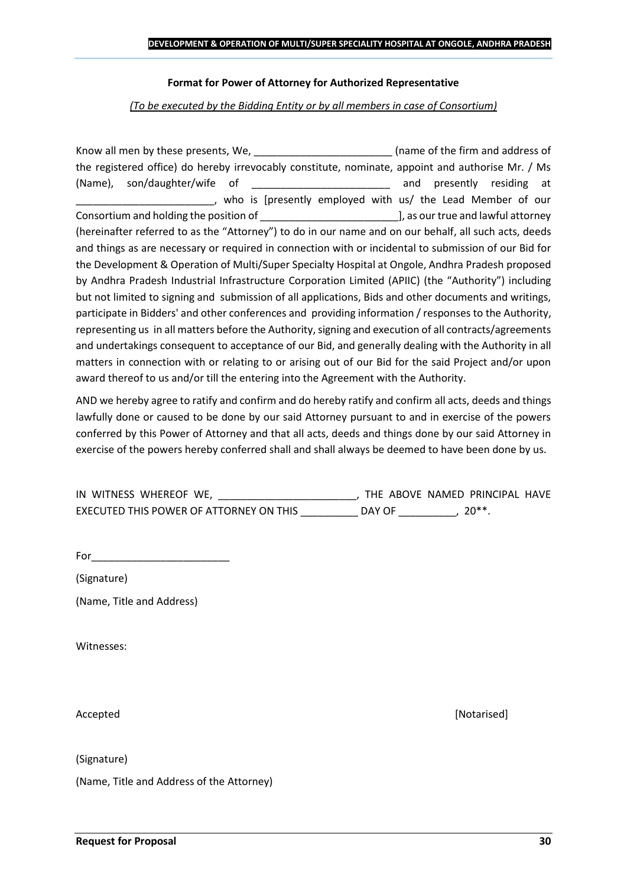**Format for Power of Attorney for Authorized Representative**

*(To be executed by the Bidding Entity or by all members in case of Consortium)*

Know all men by these presents, We, ________________________ (name of the firm and address of the registered office) do hereby irrevocably constitute, nominate, appoint and authorise Mr. / Ms (Name), son/daughter/wife of ________________________ and presently residing at ________________________, who is [presently employed with us/ the Lead Member of our Consortium and holding the position of ________________________], as our true and lawful attorney (hereinafter referred to as the "Attorney") to do in our name and on our behalf, all such acts, deeds and things as are necessary or required in connection with or incidental to submission of our Bid for the Development & Operation of Multi/Super Specialty Hospital at Ongole, Andhra Pradesh proposed by Andhra Pradesh Industrial Infrastructure Corporation Limited (APIIC) (the "Authority") including but not limited to signing and submission of all applications, Bids and other documents and writings, participate in Bidders' and other conferences and providing information / responses to the Authority, representing us in all matters before the Authority, signing and execution of all contracts/agreements and undertakings consequent to acceptance of our Bid, and generally dealing with the Authority in all matters in connection with or relating to or arising out of our Bid for the said Project and/or upon award thereof to us and/or till the entering into the Agreement with the Authority.

AND we hereby agree to ratify and confirm and do hereby ratify and confirm all acts, deeds and things lawfully done or caused to be done by our said Attorney pursuant to and in exercise of the powers conferred by this Power of Attorney and that all acts, deeds and things done by our said Attorney in exercise of the powers hereby conferred shall and shall always be deemed to have been done by us.

IN WITNESS WHEREOF WE, ________________________, THE ABOVE NAMED PRINCIPAL HAVE EXECUTED THIS POWER OF ATTORNEY ON THIS __________ DAY OF __________, 20**.

For________________________

(Signature)

(Name, Title and Address)

Witnesses:

Accepted [Notarised]

(Signature)

(Name, Title and Address of the Attorney)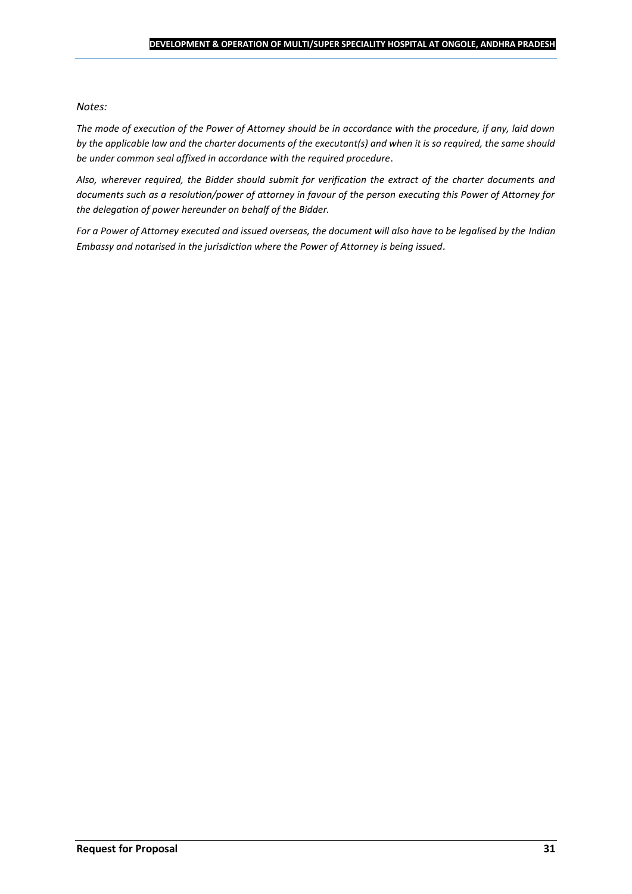*Notes:*

*The mode of execution of the Power of Attorney should be in accordance with the procedure, if any, laid down by the applicable law and the charter documents of the executant(s) and when it is so required, the same should be under common seal affixed in accordance with the required procedure*.

*Also, wherever required, the Bidder should submit for verification the extract of the charter documents and documents such as a resolution/power of attorney in favour of the person executing this Power of Attorney for the delegation of power hereunder on behalf of the Bidder.*

*For a Power of Attorney executed and issued overseas, the document will also have to be legalised by the Indian Embassy and notarised in the jurisdiction where the Power of Attorney is being issued*.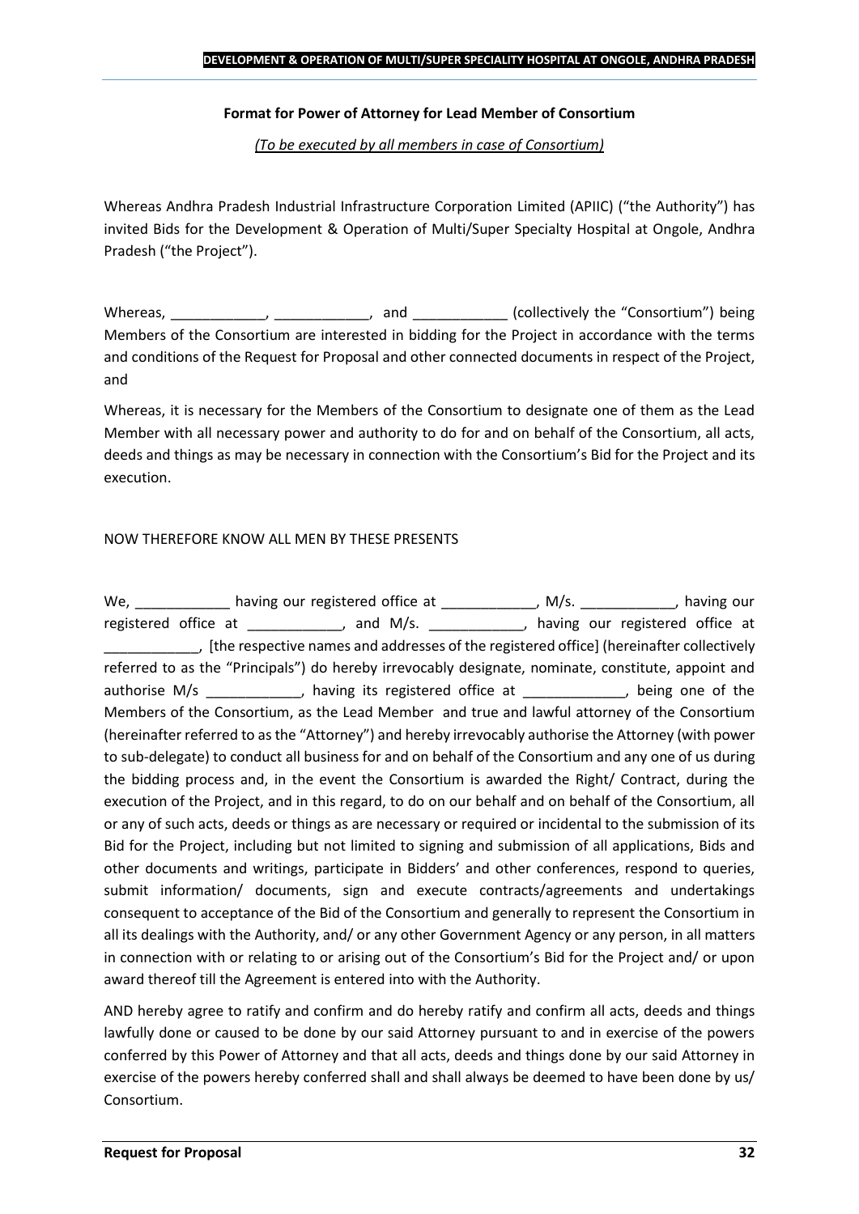**Format for Power of Attorney for Lead Member of Consortium**

*(To be executed by all members in case of Consortium)*

Whereas Andhra Pradesh Industrial Infrastructure Corporation Limited (APIIC) ("the Authority") has invited Bids for the Development & Operation of Multi/Super Specialty Hospital at Ongole, Andhra Pradesh ("the Project").

Whereas, ____________, ____________, and ____________ (collectively the "Consortium") being Members of the Consortium are interested in bidding for the Project in accordance with the terms and conditions of the Request for Proposal and other connected documents in respect of the Project, and

Whereas, it is necessary for the Members of the Consortium to designate one of them as the Lead Member with all necessary power and authority to do for and on behalf of the Consortium, all acts, deeds and things as may be necessary in connection with the Consortium's Bid for the Project and its execution.

NOW THEREFORE KNOW ALL MEN BY THESE PRESENTS

We, ____________ having our registered office at ____________, M/s. ____________, having our registered office at ____________, and M/s. ____________, having our registered office at ____________, [the respective names and addresses of the registered office] (hereinafter collectively referred to as the "Principals") do hereby irrevocably designate, nominate, constitute, appoint and authorise M/s ____________, having its registered office at _____________, being one of the Members of the Consortium, as the Lead Member and true and lawful attorney of the Consortium (hereinafter referred to as the "Attorney") and hereby irrevocably authorise the Attorney (with power to sub-delegate) to conduct all business for and on behalf of the Consortium and any one of us during the bidding process and, in the event the Consortium is awarded the Right/ Contract, during the execution of the Project, and in this regard, to do on our behalf and on behalf of the Consortium, all or any of such acts, deeds or things as are necessary or required or incidental to the submission of its Bid for the Project, including but not limited to signing and submission of all applications, Bids and other documents and writings, participate in Bidders' and other conferences, respond to queries, submit information/ documents, sign and execute contracts/agreements and undertakings consequent to acceptance of the Bid of the Consortium and generally to represent the Consortium in all its dealings with the Authority, and/ or any other Government Agency or any person, in all matters in connection with or relating to or arising out of the Consortium's Bid for the Project and/ or upon award thereof till the Agreement is entered into with the Authority.

AND hereby agree to ratify and confirm and do hereby ratify and confirm all acts, deeds and things lawfully done or caused to be done by our said Attorney pursuant to and in exercise of the powers conferred by this Power of Attorney and that all acts, deeds and things done by our said Attorney in exercise of the powers hereby conferred shall and shall always be deemed to have been done by us/ Consortium.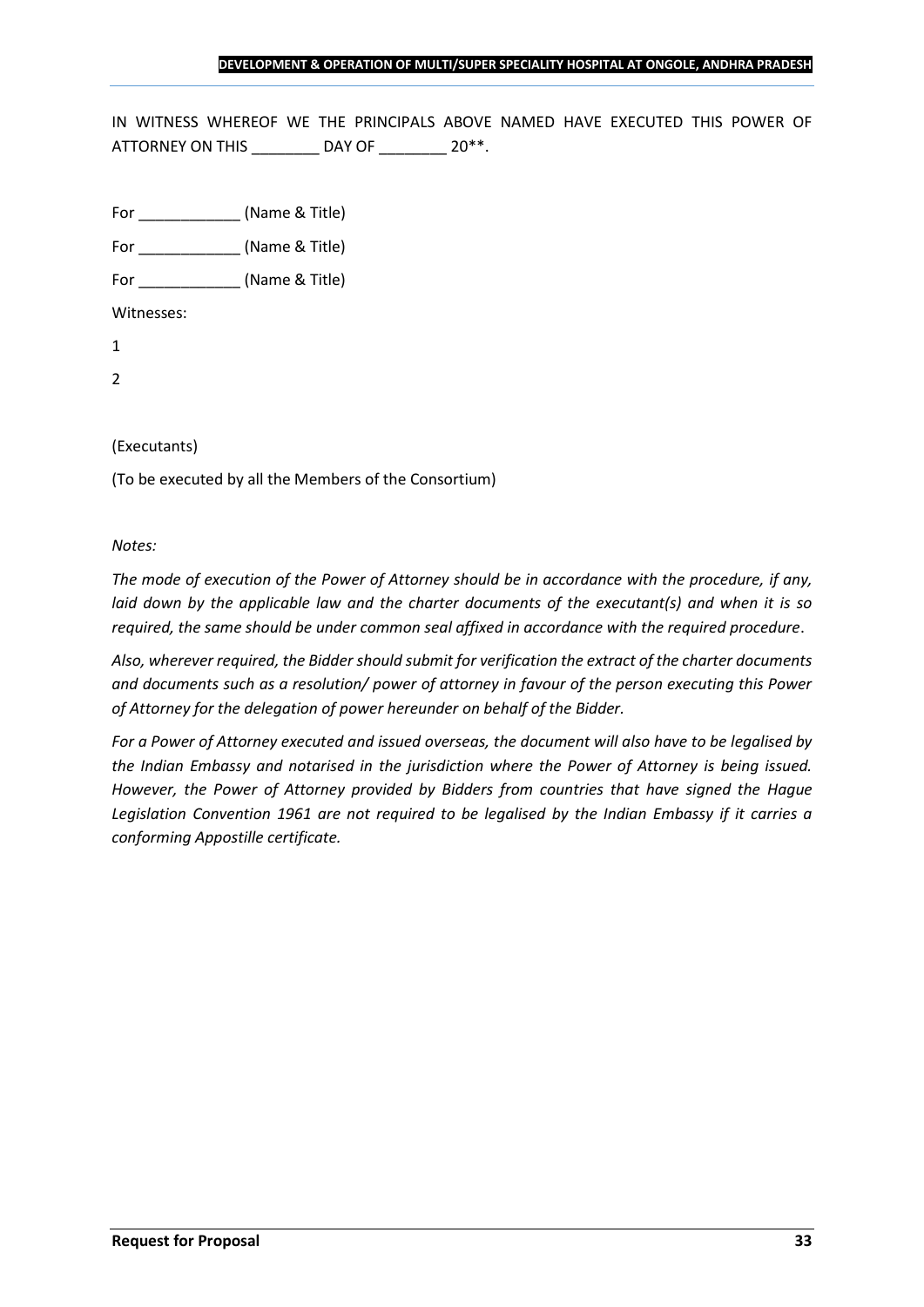IN WITNESS WHEREOF WE THE PRINCIPALS ABOVE NAMED HAVE EXECUTED THIS POWER OF ATTORNEY ON THIS ________ DAY OF ________ 20**.

For ____________ (Name & Title)

For ____________ (Name & Title)

For ____________ (Name & Title)

Witnesses:

1

2

(Executants)

(To be executed by all the Members of the Consortium)

*Notes:*

*The mode of execution of the Power of Attorney should be in accordance with the procedure, if any, laid down by the applicable law and the charter documents of the executant(s) and when it is so required, the same should be under common seal affixed in accordance with the required procedure.*

*Also, wherever required, the Bidder should submit for verification the extract of the charter documents and documents such as a resolution/ power of attorney in favour of the person executing this Power of Attorney for the delegation of power hereunder on behalf of the Bidder.*

*For a Power of Attorney executed and issued overseas, the document will also have to be legalised by the Indian Embassy and notarised in the jurisdiction where the Power of Attorney is being issued. However, the Power of Attorney provided by Bidders from countries that have signed the Hague Legislation Convention 1961 are not required to be legalised by the Indian Embassy if it carries a conforming Appostille certificate.*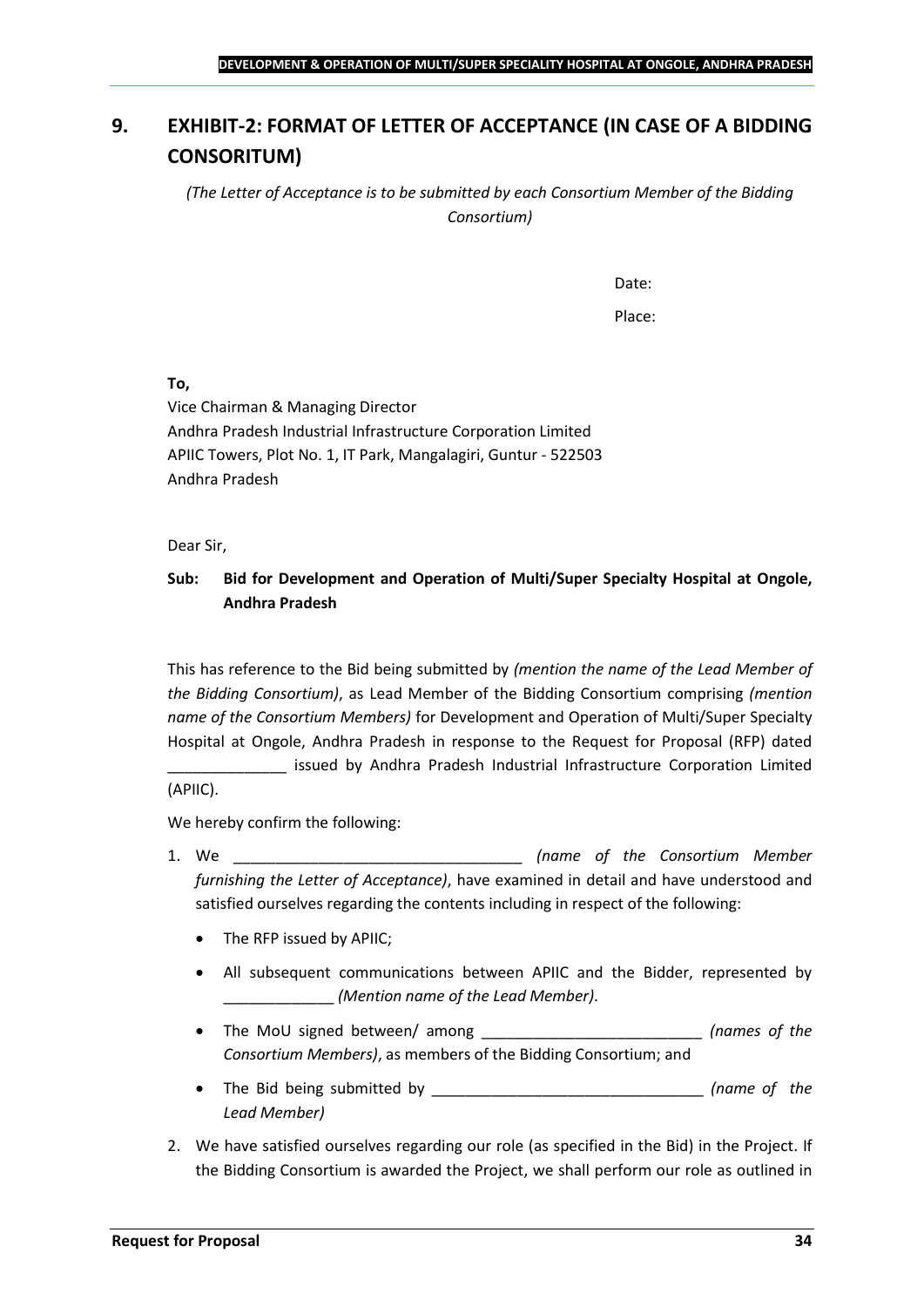# 9. EXHIBIT-2: FORMAT OF LETTER OF ACCEPTANCE (IN CASE OF A BIDDING CONSORITUM)

*(The Letter of Acceptance is to be submitted by each Consortium Member of the Bidding Consortium)*

Date:

Place:

**To,**
Vice Chairman & Managing Director
Andhra Pradesh Industrial Infrastructure Corporation Limited
APIIC Towers, Plot No. 1, IT Park, Mangalagiri, Guntur - 522503
Andhra Pradesh

Dear Sir,

**Sub: Bid for Development and Operation of Multi/Super Specialty Hospital at Ongole, Andhra Pradesh**

This has reference to the Bid being submitted by *(mention the name of the Lead Member of the Bidding Consortium)*, as Lead Member of the Bidding Consortium comprising *(mention name of the Consortium Members)* for Development and Operation of Multi/Super Specialty Hospital at Ongole, Andhra Pradesh in response to the Request for Proposal (RFP) dated ______________ issued by Andhra Pradesh Industrial Infrastructure Corporation Limited (APIIC).

We hereby confirm the following:

1. We __________________________________ *(name of the Consortium Member furnishing the Letter of Acceptance)*, have examined in detail and have understood and satisfied ourselves regarding the contents including in respect of the following:
   - The RFP issued by APIIC;
   - All subsequent communications between APIIC and the Bidder, represented by _____________ *(Mention name of the Lead Member)*.
   - The MoU signed between/ among __________________________ *(names of the Consortium Members)*, as members of the Bidding Consortium; and
   - The Bid being submitted by ________________________________ *(name of the Lead Member)*
2. We have satisfied ourselves regarding our role (as specified in the Bid) in the Project. If the Bidding Consortium is awarded the Project, we shall perform our role as outlined in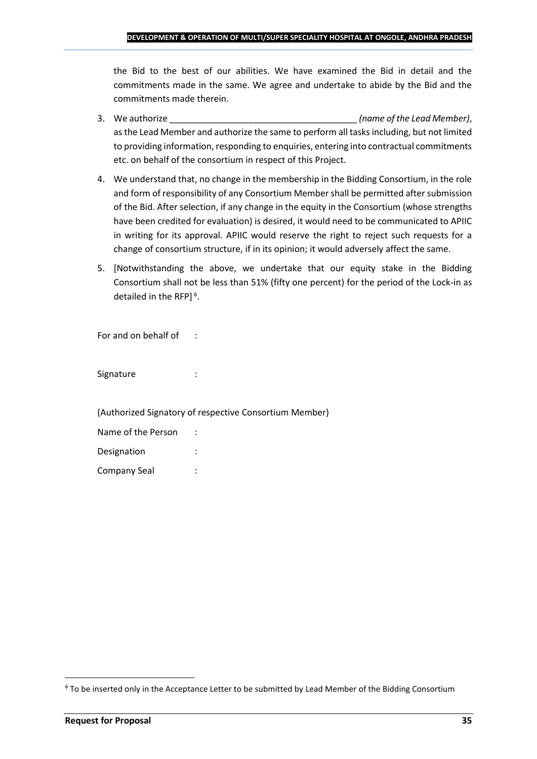the Bid to the best of our abilities. We have examined the Bid in detail and the commitments made in the same. We agree and undertake to abide by the Bid and the commitments made therein.

3. We authorize ______________________________________ *(name of the Lead Member)*, as the Lead Member and authorize the same to perform all tasks including, but not limited to providing information, responding to enquiries, entering into contractual commitments etc. on behalf of the consortium in respect of this Project.
4. We understand that, no change in the membership in the Bidding Consortium, in the role and form of responsibility of any Consortium Member shall be permitted after submission of the Bid. After selection, if any change in the equity in the Consortium (whose strengths have been credited for evaluation) is desired, it would need to be communicated to APIIC in writing for its approval. APIIC would reserve the right to reject such requests for a change of consortium structure, if in its opinion; it would adversely affect the same.
5. [Notwithstanding the above, we undertake that our equity stake in the Bidding Consortium shall not be less than 51% (fifty one percent) for the period of the Lock-in as detailed in the RFP] $^{\phi}$.

For and on behalf of :

Signature :

(Authorized Signatory of respective Consortium Member)

Name of the Person :

Designation :

Company Seal :

---

$^{\phi}$ To be inserted only in the Acceptance Letter to be submitted by Lead Member of the Bidding Consortium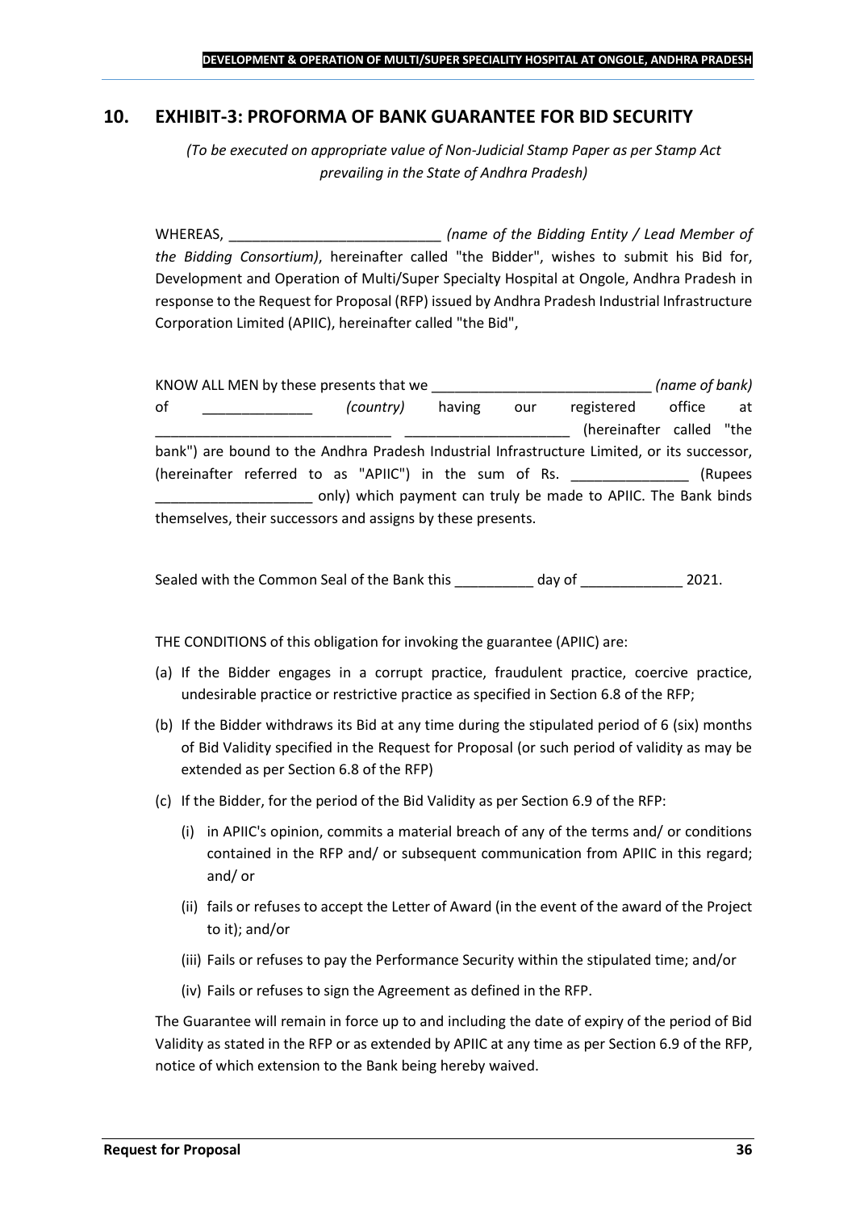## 10. EXHIBIT-3: PROFORMA OF BANK GUARANTEE FOR BID SECURITY

*(To be executed on appropriate value of Non-Judicial Stamp Paper as per Stamp Act prevailing in the State of Andhra Pradesh)*

WHEREAS, ___________________________ *(name of the Bidding Entity / Lead Member of the Bidding Consortium)*, hereinafter called "the Bidder", wishes to submit his Bid for, Development and Operation of Multi/Super Specialty Hospital at Ongole, Andhra Pradesh in response to the Request for Proposal (RFP) issued by Andhra Pradesh Industrial Infrastructure Corporation Limited (APIIC), hereinafter called "the Bid",

KNOW ALL MEN by these presents that we ____________________________ *(name of bank)* of ______________ *(country)* having our registered office at ______________________________ _____________________ (hereinafter called "the bank") are bound to the Andhra Pradesh Industrial Infrastructure Limited, or its successor, (hereinafter referred to as "APIIC") in the sum of Rs. _______________ (Rupees ____________________ only) which payment can truly be made to APIIC. The Bank binds themselves, their successors and assigns by these presents.

Sealed with the Common Seal of the Bank this __________ day of _____________ 2021.

THE CONDITIONS of this obligation for invoking the guarantee (APIIC) are:

(a) If the Bidder engages in a corrupt practice, fraudulent practice, coercive practice, undesirable practice or restrictive practice as specified in Section 6.8 of the RFP;

(b) If the Bidder withdraws its Bid at any time during the stipulated period of 6 (six) months of Bid Validity specified in the Request for Proposal (or such period of validity as may be extended as per Section 6.8 of the RFP)

(c) If the Bidder, for the period of the Bid Validity as per Section 6.9 of the RFP:

   (i) in APIIC's opinion, commits a material breach of any of the terms and/ or conditions contained in the RFP and/ or subsequent communication from APIIC in this regard; and/ or

   (ii) fails or refuses to accept the Letter of Award (in the event of the award of the Project to it); and/or

   (iii) Fails or refuses to pay the Performance Security within the stipulated time; and/or

   (iv) Fails or refuses to sign the Agreement as defined in the RFP.

The Guarantee will remain in force up to and including the date of expiry of the period of Bid Validity as stated in the RFP or as extended by APIIC at any time as per Section 6.9 of the RFP, notice of which extension to the Bank being hereby waived.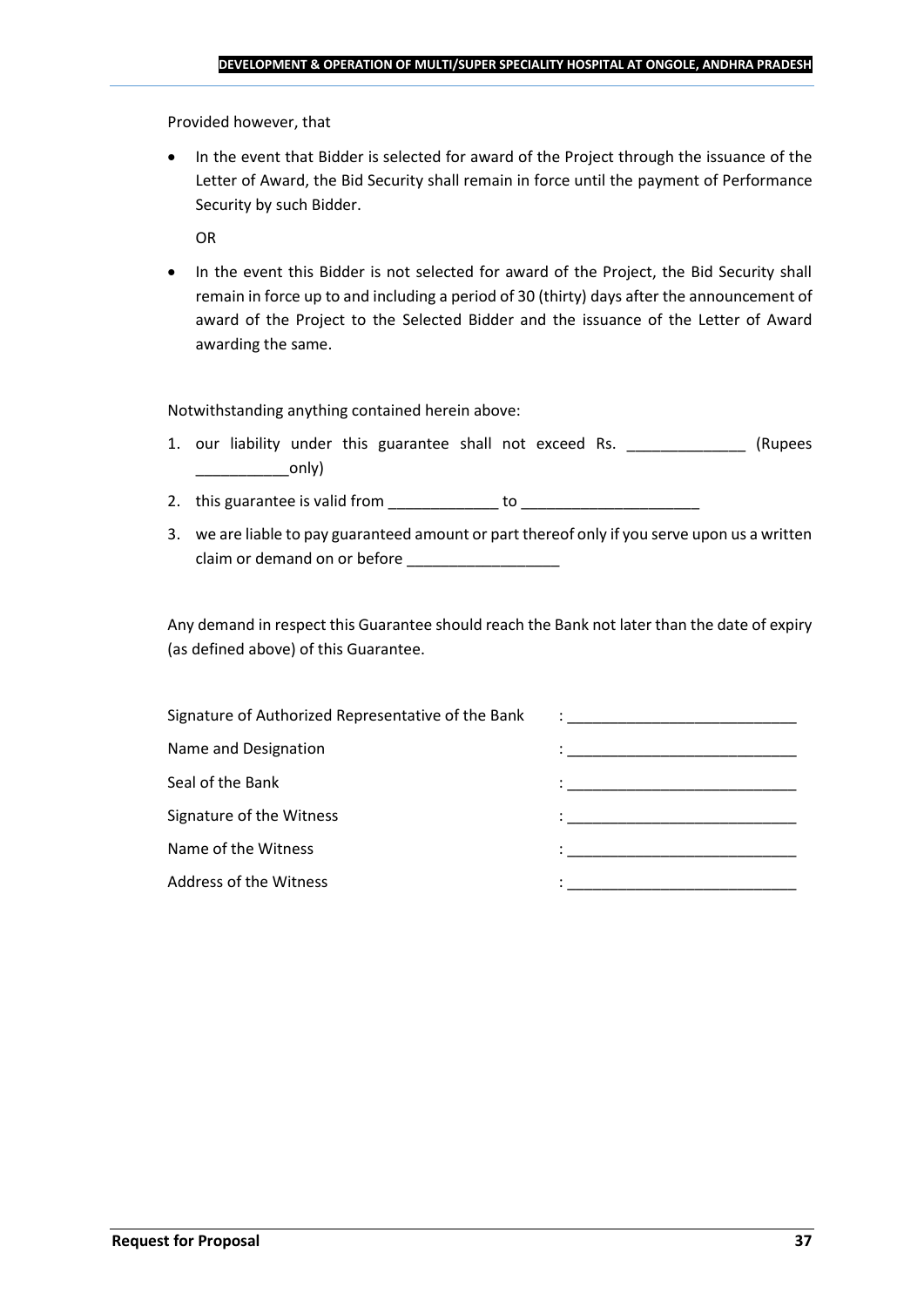Provided however, that

- In the event that Bidder is selected for award of the Project through the issuance of the Letter of Award, the Bid Security shall remain in force until the payment of Performance Security by such Bidder.

  OR

- In the event this Bidder is not selected for award of the Project, the Bid Security shall remain in force up to and including a period of 30 (thirty) days after the announcement of award of the Project to the Selected Bidder and the issuance of the Letter of Award awarding the same.

Notwithstanding anything contained herein above:

1. our liability under this guarantee shall not exceed Rs. ______________ (Rupees ___________only)
2. this guarantee is valid from _____________ to _____________________
3. we are liable to pay guaranteed amount or part thereof only if you serve upon us a written claim or demand on or before __________________

Any demand in respect this Guarantee should reach the Bank not later than the date of expiry (as defined above) of this Guarantee.

Signature of Authorized Representative of the Bank : ___________________________

Name and Designation : ___________________________

Seal of the Bank : ___________________________

Signature of the Witness : ___________________________

Name of the Witness : ___________________________

Address of the Witness : ___________________________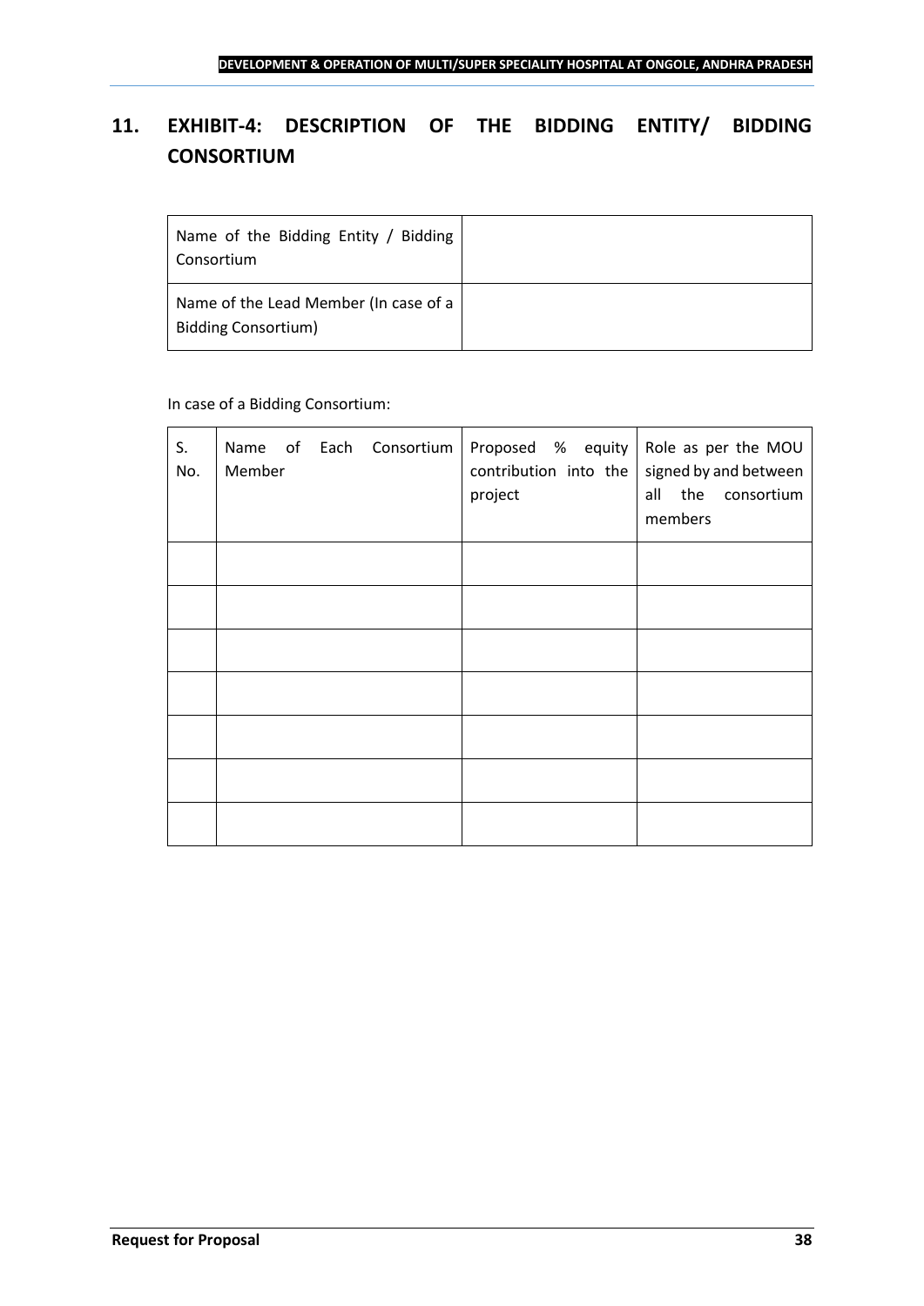## 11. EXHIBIT-4: DESCRIPTION OF THE BIDDING ENTITY/ BIDDING CONSORTIUM

| | |
|---|---|
| Name of the Bidding Entity / Bidding Consortium | |
| Name of the Lead Member (In case of a Bidding Consortium) | |

In case of a Bidding Consortium:

| S. No. | Name of Each Consortium Member | Proposed % equity contribution into the project | Role as per the MOU signed by and between all the consortium members |
|---|---|---|---|
| | | | |
| | | | |
| | | | |
| | | | |
| | | | |
| | | | |
| | | | |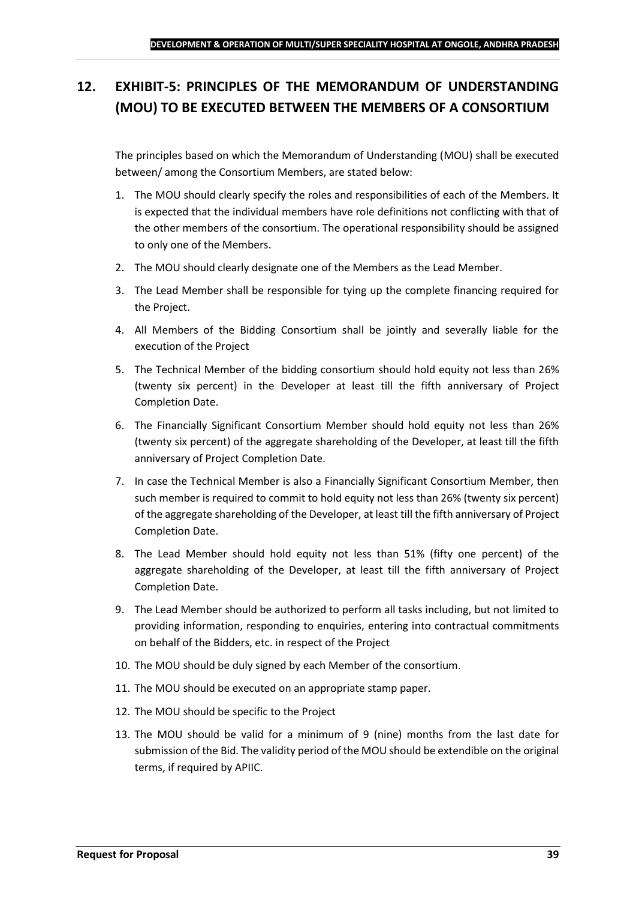## 12. EXHIBIT-5: PRINCIPLES OF THE MEMORANDUM OF UNDERSTANDING (MOU) TO BE EXECUTED BETWEEN THE MEMBERS OF A CONSORTIUM

The principles based on which the Memorandum of Understanding (MOU) shall be executed between/ among the Consortium Members, are stated below:

1. The MOU should clearly specify the roles and responsibilities of each of the Members. It is expected that the individual members have role definitions not conflicting with that of the other members of the consortium. The operational responsibility should be assigned to only one of the Members.
2. The MOU should clearly designate one of the Members as the Lead Member.
3. The Lead Member shall be responsible for tying up the complete financing required for the Project.
4. All Members of the Bidding Consortium shall be jointly and severally liable for the execution of the Project
5. The Technical Member of the bidding consortium should hold equity not less than 26% (twenty six percent) in the Developer at least till the fifth anniversary of Project Completion Date.
6. The Financially Significant Consortium Member should hold equity not less than 26% (twenty six percent) of the aggregate shareholding of the Developer, at least till the fifth anniversary of Project Completion Date.
7. In case the Technical Member is also a Financially Significant Consortium Member, then such member is required to commit to hold equity not less than 26% (twenty six percent) of the aggregate shareholding of the Developer, at least till the fifth anniversary of Project Completion Date.
8. The Lead Member should hold equity not less than 51% (fifty one percent) of the aggregate shareholding of the Developer, at least till the fifth anniversary of Project Completion Date.
9. The Lead Member should be authorized to perform all tasks including, but not limited to providing information, responding to enquiries, entering into contractual commitments on behalf of the Bidders, etc. in respect of the Project
10. The MOU should be duly signed by each Member of the consortium.
11. The MOU should be executed on an appropriate stamp paper.
12. The MOU should be specific to the Project
13. The MOU should be valid for a minimum of 9 (nine) months from the last date for submission of the Bid. The validity period of the MOU should be extendible on the original terms, if required by APIIC.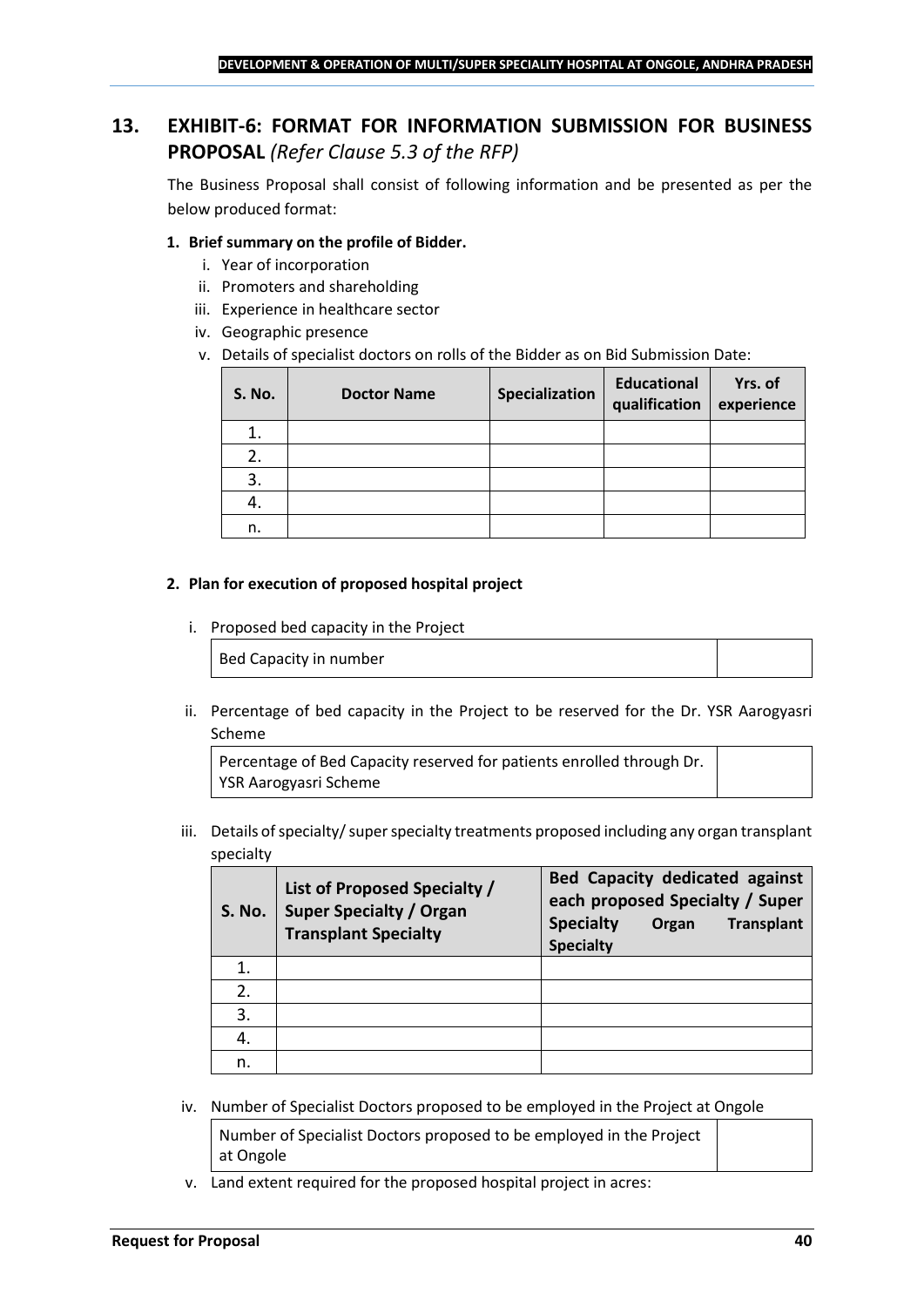## 13. EXHIBIT-6: FORMAT FOR INFORMATION SUBMISSION FOR BUSINESS PROPOSAL *(Refer Clause 5.3 of the RFP)*

The Business Proposal shall consist of following information and be presented as per the below produced format:

**1. Brief summary on the profile of Bidder.**

i. Year of incorporation
ii. Promoters and shareholding
iii. Experience in healthcare sector
iv. Geographic presence
v. Details of specialist doctors on rolls of the Bidder as on Bid Submission Date:

| S. No. | Doctor Name | Specialization | Educational qualification | Yrs. of experience |
|---|---|---|---|---|
| 1. | | | | |
| 2. | | | | |
| 3. | | | | |
| 4. | | | | |
| n. | | | | |

**2. Plan for execution of proposed hospital project**

i. Proposed bed capacity in the Project

| Bed Capacity in number | |
|---|---|

ii. Percentage of bed capacity in the Project to be reserved for the Dr. YSR Aarogyasri Scheme

| Percentage of Bed Capacity reserved for patients enrolled through Dr. YSR Aarogyasri Scheme | |
|---|---|

iii. Details of specialty/ super specialty treatments proposed including any organ transplant specialty

| S. No. | List of Proposed Specialty / Super Specialty / Organ Transplant Specialty | Bed Capacity dedicated against each proposed Specialty / Super Specialty Organ Transplant Specialty |
|---|---|---|
| 1. | | |
| 2. | | |
| 3. | | |
| 4. | | |
| n. | | |

iv. Number of Specialist Doctors proposed to be employed in the Project at Ongole

| Number of Specialist Doctors proposed to be employed in the Project at Ongole | |
|---|---|

v. Land extent required for the proposed hospital project in acres: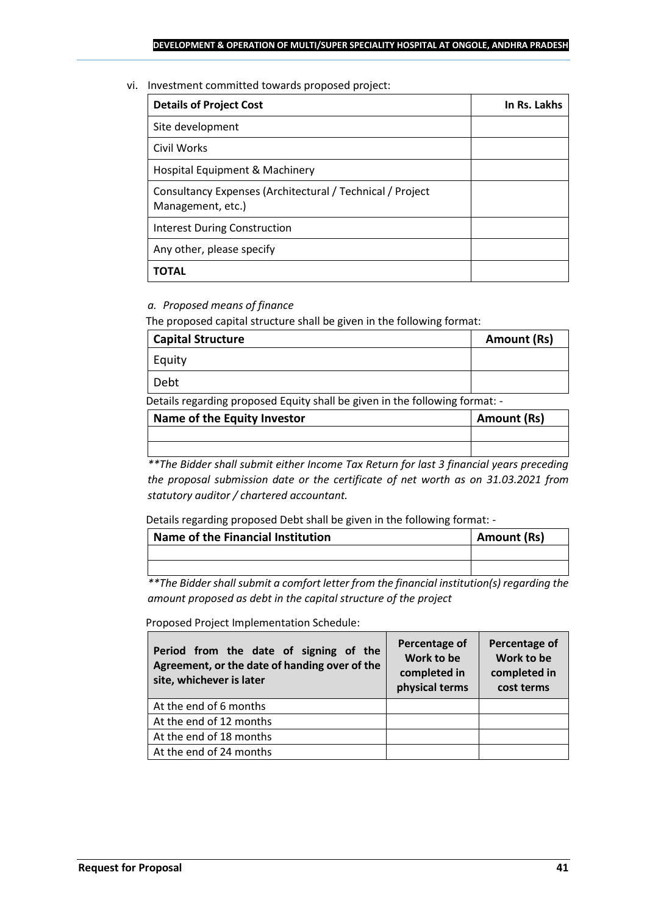vi. Investment committed towards proposed project:

| Details of Project Cost | In Rs. Lakhs |
| --- | --- |
| Site development | |
| Civil Works | |
| Hospital Equipment & Machinery | |
| Consultancy Expenses (Architectural / Technical / Project Management, etc.) | |
| Interest During Construction | |
| Any other, please specify | |
| **TOTAL** | |

*a. Proposed means of finance*

The proposed capital structure shall be given in the following format:

| Capital Structure | Amount (Rs) |
| --- | --- |
| Equity | |
| Debt | |

Details regarding proposed Equity shall be given in the following format: -

| Name of the Equity Investor | Amount (Rs) |
| --- | --- |
| | |
| | |

***The Bidder shall submit either Income Tax Return for last 3 financial years preceding the proposal submission date or the certificate of net worth as on 31.03.2021 from statutory auditor / chartered accountant.*

Details regarding proposed Debt shall be given in the following format: -

| Name of the Financial Institution | Amount (Rs) |
| --- | --- |
| | |
| | |

***The Bidder shall submit a comfort letter from the financial institution(s) regarding the amount proposed as debt in the capital structure of the project*

Proposed Project Implementation Schedule:

| Period from the date of signing of the Agreement, or the date of handing over of the site, whichever is later | Percentage of Work to be completed in physical terms | Percentage of Work to be completed in cost terms |
| --- | --- | --- |
| At the end of 6 months | | |
| At the end of 12 months | | |
| At the end of 18 months | | |
| At the end of 24 months | | |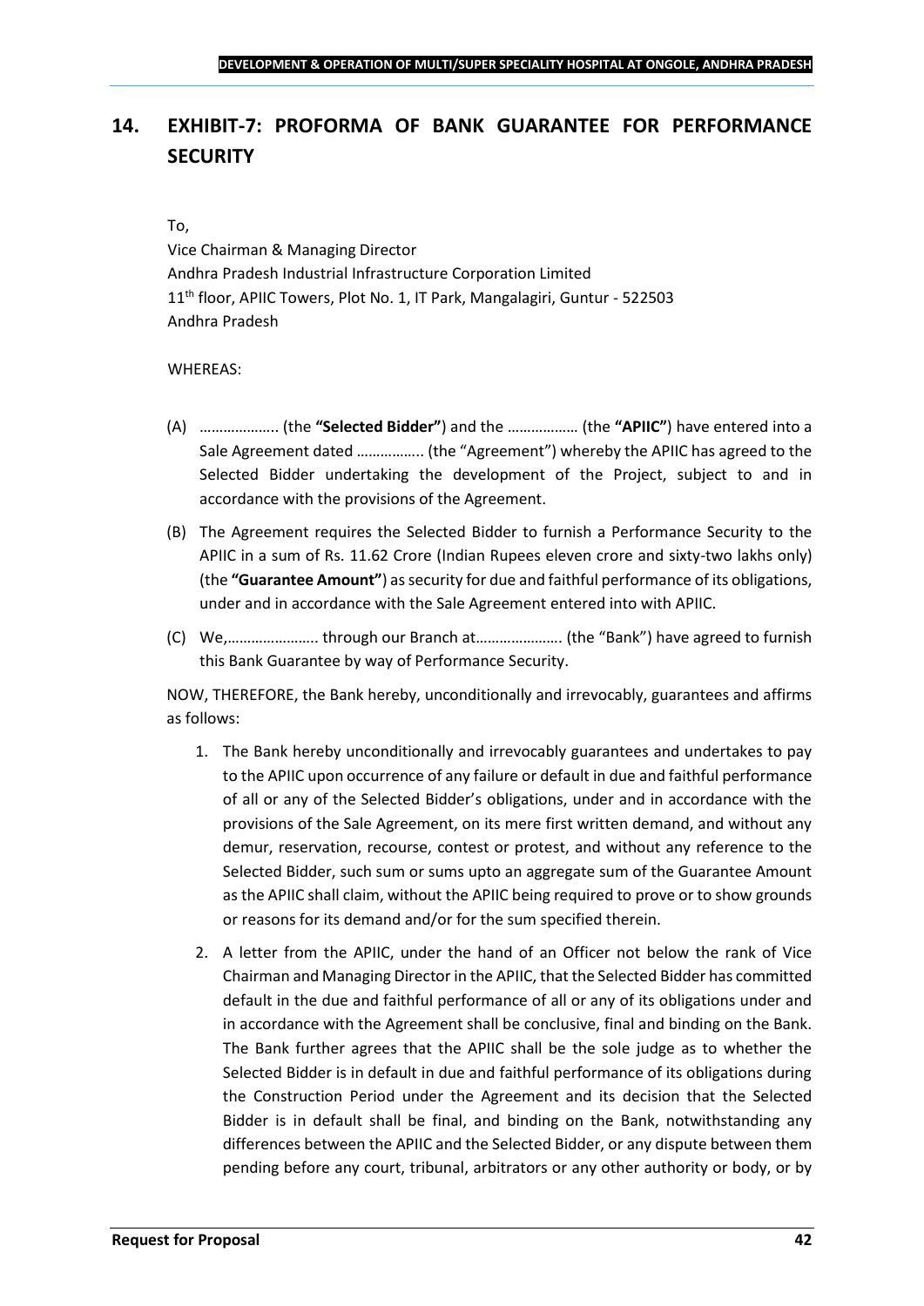## 14. EXHIBIT-7: PROFORMA OF BANK GUARANTEE FOR PERFORMANCE SECURITY

To,

Vice Chairman & Managing Director
Andhra Pradesh Industrial Infrastructure Corporation Limited
11th floor, APIIC Towers, Plot No. 1, IT Park, Mangalagiri, Guntur - 522503
Andhra Pradesh

WHEREAS:

(A) ……………….. (the **"Selected Bidder"**) and the ……………… (the **"APIIC"**) have entered into a Sale Agreement dated …………….. (the "Agreement") whereby the APIIC has agreed to the Selected Bidder undertaking the development of the Project, subject to and in accordance with the provisions of the Agreement.

(B) The Agreement requires the Selected Bidder to furnish a Performance Security to the APIIC in a sum of Rs. 11.62 Crore (Indian Rupees eleven crore and sixty-two lakhs only) (the **"Guarantee Amount"**) as security for due and faithful performance of its obligations, under and in accordance with the Sale Agreement entered into with APIIC.

(C) We,………………….. through our Branch at…………………. (the "Bank") have agreed to furnish this Bank Guarantee by way of Performance Security.

NOW, THEREFORE, the Bank hereby, unconditionally and irrevocably, guarantees and affirms as follows:

1. The Bank hereby unconditionally and irrevocably guarantees and undertakes to pay to the APIIC upon occurrence of any failure or default in due and faithful performance of all or any of the Selected Bidder's obligations, under and in accordance with the provisions of the Sale Agreement, on its mere first written demand, and without any demur, reservation, recourse, contest or protest, and without any reference to the Selected Bidder, such sum or sums upto an aggregate sum of the Guarantee Amount as the APIIC shall claim, without the APIIC being required to prove or to show grounds or reasons for its demand and/or for the sum specified therein.

2. A letter from the APIIC, under the hand of an Officer not below the rank of Vice Chairman and Managing Director in the APIIC, that the Selected Bidder has committed default in the due and faithful performance of all or any of its obligations under and in accordance with the Agreement shall be conclusive, final and binding on the Bank. The Bank further agrees that the APIIC shall be the sole judge as to whether the Selected Bidder is in default in due and faithful performance of its obligations during the Construction Period under the Agreement and its decision that the Selected Bidder is in default shall be final, and binding on the Bank, notwithstanding any differences between the APIIC and the Selected Bidder, or any dispute between them pending before any court, tribunal, arbitrators or any other authority or body, or by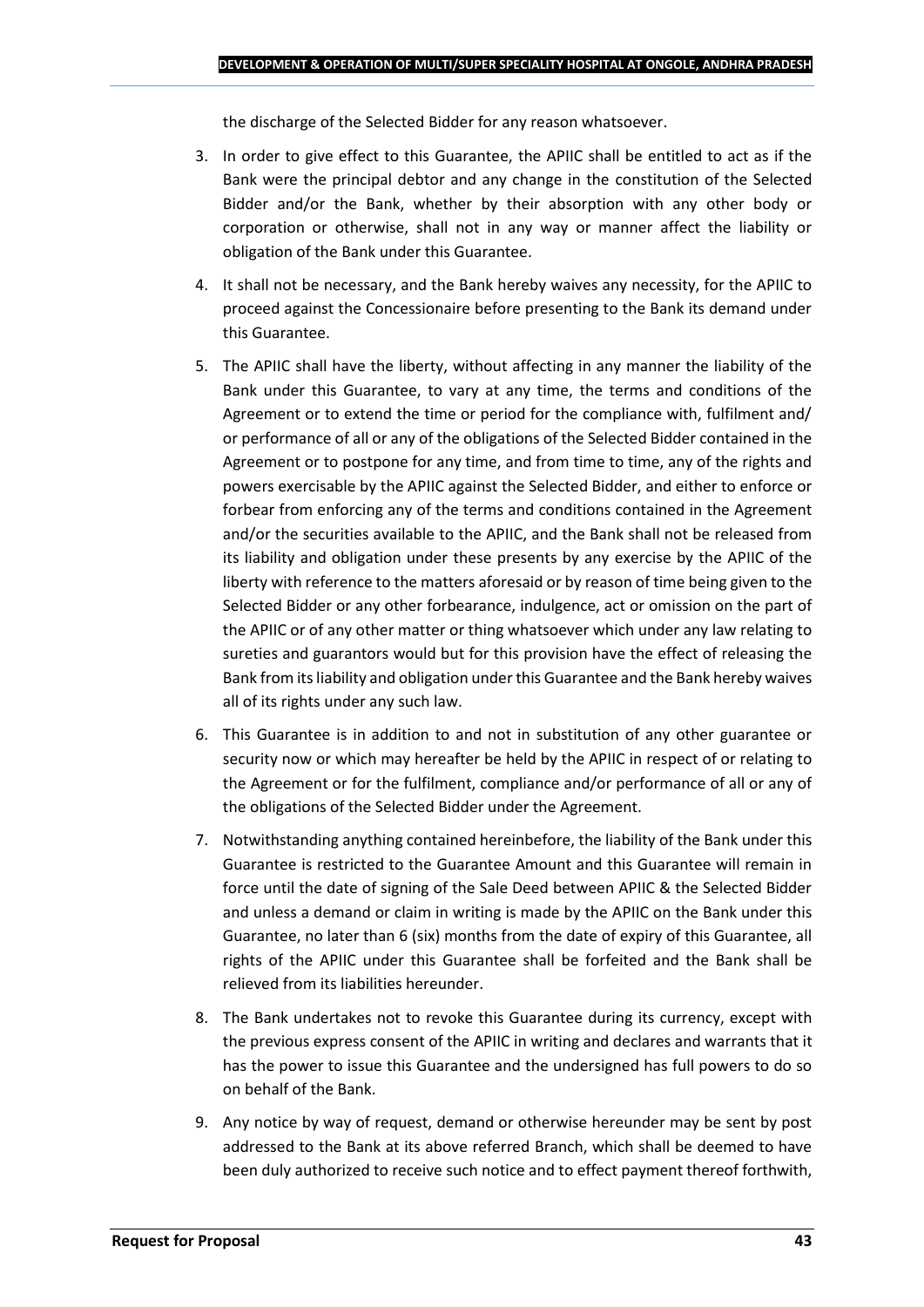the discharge of the Selected Bidder for any reason whatsoever.

3. In order to give effect to this Guarantee, the APIIC shall be entitled to act as if the Bank were the principal debtor and any change in the constitution of the Selected Bidder and/or the Bank, whether by their absorption with any other body or corporation or otherwise, shall not in any way or manner affect the liability or obligation of the Bank under this Guarantee.

4. It shall not be necessary, and the Bank hereby waives any necessity, for the APIIC to proceed against the Concessionaire before presenting to the Bank its demand under this Guarantee.

5. The APIIC shall have the liberty, without affecting in any manner the liability of the Bank under this Guarantee, to vary at any time, the terms and conditions of the Agreement or to extend the time or period for the compliance with, fulfilment and/ or performance of all or any of the obligations of the Selected Bidder contained in the Agreement or to postpone for any time, and from time to time, any of the rights and powers exercisable by the APIIC against the Selected Bidder, and either to enforce or forbear from enforcing any of the terms and conditions contained in the Agreement and/or the securities available to the APIIC, and the Bank shall not be released from its liability and obligation under these presents by any exercise by the APIIC of the liberty with reference to the matters aforesaid or by reason of time being given to the Selected Bidder or any other forbearance, indulgence, act or omission on the part of the APIIC or of any other matter or thing whatsoever which under any law relating to sureties and guarantors would but for this provision have the effect of releasing the Bank from its liability and obligation under this Guarantee and the Bank hereby waives all of its rights under any such law.

6. This Guarantee is in addition to and not in substitution of any other guarantee or security now or which may hereafter be held by the APIIC in respect of or relating to the Agreement or for the fulfilment, compliance and/or performance of all or any of the obligations of the Selected Bidder under the Agreement.

7. Notwithstanding anything contained hereinbefore, the liability of the Bank under this Guarantee is restricted to the Guarantee Amount and this Guarantee will remain in force until the date of signing of the Sale Deed between APIIC & the Selected Bidder and unless a demand or claim in writing is made by the APIIC on the Bank under this Guarantee, no later than 6 (six) months from the date of expiry of this Guarantee, all rights of the APIIC under this Guarantee shall be forfeited and the Bank shall be relieved from its liabilities hereunder.

8. The Bank undertakes not to revoke this Guarantee during its currency, except with the previous express consent of the APIIC in writing and declares and warrants that it has the power to issue this Guarantee and the undersigned has full powers to do so on behalf of the Bank.

9. Any notice by way of request, demand or otherwise hereunder may be sent by post addressed to the Bank at its above referred Branch, which shall be deemed to have been duly authorized to receive such notice and to effect payment thereof forthwith,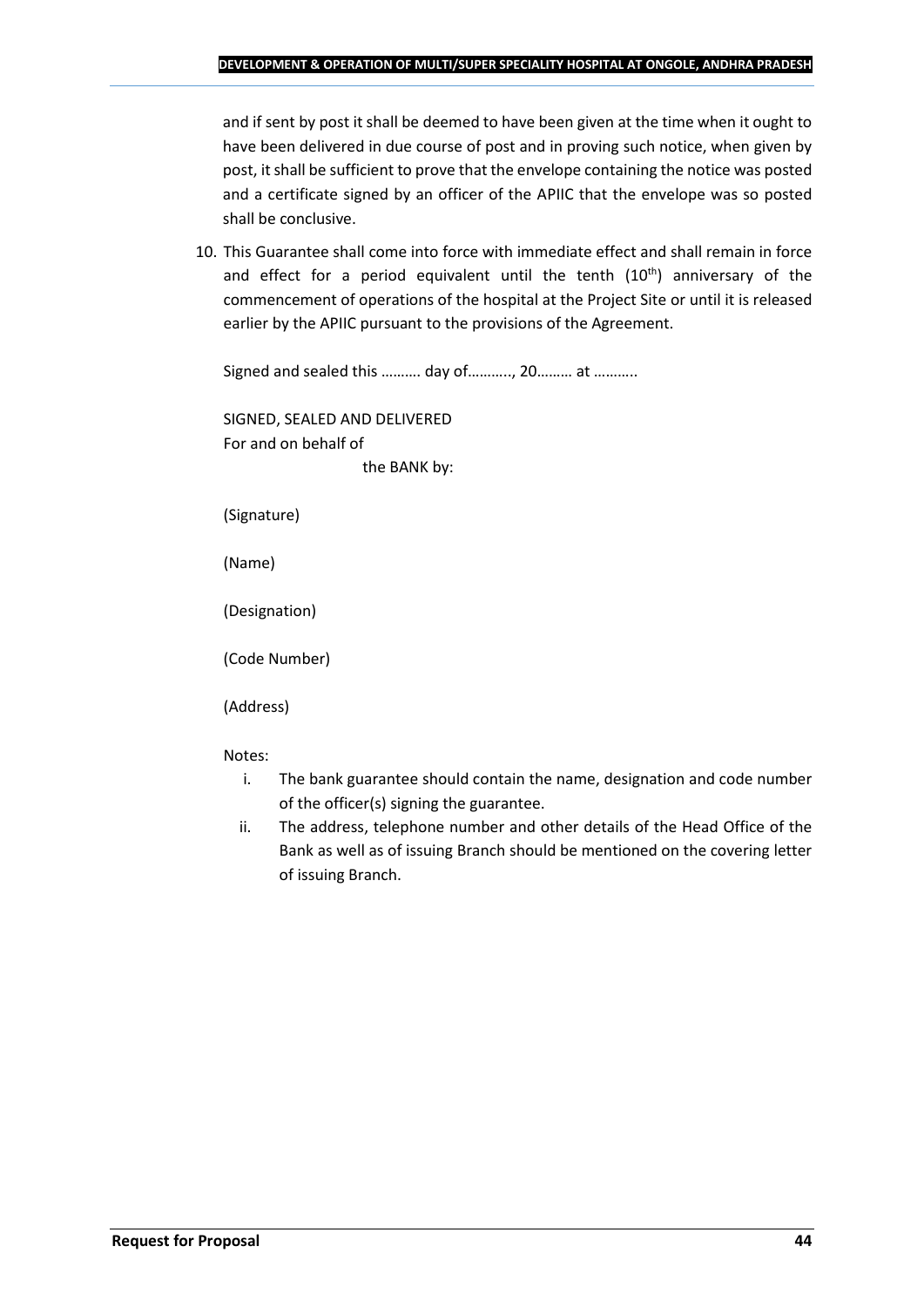and if sent by post it shall be deemed to have been given at the time when it ought to have been delivered in due course of post and in proving such notice, when given by post, it shall be sufficient to prove that the envelope containing the notice was posted and a certificate signed by an officer of the APIIC that the envelope was so posted shall be conclusive.

10. This Guarantee shall come into force with immediate effect and shall remain in force and effect for a period equivalent until the tenth (10th) anniversary of the commencement of operations of the hospital at the Project Site or until it is released earlier by the APIIC pursuant to the provisions of the Agreement.

    Signed and sealed this ………. day of……….., 20……… at ………..

    SIGNED, SEALED AND DELIVERED
    For and on behalf of
    the BANK by:

    (Signature)

    (Name)

    (Designation)

    (Code Number)

    (Address)

    Notes:

    i. The bank guarantee should contain the name, designation and code number of the officer(s) signing the guarantee.
    ii. The address, telephone number and other details of the Head Office of the Bank as well as of issuing Branch should be mentioned on the covering letter of issuing Branch.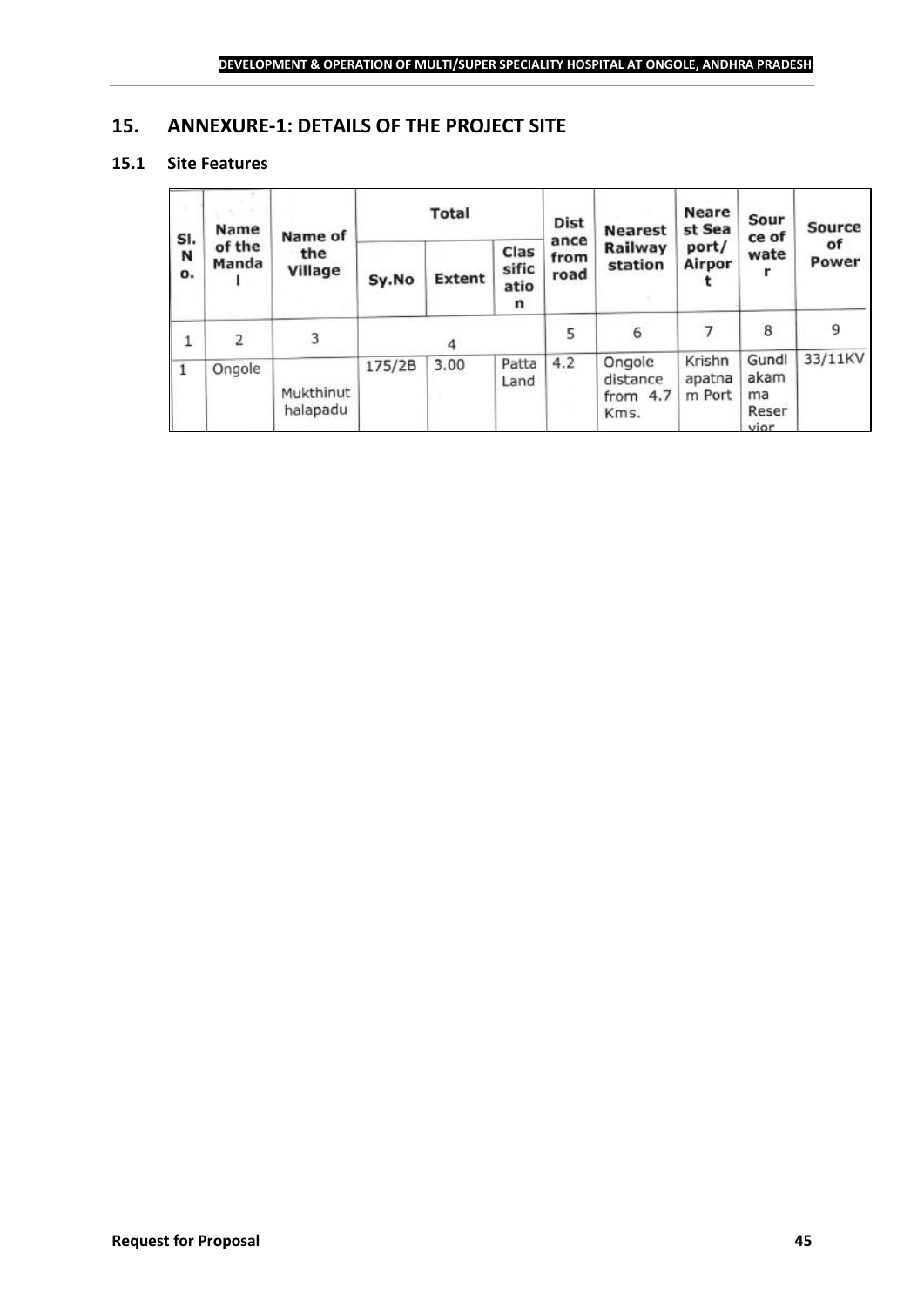## 15. ANNEXURE-1: DETAILS OF THE PROJECT SITE

### 15.1 Site Features

| Sl. No. | Name of the Mandal | Name of the Village | Total | | | Distance from road | Nearest Railway station | Nearest Sea port/ Airport | Source of water | Source of Power |
|---|---|---|---|---|---|---|---|---|---|---|
| | | | Sy.No | Extent | Classification | | | | | |
| 1 | 2 | 3 | 4 | | | 5 | 6 | 7 | 8 | 9 |
| 1 | Ongole | Mukthinuthalapadu | 175/2B | 3.00 | Patta Land | 4.2 | Ongole distance from 4.7 Kms. | Krishnapatnam Port | Gundlakamma Reservior | 33/11KV |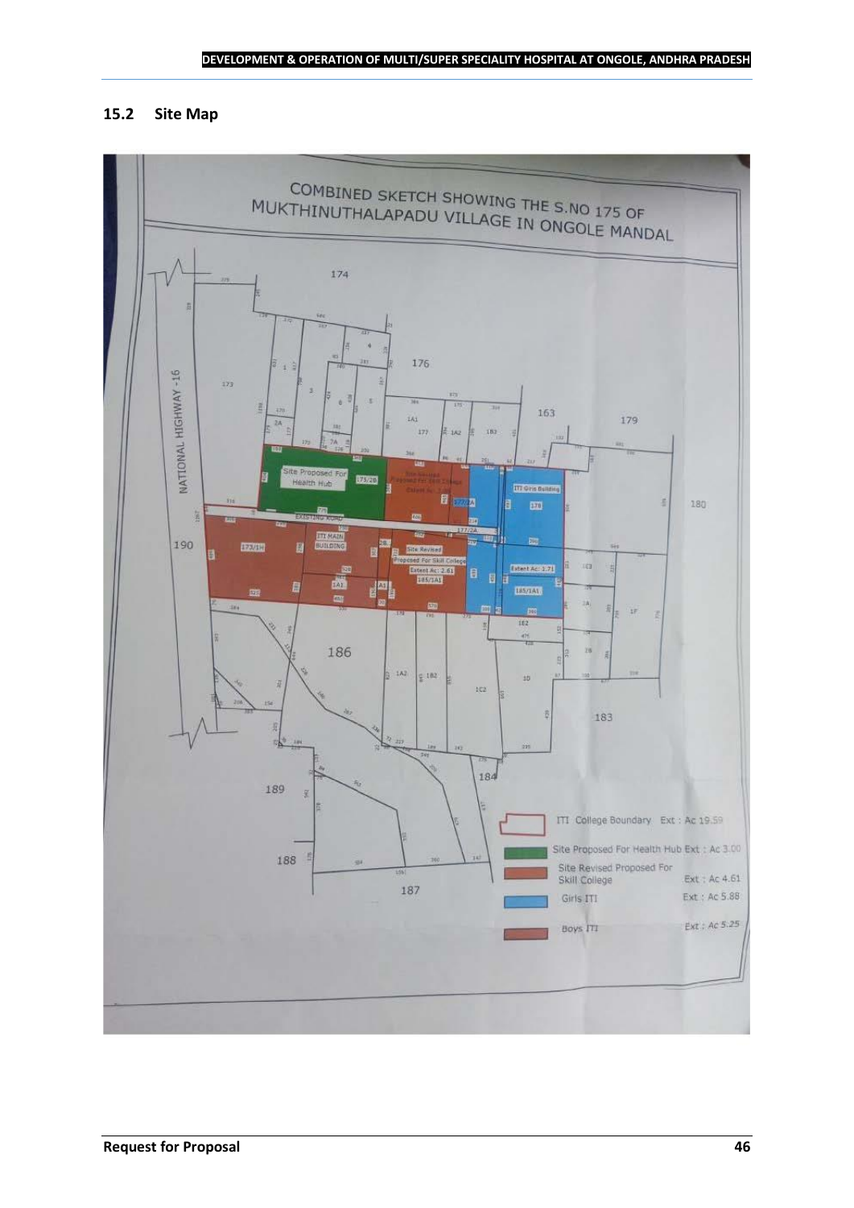## 15.2 Site Map

COMBINED SKETCH SHOWING THE S.NO 175 OF MUKTHINUTHALAPADU VILLAGE IN ONGOLE MANDAL

| Legend | Extent |
|---|---|
| ITI College Boundary | Ext : Ac 19.59 |
| Site Proposed For Health Hub | Ext : Ac 3.00 |
| Site Revised Proposed For Skill College | Ext : Ac 4.61 |
| Girls ITI | Ext : Ac 5.88 |
| Boys ITI | Ext : Ac 5.25 |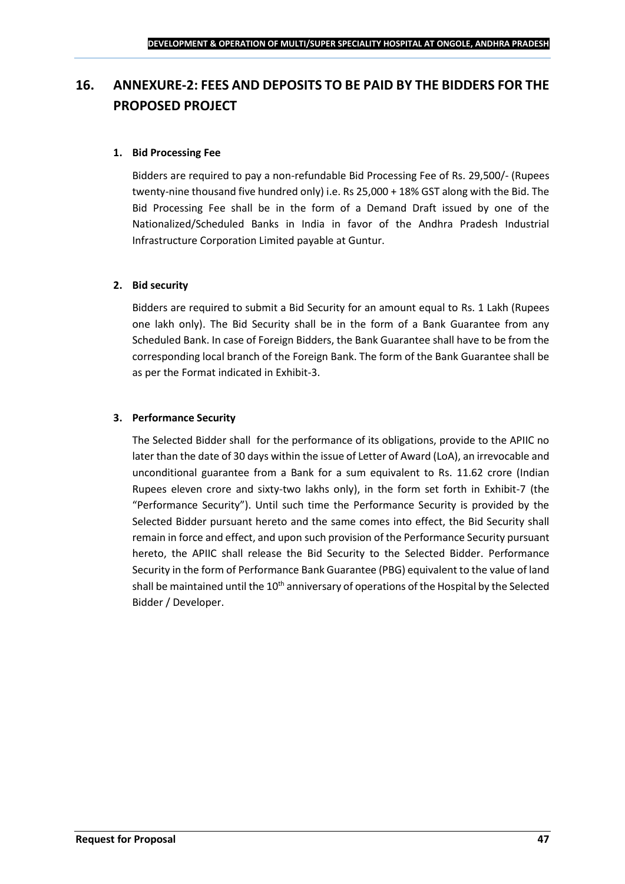# 16. ANNEXURE-2: FEES AND DEPOSITS TO BE PAID BY THE BIDDERS FOR THE PROPOSED PROJECT

**1. Bid Processing Fee**

Bidders are required to pay a non-refundable Bid Processing Fee of Rs. 29,500/- (Rupees twenty-nine thousand five hundred only) i.e. Rs 25,000 + 18% GST along with the Bid. The Bid Processing Fee shall be in the form of a Demand Draft issued by one of the Nationalized/Scheduled Banks in India in favor of the Andhra Pradesh Industrial Infrastructure Corporation Limited payable at Guntur.

**2. Bid security**

Bidders are required to submit a Bid Security for an amount equal to Rs. 1 Lakh (Rupees one lakh only). The Bid Security shall be in the form of a Bank Guarantee from any Scheduled Bank. In case of Foreign Bidders, the Bank Guarantee shall have to be from the corresponding local branch of the Foreign Bank. The form of the Bank Guarantee shall be as per the Format indicated in Exhibit-3.

**3. Performance Security**

The Selected Bidder shall for the performance of its obligations, provide to the APIIC no later than the date of 30 days within the issue of Letter of Award (LoA), an irrevocable and unconditional guarantee from a Bank for a sum equivalent to Rs. 11.62 crore (Indian Rupees eleven crore and sixty-two lakhs only), in the form set forth in Exhibit-7 (the "Performance Security"). Until such time the Performance Security is provided by the Selected Bidder pursuant hereto and the same comes into effect, the Bid Security shall remain in force and effect, and upon such provision of the Performance Security pursuant hereto, the APIIC shall release the Bid Security to the Selected Bidder. Performance Security in the form of Performance Bank Guarantee (PBG) equivalent to the value of land shall be maintained until the 10th anniversary of operations of the Hospital by the Selected Bidder / Developer.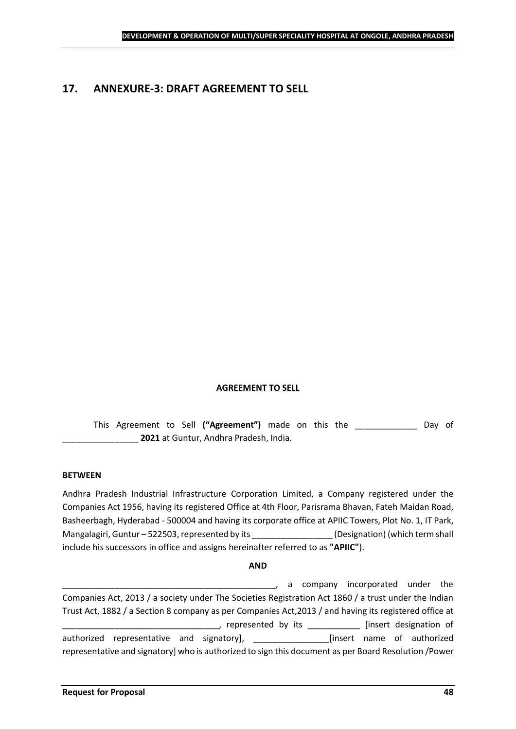## 17. ANNEXURE-3: DRAFT AGREEMENT TO SELL

**AGREEMENT TO SELL**

This Agreement to Sell **("Agreement")** made on this the _____________ Day of ________________ **2021** at Guntur, Andhra Pradesh, India.

**BETWEEN**

Andhra Pradesh Industrial Infrastructure Corporation Limited, a Company registered under the Companies Act 1956, having its registered Office at 4th Floor, Parisrama Bhavan, Fateh Maidan Road, Basheerbagh, Hyderabad - 500004 and having its corporate office at APIIC Towers, Plot No. 1, IT Park, Mangalagiri, Guntur – 522503, represented by its _________________ (Designation) (which term shall include his successors in office and assigns hereinafter referred to as **"APIIC"**).

**AND**

_______________________________________________, a company incorporated under the Companies Act, 2013 / a society under The Societies Registration Act 1860 / a trust under the Indian Trust Act, 1882 / a Section 8 company as per Companies Act,2013 / and having its registered office at __________________________________, represented by its ___________ [insert designation of authorized representative and signatory], ________________[insert name of authorized representative and signatory] who is authorized to sign this document as per Board Resolution /Power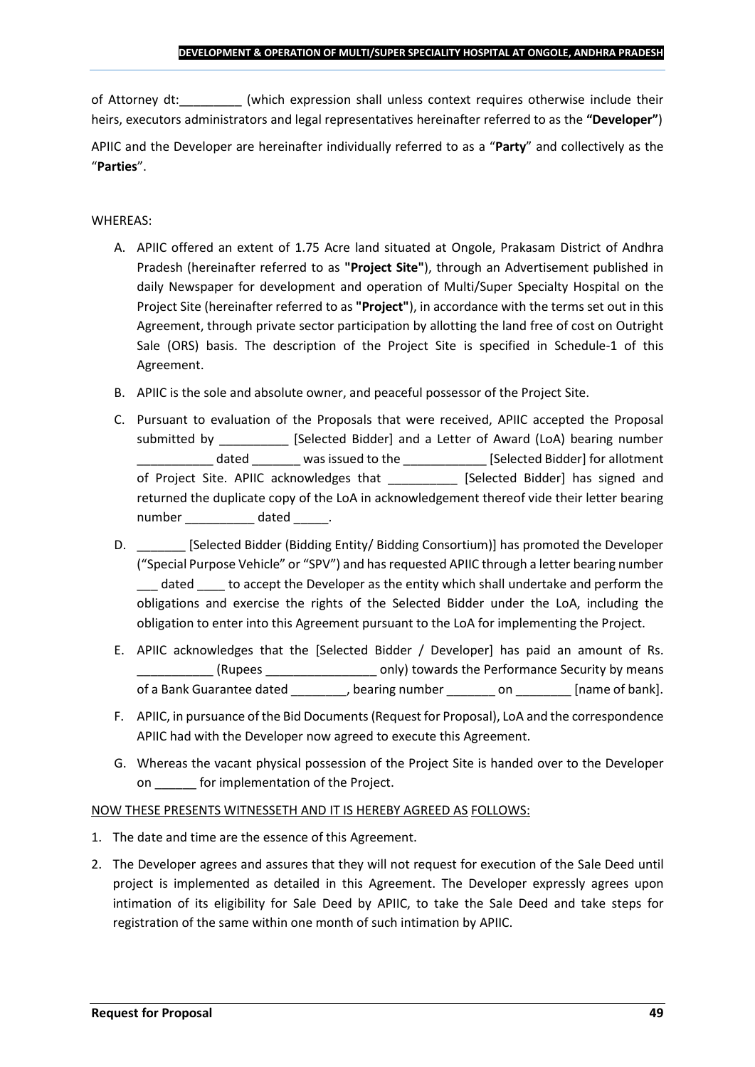of Attorney dt:_________ (which expression shall unless context requires otherwise include their heirs, executors administrators and legal representatives hereinafter referred to as the **"Developer"**)

APIIC and the Developer are hereinafter individually referred to as a "**Party**" and collectively as the "**Parties**".

WHEREAS:

A. APIIC offered an extent of 1.75 Acre land situated at Ongole, Prakasam District of Andhra Pradesh (hereinafter referred to as **"Project Site"**), through an Advertisement published in daily Newspaper for development and operation of Multi/Super Specialty Hospital on the Project Site (hereinafter referred to as **"Project"**), in accordance with the terms set out in this Agreement, through private sector participation by allotting the land free of cost on Outright Sale (ORS) basis. The description of the Project Site is specified in Schedule-1 of this Agreement.

B. APIIC is the sole and absolute owner, and peaceful possessor of the Project Site.

C. Pursuant to evaluation of the Proposals that were received, APIIC accepted the Proposal submitted by __________ [Selected Bidder] and a Letter of Award (LoA) bearing number ___________ dated _______ was issued to the ____________ [Selected Bidder] for allotment of Project Site. APIIC acknowledges that __________ [Selected Bidder] has signed and returned the duplicate copy of the LoA in acknowledgement thereof vide their letter bearing number __________ dated _____.

D. _______ [Selected Bidder (Bidding Entity/ Bidding Consortium)] has promoted the Developer ("Special Purpose Vehicle" or "SPV") and has requested APIIC through a letter bearing number ___ dated ____ to accept the Developer as the entity which shall undertake and perform the obligations and exercise the rights of the Selected Bidder under the LoA, including the obligation to enter into this Agreement pursuant to the LoA for implementing the Project.

E. APIIC acknowledges that the [Selected Bidder / Developer] has paid an amount of Rs. ___________ (Rupees ________________ only) towards the Performance Security by means of a Bank Guarantee dated ________, bearing number _______ on ________ [name of bank].

F. APIIC, in pursuance of the Bid Documents (Request for Proposal), LoA and the correspondence APIIC had with the Developer now agreed to execute this Agreement.

G. Whereas the vacant physical possession of the Project Site is handed over to the Developer on ______ for implementation of the Project.

<u>NOW THESE PRESENTS WITNESSETH AND IT IS HEREBY AGREED AS FOLLOWS:</u>

1. The date and time are the essence of this Agreement.

2. The Developer agrees and assures that they will not request for execution of the Sale Deed until project is implemented as detailed in this Agreement. The Developer expressly agrees upon intimation of its eligibility for Sale Deed by APIIC, to take the Sale Deed and take steps for registration of the same within one month of such intimation by APIIC.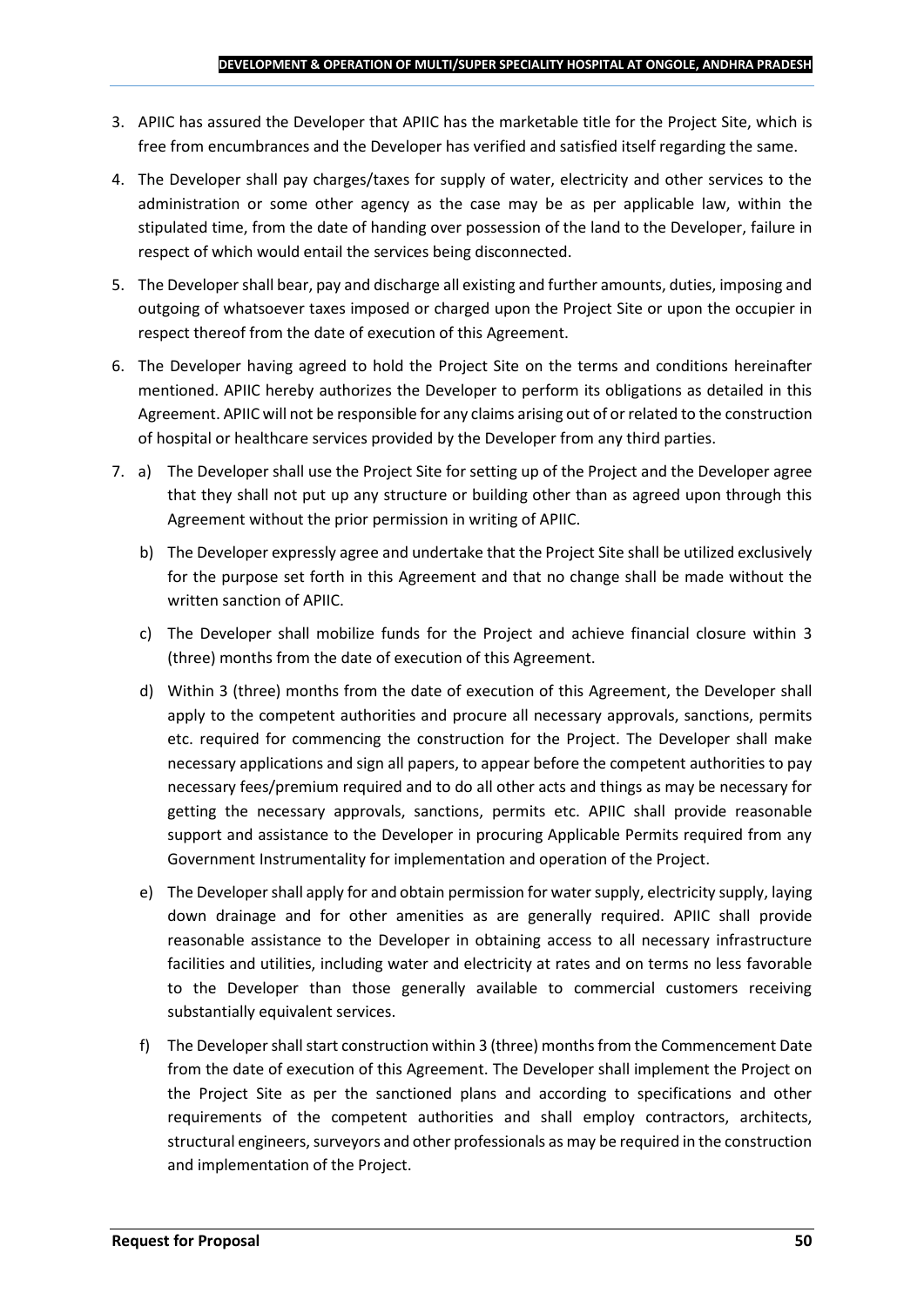3. APIIC has assured the Developer that APIIC has the marketable title for the Project Site, which is free from encumbrances and the Developer has verified and satisfied itself regarding the same.

4. The Developer shall pay charges/taxes for supply of water, electricity and other services to the administration or some other agency as the case may be as per applicable law, within the stipulated time, from the date of handing over possession of the land to the Developer, failure in respect of which would entail the services being disconnected.

5. The Developer shall bear, pay and discharge all existing and further amounts, duties, imposing and outgoing of whatsoever taxes imposed or charged upon the Project Site or upon the occupier in respect thereof from the date of execution of this Agreement.

6. The Developer having agreed to hold the Project Site on the terms and conditions hereinafter mentioned. APIIC hereby authorizes the Developer to perform its obligations as detailed in this Agreement. APIIC will not be responsible for any claims arising out of or related to the construction of hospital or healthcare services provided by the Developer from any third parties.

7. a) The Developer shall use the Project Site for setting up of the Project and the Developer agree that they shall not put up any structure or building other than as agreed upon through this Agreement without the prior permission in writing of APIIC.

   b) The Developer expressly agree and undertake that the Project Site shall be utilized exclusively for the purpose set forth in this Agreement and that no change shall be made without the written sanction of APIIC.

   c) The Developer shall mobilize funds for the Project and achieve financial closure within 3 (three) months from the date of execution of this Agreement.

   d) Within 3 (three) months from the date of execution of this Agreement, the Developer shall apply to the competent authorities and procure all necessary approvals, sanctions, permits etc. required for commencing the construction for the Project. The Developer shall make necessary applications and sign all papers, to appear before the competent authorities to pay necessary fees/premium required and to do all other acts and things as may be necessary for getting the necessary approvals, sanctions, permits etc. APIIC shall provide reasonable support and assistance to the Developer in procuring Applicable Permits required from any Government Instrumentality for implementation and operation of the Project.

   e) The Developer shall apply for and obtain permission for water supply, electricity supply, laying down drainage and for other amenities as are generally required. APIIC shall provide reasonable assistance to the Developer in obtaining access to all necessary infrastructure facilities and utilities, including water and electricity at rates and on terms no less favorable to the Developer than those generally available to commercial customers receiving substantially equivalent services.

   f) The Developer shall start construction within 3 (three) months from the Commencement Date from the date of execution of this Agreement. The Developer shall implement the Project on the Project Site as per the sanctioned plans and according to specifications and other requirements of the competent authorities and shall employ contractors, architects, structural engineers, surveyors and other professionals as may be required in the construction and implementation of the Project.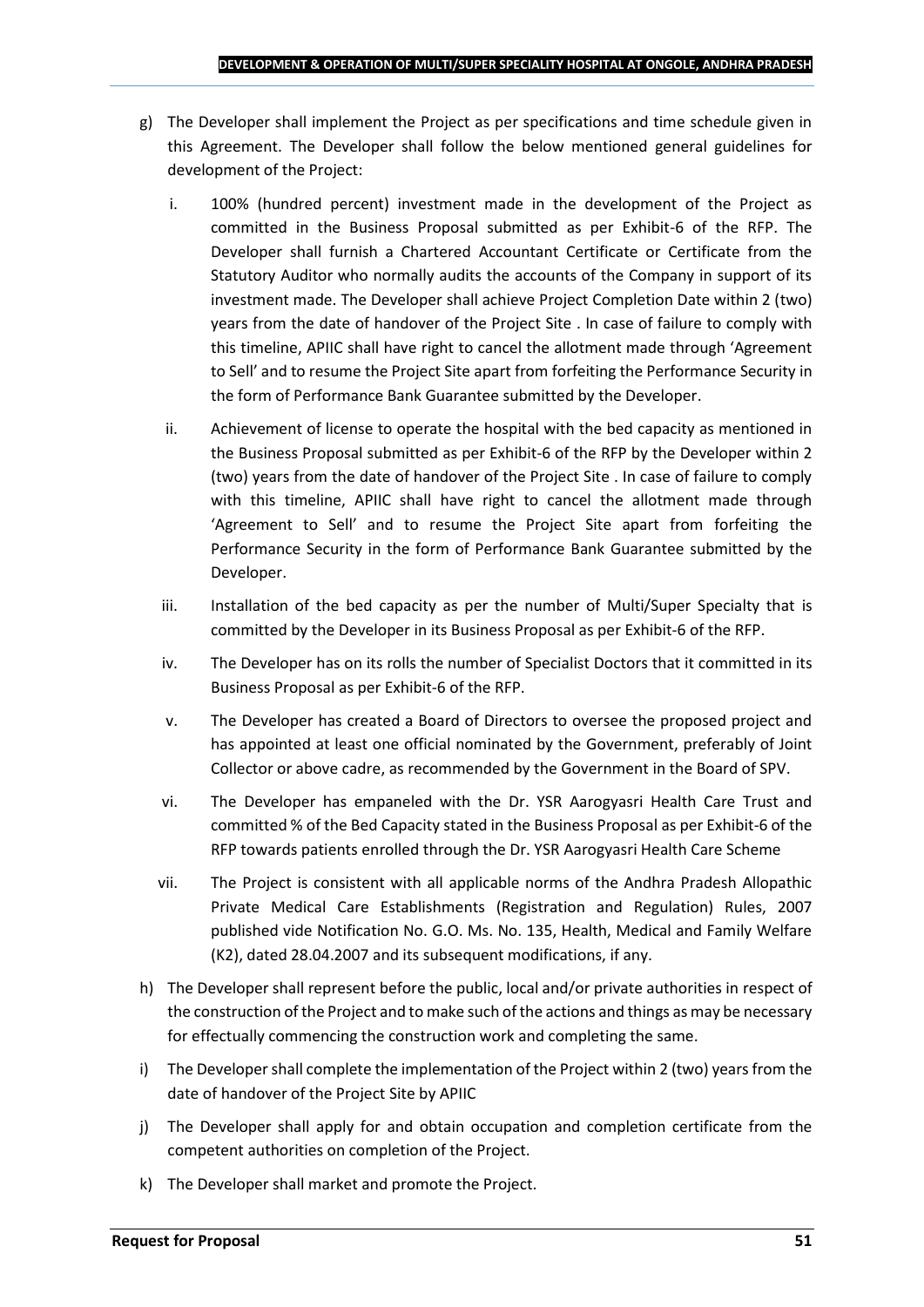g) The Developer shall implement the Project as per specifications and time schedule given in this Agreement. The Developer shall follow the below mentioned general guidelines for development of the Project:

   i. 100% (hundred percent) investment made in the development of the Project as committed in the Business Proposal submitted as per Exhibit-6 of the RFP. The Developer shall furnish a Chartered Accountant Certificate or Certificate from the Statutory Auditor who normally audits the accounts of the Company in support of its investment made. The Developer shall achieve Project Completion Date within 2 (two) years from the date of handover of the Project Site . In case of failure to comply with this timeline, APIIC shall have right to cancel the allotment made through 'Agreement to Sell' and to resume the Project Site apart from forfeiting the Performance Security in the form of Performance Bank Guarantee submitted by the Developer.

   ii. Achievement of license to operate the hospital with the bed capacity as mentioned in the Business Proposal submitted as per Exhibit-6 of the RFP by the Developer within 2 (two) years from the date of handover of the Project Site . In case of failure to comply with this timeline, APIIC shall have right to cancel the allotment made through 'Agreement to Sell' and to resume the Project Site apart from forfeiting the Performance Security in the form of Performance Bank Guarantee submitted by the Developer.

   iii. Installation of the bed capacity as per the number of Multi/Super Specialty that is committed by the Developer in its Business Proposal as per Exhibit-6 of the RFP.

   iv. The Developer has on its rolls the number of Specialist Doctors that it committed in its Business Proposal as per Exhibit-6 of the RFP.

   v. The Developer has created a Board of Directors to oversee the proposed project and has appointed at least one official nominated by the Government, preferably of Joint Collector or above cadre, as recommended by the Government in the Board of SPV.

   vi. The Developer has empaneled with the Dr. YSR Aarogyasri Health Care Trust and committed % of the Bed Capacity stated in the Business Proposal as per Exhibit-6 of the RFP towards patients enrolled through the Dr. YSR Aarogyasri Health Care Scheme

   vii. The Project is consistent with all applicable norms of the Andhra Pradesh Allopathic Private Medical Care Establishments (Registration and Regulation) Rules, 2007 published vide Notification No. G.O. Ms. No. 135, Health, Medical and Family Welfare (K2), dated 28.04.2007 and its subsequent modifications, if any.

h) The Developer shall represent before the public, local and/or private authorities in respect of the construction of the Project and to make such of the actions and things as may be necessary for effectually commencing the construction work and completing the same.

i) The Developer shall complete the implementation of the Project within 2 (two) years from the date of handover of the Project Site by APIIC

j) The Developer shall apply for and obtain occupation and completion certificate from the competent authorities on completion of the Project.

k) The Developer shall market and promote the Project.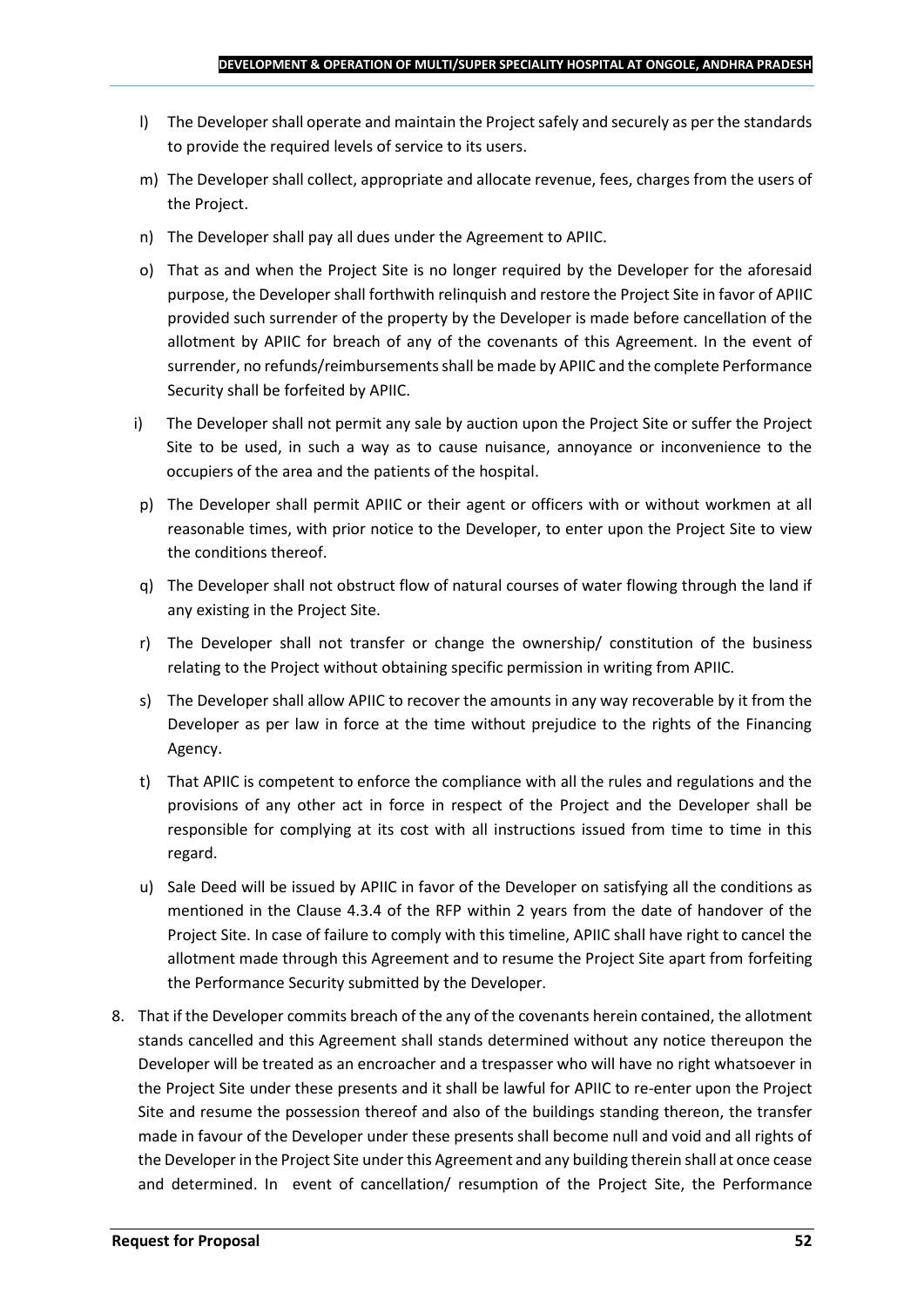l) The Developer shall operate and maintain the Project safely and securely as per the standards to provide the required levels of service to its users.

m) The Developer shall collect, appropriate and allocate revenue, fees, charges from the users of the Project.

n) The Developer shall pay all dues under the Agreement to APIIC.

o) That as and when the Project Site is no longer required by the Developer for the aforesaid purpose, the Developer shall forthwith relinquish and restore the Project Site in favor of APIIC provided such surrender of the property by the Developer is made before cancellation of the allotment by APIIC for breach of any of the covenants of this Agreement. In the event of surrender, no refunds/reimbursements shall be made by APIIC and the complete Performance Security shall be forfeited by APIIC.

i) The Developer shall not permit any sale by auction upon the Project Site or suffer the Project Site to be used, in such a way as to cause nuisance, annoyance or inconvenience to the occupiers of the area and the patients of the hospital.

p) The Developer shall permit APIIC or their agent or officers with or without workmen at all reasonable times, with prior notice to the Developer, to enter upon the Project Site to view the conditions thereof.

q) The Developer shall not obstruct flow of natural courses of water flowing through the land if any existing in the Project Site.

r) The Developer shall not transfer or change the ownership/ constitution of the business relating to the Project without obtaining specific permission in writing from APIIC.

s) The Developer shall allow APIIC to recover the amounts in any way recoverable by it from the Developer as per law in force at the time without prejudice to the rights of the Financing Agency.

t) That APIIC is competent to enforce the compliance with all the rules and regulations and the provisions of any other act in force in respect of the Project and the Developer shall be responsible for complying at its cost with all instructions issued from time to time in this regard.

u) Sale Deed will be issued by APIIC in favor of the Developer on satisfying all the conditions as mentioned in the Clause 4.3.4 of the RFP within 2 years from the date of handover of the Project Site. In case of failure to comply with this timeline, APIIC shall have right to cancel the allotment made through this Agreement and to resume the Project Site apart from forfeiting the Performance Security submitted by the Developer.

8. That if the Developer commits breach of the any of the covenants herein contained, the allotment stands cancelled and this Agreement shall stands determined without any notice thereupon the Developer will be treated as an encroacher and a trespasser who will have no right whatsoever in the Project Site under these presents and it shall be lawful for APIIC to re-enter upon the Project Site and resume the possession thereof and also of the buildings standing thereon, the transfer made in favour of the Developer under these presents shall become null and void and all rights of the Developer in the Project Site under this Agreement and any building therein shall at once cease and determined. In event of cancellation/ resumption of the Project Site, the Performance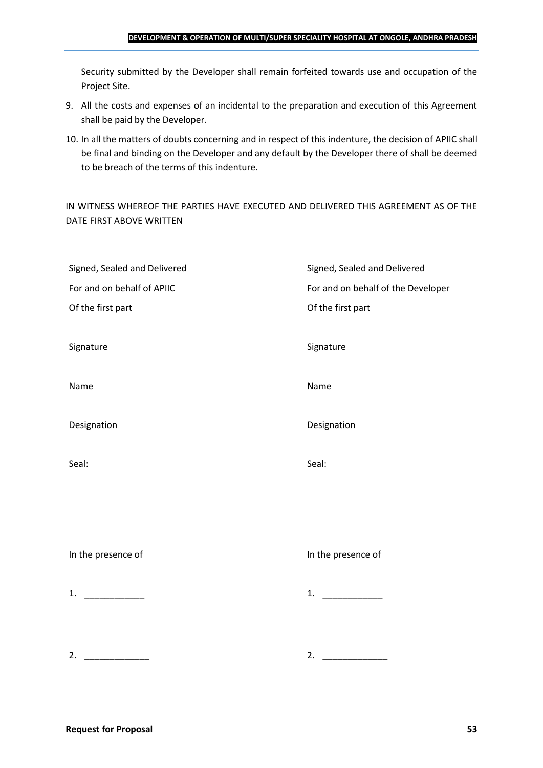Security submitted by the Developer shall remain forfeited towards use and occupation of the Project Site.

9. All the costs and expenses of an incidental to the preparation and execution of this Agreement shall be paid by the Developer.
10. In all the matters of doubts concerning and in respect of this indenture, the decision of APIIC shall be final and binding on the Developer and any default by the Developer there of shall be deemed to be breach of the terms of this indenture.

IN WITNESS WHEREOF THE PARTIES HAVE EXECUTED AND DELIVERED THIS AGREEMENT AS OF THE DATE FIRST ABOVE WRITTEN

| | |
|---|---|
| Signed, Sealed and Delivered | Signed, Sealed and Delivered |
| For and on behalf of APIIC | For and on behalf of the Developer |
| Of the first part | Of the first part |
| Signature | Signature |
| Name | Name |
| Designation | Designation |
| Seal: | Seal: |
| In the presence of | In the presence of |
| 1. ____________ | 1. ____________ |
| 2. _____________ | 2. _____________ |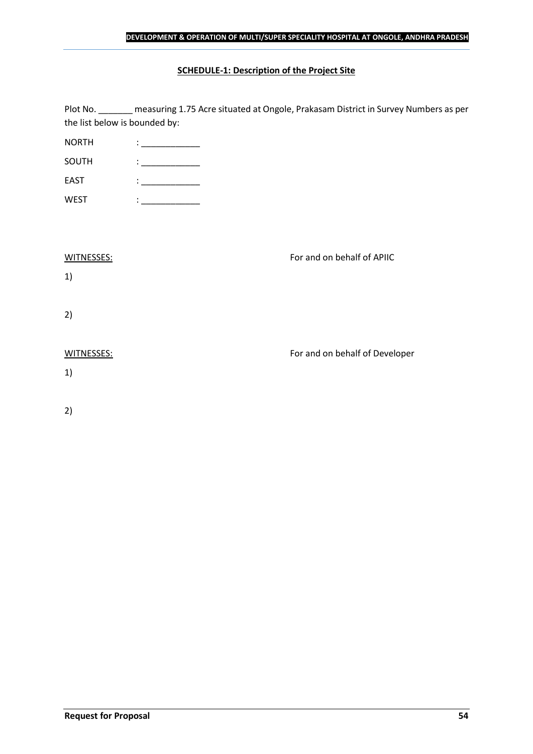**SCHEDULE-1: Description of the Project Site**

Plot No. _______ measuring 1.75 Acre situated at Ongole, Prakasam District in Survey Numbers as per the list below is bounded by:

NORTH : ____________

SOUTH : ____________

EAST : ____________

WEST : ____________

WITNESSES: For and on behalf of APIIC

1)

2)

WITNESSES: For and on behalf of Developer

1)

2)